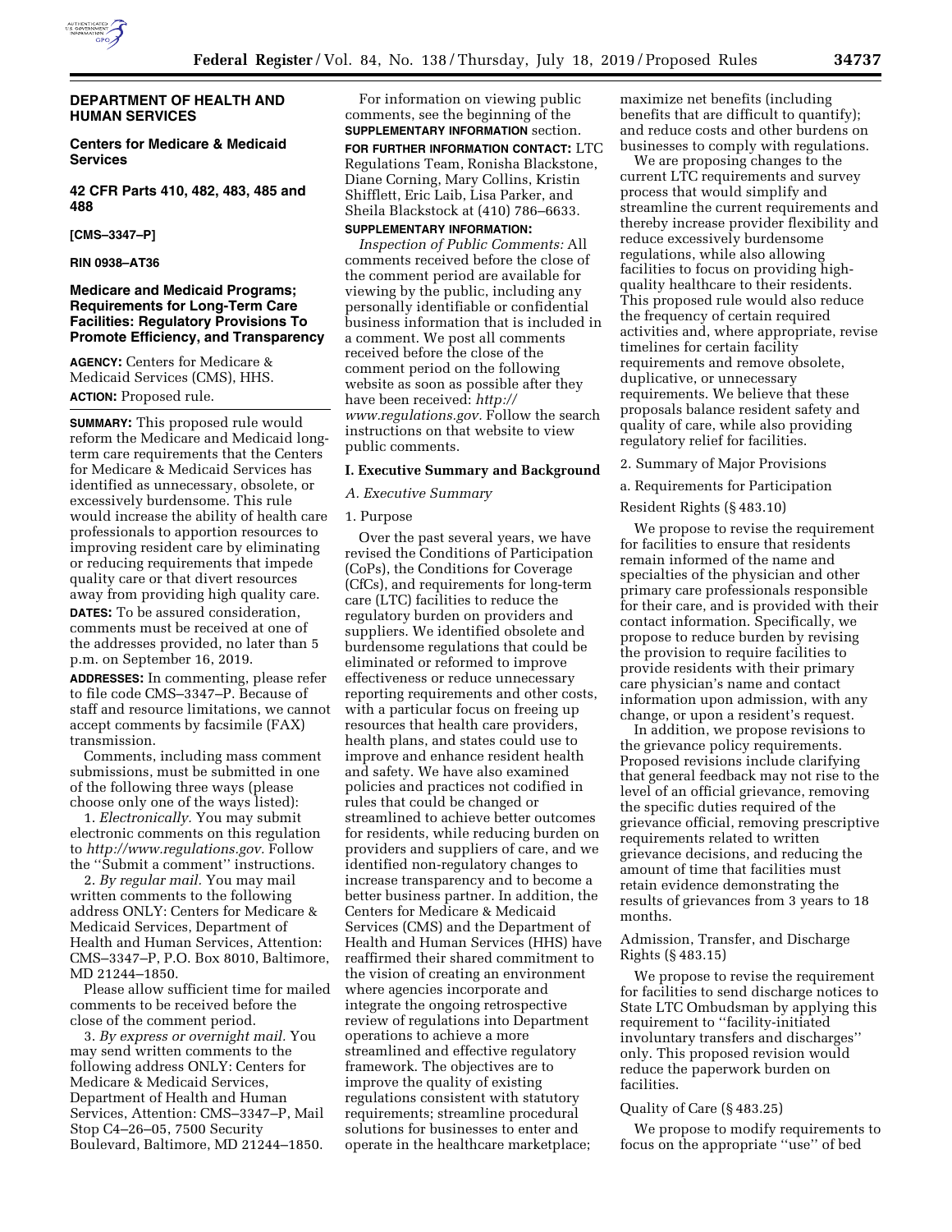**DEPARTMENT OF HEALTH AND HUMAN SERVICES**

**Centers for Medicare & Medicaid Services**

**42 CFR Parts 410, 482, 483, 485 and 488**

**[CMS–3347–P]**

**RIN 0938–AT36**

# Medicare and Medicaid Programs; Requirements for Long-Term Care Facilities: Regulatory Provisions To Promote Efficiency, and Transparency

**AGENCY:** Centers for Medicare & Medicaid Services (CMS), HHS.

**ACTION:** Proposed rule.

**SUMMARY:** This proposed rule would reform the Medicare and Medicaid long-term care requirements that the Centers for Medicare & Medicaid Services has identified as unnecessary, obsolete, or excessively burdensome. This rule would increase the ability of health care professionals to apportion resources to improving resident care by eliminating or reducing requirements that impede quality care or that divert resources away from providing high quality care.

**DATES:** To be assured consideration, comments must be received at one of the addresses provided, no later than 5 p.m. on September 16, 2019.

**ADDRESSES:** In commenting, please refer to file code CMS–3347–P. Because of staff and resource limitations, we cannot accept comments by facsimile (FAX) transmission.

Comments, including mass comment submissions, must be submitted in one of the following three ways (please choose only one of the ways listed):

1. *Electronically.* You may submit electronic comments on this regulation to *http://www.regulations.gov.* Follow the ''Submit a comment'' instructions.

2. *By regular mail.* You may mail written comments to the following address ONLY: Centers for Medicare & Medicaid Services, Department of Health and Human Services, Attention: CMS–3347–P, P.O. Box 8010, Baltimore, MD 21244–1850.

Please allow sufficient time for mailed comments to be received before the close of the comment period.

3. *By express or overnight mail.* You may send written comments to the following address ONLY: Centers for Medicare & Medicaid Services, Department of Health and Human Services, Attention: CMS–3347–P, Mail Stop C4–26–05, 7500 Security Boulevard, Baltimore, MD 21244–1850.

For information on viewing public comments, see the beginning of the **SUPPLEMENTARY INFORMATION** section.

**FOR FURTHER INFORMATION CONTACT:** LTC Regulations Team, Ronisha Blackstone, Diane Corning, Mary Collins, Kristin Shifflett, Eric Laib, Lisa Parker, and Sheila Blackstock at (410) 786–6633.

**SUPPLEMENTARY INFORMATION:**

*Inspection of Public Comments:* All comments received before the close of the comment period are available for viewing by the public, including any personally identifiable or confidential business information that is included in a comment. We post all comments received before the close of the comment period on the following website as soon as possible after they have been received: *http://www.regulations.gov.* Follow the search instructions on that website to view public comments.

## I. Executive Summary and Background

### *A. Executive Summary*

1. Purpose

Over the past several years, we have revised the Conditions of Participation (CoPs), the Conditions for Coverage (CfCs), and requirements for long-term care (LTC) facilities to reduce the regulatory burden on providers and suppliers. We identified obsolete and burdensome regulations that could be eliminated or reformed to improve effectiveness or reduce unnecessary reporting requirements and other costs, with a particular focus on freeing up resources that health care providers, health plans, and states could use to improve and enhance resident health and safety. We have also examined policies and practices not codified in rules that could be changed or streamlined to achieve better outcomes for residents, while reducing burden on providers and suppliers of care, and we identified non-regulatory changes to increase transparency and to become a better business partner. In addition, the Centers for Medicare & Medicaid Services (CMS) and the Department of Health and Human Services (HHS) have reaffirmed their shared commitment to the vision of creating an environment where agencies incorporate and integrate the ongoing retrospective review of regulations into Department operations to achieve a more streamlined and effective regulatory framework. The objectives are to improve the quality of existing regulations consistent with statutory requirements; streamline procedural solutions for businesses to enter and operate in the healthcare marketplace; maximize net benefits (including benefits that are difficult to quantify); and reduce costs and other burdens on businesses to comply with regulations.

We are proposing changes to the current LTC requirements and survey process that would simplify and streamline the current requirements and thereby increase provider flexibility and reduce excessively burdensome regulations, while also allowing facilities to focus on providing high-quality healthcare to their residents. This proposed rule would also reduce the frequency of certain required activities and, where appropriate, revise timelines for certain facility requirements and remove obsolete, duplicative, or unnecessary requirements. We believe that these proposals balance resident safety and quality of care, while also providing regulatory relief for facilities.

2. Summary of Major Provisions

a. Requirements for Participation

Resident Rights (§ 483.10)

We propose to revise the requirement for facilities to ensure that residents remain informed of the name and specialties of the physician and other primary care professionals responsible for their care, and is provided with their contact information. Specifically, we propose to reduce burden by revising the provision to require facilities to provide residents with their primary care physician's name and contact information upon admission, with any change, or upon a resident's request.

In addition, we propose revisions to the grievance policy requirements. Proposed revisions include clarifying that general feedback may not rise to the level of an official grievance, removing the specific duties required of the grievance official, removing prescriptive requirements related to written grievance decisions, and reducing the amount of time that facilities must retain evidence demonstrating the results of grievances from 3 years to 18 months.

Admission, Transfer, and Discharge Rights (§ 483.15)

We propose to revise the requirement for facilities to send discharge notices to State LTC Ombudsman by applying this requirement to ''facility-initiated involuntary transfers and discharges'' only. This proposed revision would reduce the paperwork burden on facilities.

Quality of Care (§ 483.25)

We propose to modify requirements to focus on the appropriate ''use'' of bed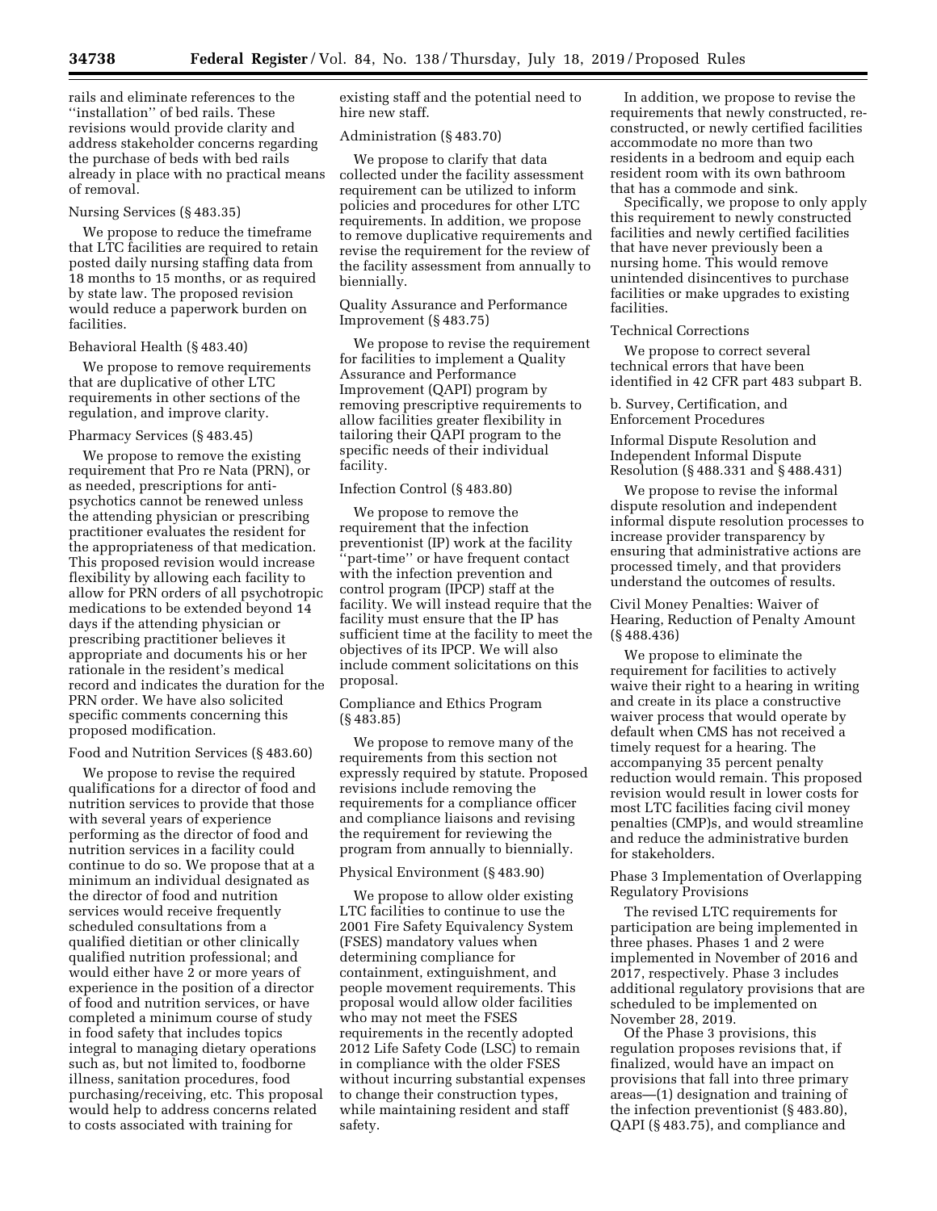rails and eliminate references to the ''installation'' of bed rails. These revisions would provide clarity and address stakeholder concerns regarding the purchase of beds with bed rails already in place with no practical means of removal.

Nursing Services (§ 483.35)

We propose to reduce the timeframe that LTC facilities are required to retain posted daily nursing staffing data from 18 months to 15 months, or as required by state law. The proposed revision would reduce a paperwork burden on facilities.

Behavioral Health (§ 483.40)

We propose to remove requirements that are duplicative of other LTC requirements in other sections of the regulation, and improve clarity.

Pharmacy Services (§ 483.45)

We propose to remove the existing requirement that Pro re Nata (PRN), or as needed, prescriptions for anti-psychotics cannot be renewed unless the attending physician or prescribing practitioner evaluates the resident for the appropriateness of that medication. This proposed revision would increase flexibility by allowing each facility to allow for PRN orders of all psychotropic medications to be extended beyond 14 days if the attending physician or prescribing practitioner believes it appropriate and documents his or her rationale in the resident's medical record and indicates the duration for the PRN order. We have also solicited specific comments concerning this proposed modification.

Food and Nutrition Services (§ 483.60)

We propose to revise the required qualifications for a director of food and nutrition services to provide that those with several years of experience performing as the director of food and nutrition services in a facility could continue to do so. We propose that at a minimum an individual designated as the director of food and nutrition services would receive frequently scheduled consultations from a qualified dietitian or other clinically qualified nutrition professional; and would either have 2 or more years of experience in the position of a director of food and nutrition services, or have completed a minimum course of study in food safety that includes topics integral to managing dietary operations such as, but not limited to, foodborne illness, sanitation procedures, food purchasing/receiving, etc. This proposal would help to address concerns related to costs associated with training for existing staff and the potential need to hire new staff.

Administration (§ 483.70)

We propose to clarify that data collected under the facility assessment requirement can be utilized to inform policies and procedures for other LTC requirements. In addition, we propose to remove duplicative requirements and revise the requirement for the review of the facility assessment from annually to biennially.

Quality Assurance and Performance Improvement (§ 483.75)

We propose to revise the requirement for facilities to implement a Quality Assurance and Performance Improvement (QAPI) program by removing prescriptive requirements to allow facilities greater flexibility in tailoring their QAPI program to the specific needs of their individual facility.

Infection Control (§ 483.80)

We propose to remove the requirement that the infection preventionist (IP) work at the facility ''part-time'' or have frequent contact with the infection prevention and control program (IPCP) staff at the facility. We will instead require that the facility must ensure that the IP has sufficient time at the facility to meet the objectives of its IPCP. We will also include comment solicitations on this proposal.

Compliance and Ethics Program (§ 483.85)

We propose to remove many of the requirements from this section not expressly required by statute. Proposed revisions include removing the requirements for a compliance officer and compliance liaisons and revising the requirement for reviewing the program from annually to biennially.

Physical Environment (§ 483.90)

We propose to allow older existing LTC facilities to continue to use the 2001 Fire Safety Equivalency System (FSES) mandatory values when determining compliance for containment, extinguishment, and people movement requirements. This proposal would allow older facilities who may not meet the FSES requirements in the recently adopted 2012 Life Safety Code (LSC) to remain in compliance with the older FSES without incurring substantial expenses to change their construction types, while maintaining resident and staff safety.

In addition, we propose to revise the requirements that newly constructed, re-constructed, or newly certified facilities accommodate no more than two residents in a bedroom and equip each resident room with its own bathroom that has a commode and sink.

Specifically, we propose to only apply this requirement to newly constructed facilities and newly certified facilities that have never previously been a nursing home. This would remove unintended disincentives to purchase facilities or make upgrades to existing facilities.

Technical Corrections

We propose to correct several technical errors that have been identified in 42 CFR part 483 subpart B.

b. Survey, Certification, and Enforcement Procedures

Informal Dispute Resolution and Independent Informal Dispute Resolution (§ 488.331 and § 488.431)

We propose to revise the informal dispute resolution and independent informal dispute resolution processes to increase provider transparency by ensuring that administrative actions are processed timely, and that providers understand the outcomes of results.

Civil Money Penalties: Waiver of Hearing, Reduction of Penalty Amount (§ 488.436)

We propose to eliminate the requirement for facilities to actively waive their right to a hearing in writing and create in its place a constructive waiver process that would operate by default when CMS has not received a timely request for a hearing. The accompanying 35 percent penalty reduction would remain. This proposed revision would result in lower costs for most LTC facilities facing civil money penalties (CMP)s, and would streamline and reduce the administrative burden for stakeholders.

Phase 3 Implementation of Overlapping Regulatory Provisions

The revised LTC requirements for participation are being implemented in three phases. Phases 1 and 2 were implemented in November of 2016 and 2017, respectively. Phase 3 includes additional regulatory provisions that are scheduled to be implemented on November 28, 2019.

Of the Phase 3 provisions, this regulation proposes revisions that, if finalized, would have an impact on provisions that fall into three primary areas—(1) designation and training of the infection preventionist (§ 483.80), QAPI (§ 483.75), and compliance and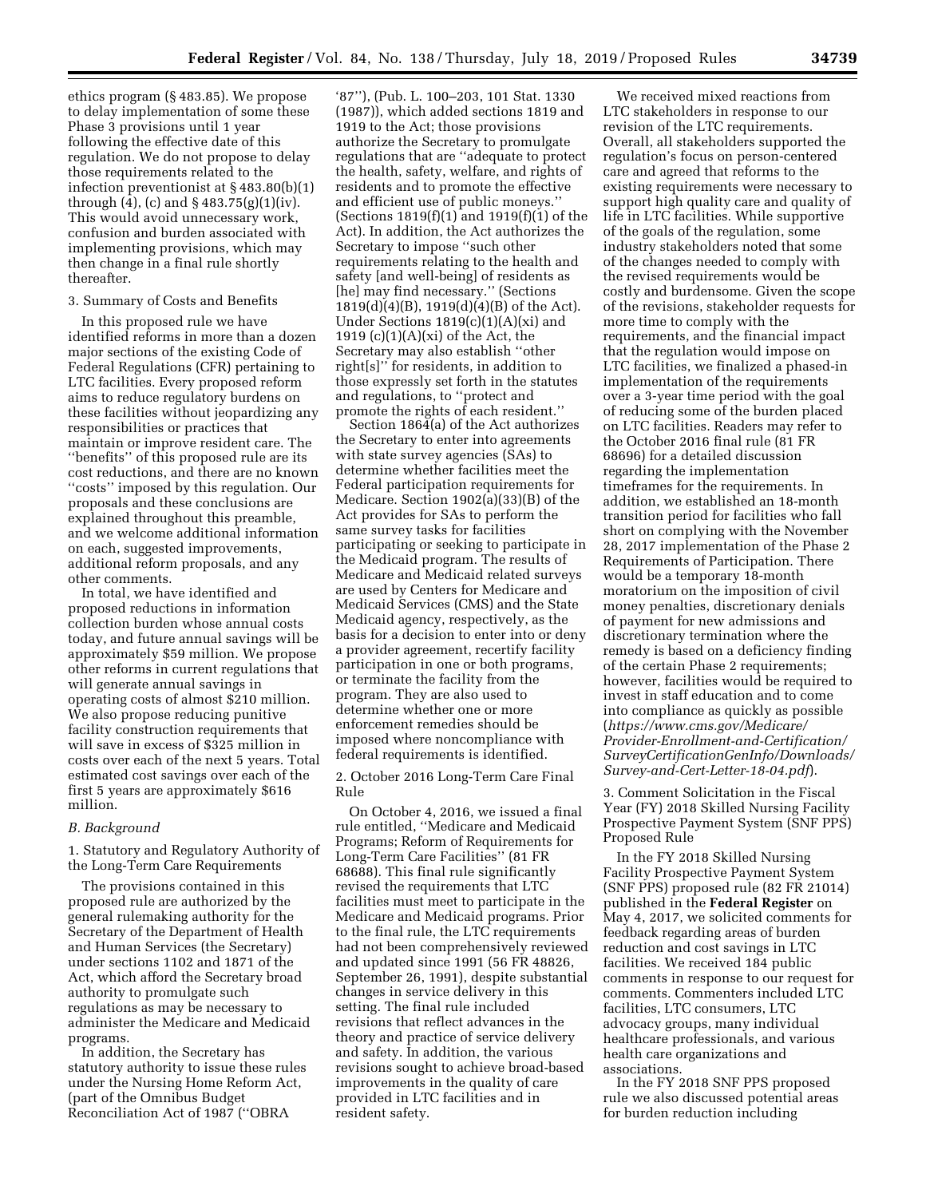ethics program (§ 483.85). We propose to delay implementation of some these Phase 3 provisions until 1 year following the effective date of this regulation. We do not propose to delay those requirements related to the infection preventionist at § 483.80(b)(1) through (4), (c) and § 483.75(g)(1)(iv). This would avoid unnecessary work, confusion and burden associated with implementing provisions, which may then change in a final rule shortly thereafter.

3. Summary of Costs and Benefits

In this proposed rule we have identified reforms in more than a dozen major sections of the existing Code of Federal Regulations (CFR) pertaining to LTC facilities. Every proposed reform aims to reduce regulatory burdens on these facilities without jeopardizing any responsibilities or practices that maintain or improve resident care. The "benefits" of this proposed rule are its cost reductions, and there are no known "costs" imposed by this regulation. Our proposals and these conclusions are explained throughout this preamble, and we welcome additional information on each, suggested improvements, additional reform proposals, and any other comments.

In total, we have identified and proposed reductions in information collection burden whose annual costs today, and future annual savings will be approximately $59 million. We propose other reforms in current regulations that will generate annual savings in operating costs of almost $210 million. We also propose reducing punitive facility construction requirements that will save in excess of $325 million in costs over each of the next 5 years. Total estimated cost savings over each of the first 5 years are approximately $616 million.

### B. Background

1. Statutory and Regulatory Authority of the Long-Term Care Requirements

The provisions contained in this proposed rule are authorized by the general rulemaking authority for the Secretary of the Department of Health and Human Services (the Secretary) under sections 1102 and 1871 of the Act, which afford the Secretary broad authority to promulgate such regulations as may be necessary to administer the Medicare and Medicaid programs.

In addition, the Secretary has statutory authority to issue these rules under the Nursing Home Reform Act, (part of the Omnibus Budget Reconciliation Act of 1987 ("OBRA '87"), (Pub. L. 100–203, 101 Stat. 1330 (1987)), which added sections 1819 and 1919 to the Act; those provisions authorize the Secretary to promulgate regulations that are "adequate to protect the health, safety, welfare, and rights of residents and to promote the effective and efficient use of public moneys." (Sections 1819(f)(1) and 1919(f)(1) of the Act). In addition, the Act authorizes the Secretary to impose "such other requirements relating to the health and safety [and well-being] of residents as [he] may find necessary." (Sections 1819(d)(4)(B), 1919(d)(4)(B) of the Act). Under Sections 1819(c)(1)(A)(xi) and 1919 (c)(1)(A)(xi) of the Act, the Secretary may also establish "other right[s]" for residents, in addition to those expressly set forth in the statutes and regulations, to "protect and promote the rights of each resident."

Section 1864(a) of the Act authorizes the Secretary to enter into agreements with state survey agencies (SAs) to determine whether facilities meet the Federal participation requirements for Medicare. Section 1902(a)(33)(B) of the Act provides for SAs to perform the same survey tasks for facilities participating or seeking to participate in the Medicaid program. The results of Medicare and Medicaid related surveys are used by Centers for Medicare and Medicaid Services (CMS) and the State Medicaid agency, respectively, as the basis for a decision to enter into or deny a provider agreement, recertify facility participation in one or both programs, or terminate the facility from the program. They are also used to determine whether one or more enforcement remedies should be imposed where noncompliance with federal requirements is identified.

2. October 2016 Long-Term Care Final Rule

On October 4, 2016, we issued a final rule entitled, "Medicare and Medicaid Programs; Reform of Requirements for Long-Term Care Facilities" (81 FR 68688). This final rule significantly revised the requirements that LTC facilities must meet to participate in the Medicare and Medicaid programs. Prior to the final rule, the LTC requirements had not been comprehensively reviewed and updated since 1991 (56 FR 48826, September 26, 1991), despite substantial changes in service delivery in this setting. The final rule included revisions that reflect advances in the theory and practice of service delivery and safety. In addition, the various revisions sought to achieve broad-based improvements in the quality of care provided in LTC facilities and in resident safety.

We received mixed reactions from LTC stakeholders in response to our revision of the LTC requirements. Overall, all stakeholders supported the regulation's focus on person-centered care and agreed that reforms to the existing requirements were necessary to support high quality care and quality of life in LTC facilities. While supportive of the goals of the regulation, some industry stakeholders noted that some of the changes needed to comply with the revised requirements would be costly and burdensome. Given the scope of the revisions, stakeholder requests for more time to comply with the requirements, and the financial impact that the regulation would impose on LTC facilities, we finalized a phased-in implementation of the requirements over a 3-year time period with the goal of reducing some of the burden placed on LTC facilities. Readers may refer to the October 2016 final rule (81 FR 68696) for a detailed discussion regarding the implementation timeframes for the requirements. In addition, we established an 18-month transition period for facilities who fall short on complying with the November 28, 2017 implementation of the Phase 2 Requirements of Participation. There would be a temporary 18-month moratorium on the imposition of civil money penalties, discretionary denials of payment for new admissions and discretionary termination where the remedy is based on a deficiency finding of the certain Phase 2 requirements; however, facilities would be required to invest in staff education and to come into compliance as quickly as possible (*https://www.cms.gov/Medicare/Provider-Enrollment-and-Certification/SurveyCertificationGenInfo/Downloads/Survey-and-Cert-Letter-18-04.pdf*).

3. Comment Solicitation in the Fiscal Year (FY) 2018 Skilled Nursing Facility Prospective Payment System (SNF PPS) Proposed Rule

In the FY 2018 Skilled Nursing Facility Prospective Payment System (SNF PPS) proposed rule (82 FR 21014) published in the **Federal Register** on May 4, 2017, we solicited comments for feedback regarding areas of burden reduction and cost savings in LTC facilities. We received 184 public comments in response to our request for comments. Commenters included LTC facilities, LTC consumers, LTC advocacy groups, many individual healthcare professionals, and various health care organizations and associations.

In the FY 2018 SNF PPS proposed rule we also discussed potential areas for burden reduction including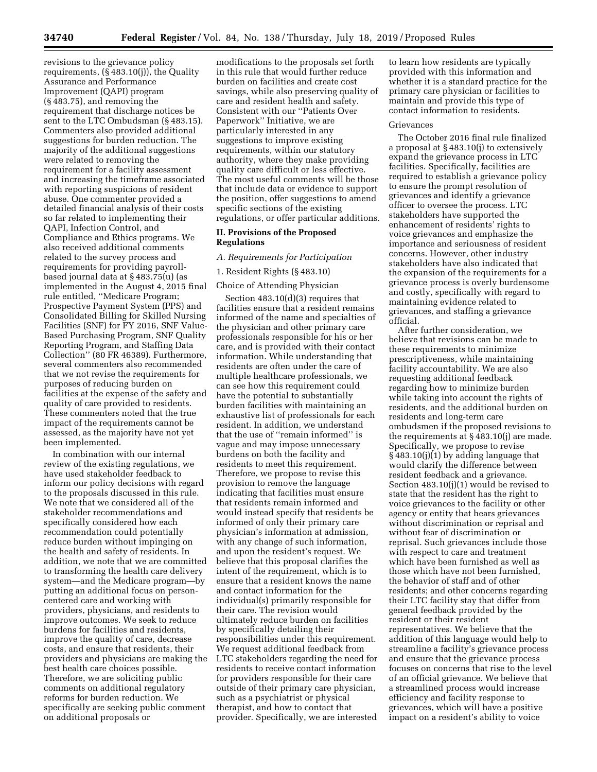revisions to the grievance policy requirements, (§ 483.10(j)), the Quality Assurance and Performance Improvement (QAPI) program (§ 483.75), and removing the requirement that discharge notices be sent to the LTC Ombudsman (§ 483.15). Commenters also provided additional suggestions for burden reduction. The majority of the additional suggestions were related to removing the requirement for a facility assessment and increasing the timeframe associated with reporting suspicions of resident abuse. One commenter provided a detailed financial analysis of their costs so far related to implementing their QAPI, Infection Control, and Compliance and Ethics programs. We also received additional comments related to the survey process and requirements for providing payroll-based journal data at § 483.75(u) (as implemented in the August 4, 2015 final rule entitled, ''Medicare Program; Prospective Payment System (PPS) and Consolidated Billing for Skilled Nursing Facilities (SNF) for FY 2016, SNF Value-Based Purchasing Program, SNF Quality Reporting Program, and Staffing Data Collection'' (80 FR 46389). Furthermore, several commenters also recommended that we not revise the requirements for purposes of reducing burden on facilities at the expense of the safety and quality of care provided to residents. These commenters noted that the true impact of the requirements cannot be assessed, as the majority have not yet been implemented.

In combination with our internal review of the existing regulations, we have used stakeholder feedback to inform our policy decisions with regard to the proposals discussed in this rule. We note that we considered all of the stakeholder recommendations and specifically considered how each recommendation could potentially reduce burden without impinging on the health and safety of residents. In addition, we note that we are committed to transforming the health care delivery system—and the Medicare program—by putting an additional focus on person-centered care and working with providers, physicians, and residents to improve outcomes. We seek to reduce burdens for facilities and residents, improve the quality of care, decrease costs, and ensure that residents, their providers and physicians are making the best health care choices possible. Therefore, we are soliciting public comments on additional regulatory reforms for burden reduction. We specifically are seeking public comment on additional proposals or modifications to the proposals set forth in this rule that would further reduce burden on facilities and create cost savings, while also preserving quality of care and resident health and safety. Consistent with our ''Patients Over Paperwork'' Initiative, we are particularly interested in any suggestions to improve existing requirements, within our statutory authority, where they make providing quality care difficult or less effective. The most useful comments will be those that include data or evidence to support the position, offer suggestions to amend specific sections of the existing regulations, or offer particular additions.

## II. Provisions of the Proposed Regulations

### A. Requirements for Participation

#### 1. Resident Rights (§ 483.10)

Choice of Attending Physician

Section 483.10(d)(3) requires that facilities ensure that a resident remains informed of the name and specialties of the physician and other primary care professionals responsible for his or her care, and is provided with their contact information. While understanding that residents are often under the care of multiple healthcare professionals, we can see how this requirement could have the potential to substantially burden facilities with maintaining an exhaustive list of professionals for each resident. In addition, we understand that the use of ''remain informed'' is vague and may impose unnecessary burdens on both the facility and residents to meet this requirement. Therefore, we propose to revise this provision to remove the language indicating that facilities must ensure that residents remain informed and would instead specify that residents be informed of only their primary care physician's information at admission, with any change of such information, and upon the resident's request. We believe that this proposal clarifies the intent of the requirement, which is to ensure that a resident knows the name and contact information for the individual(s) primarily responsible for their care. The revision would ultimately reduce burden on facilities by specifically detailing their responsibilities under this requirement. We request additional feedback from LTC stakeholders regarding the need for residents to receive contact information for providers responsible for their care outside of their primary care physician, such as a psychiatrist or physical therapist, and how to contact that provider. Specifically, we are interested to learn how residents are typically provided with this information and whether it is a standard practice for the primary care physician or facilities to maintain and provide this type of contact information to residents.

Grievances

The October 2016 final rule finalized a proposal at § 483.10(j) to extensively expand the grievance process in LTC facilities. Specifically, facilities are required to establish a grievance policy to ensure the prompt resolution of grievances and identify a grievance officer to oversee the process. LTC stakeholders have supported the enhancement of residents' rights to voice grievances and emphasize the importance and seriousness of resident concerns. However, other industry stakeholders have also indicated that the expansion of the requirements for a grievance process is overly burdensome and costly, specifically with regard to maintaining evidence related to grievances, and staffing a grievance official.

After further consideration, we believe that revisions can be made to these requirements to minimize prescriptiveness, while maintaining facility accountability. We are also requesting additional feedback regarding how to minimize burden while taking into account the rights of residents, and the additional burden on residents and long-term care ombudsmen if the proposed revisions to the requirements at § 483.10(j) are made. Specifically, we propose to revise § 483.10(j)(1) by adding language that would clarify the difference between resident feedback and a grievance. Section 483.10(j)(1) would be revised to state that the resident has the right to voice grievances to the facility or other agency or entity that hears grievances without discrimination or reprisal and without fear of discrimination or reprisal. Such grievances include those with respect to care and treatment which have been furnished as well as those which have not been furnished, the behavior of staff and of other residents; and other concerns regarding their LTC facility stay that differ from general feedback provided by the resident or their resident representatives. We believe that the addition of this language would help to streamline a facility's grievance process and ensure that the grievance process focuses on concerns that rise to the level of an official grievance. We believe that a streamlined process would increase efficiency and facility response to grievances, which will have a positive impact on a resident's ability to voice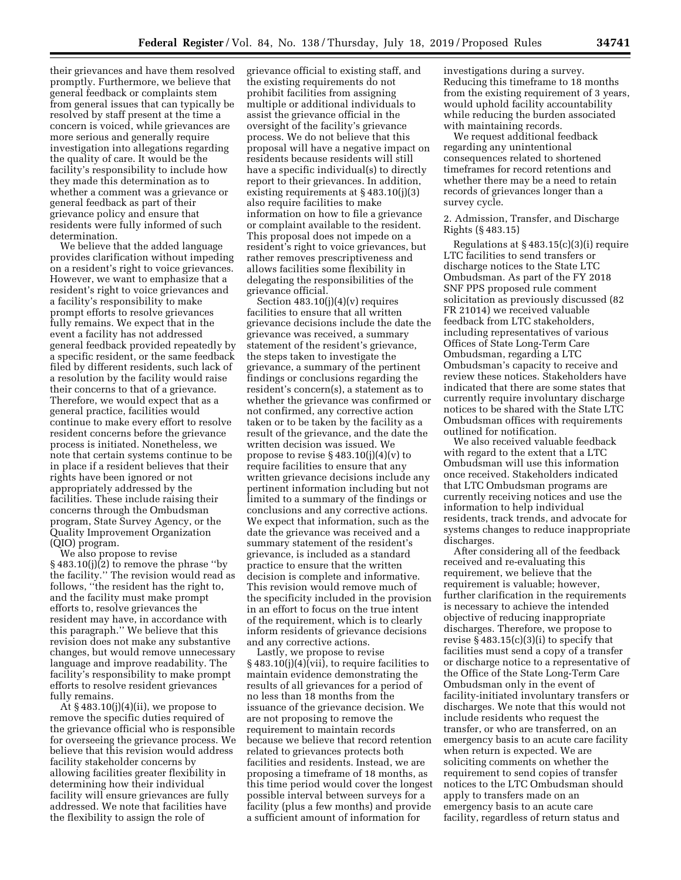their grievances and have them resolved promptly. Furthermore, we believe that general feedback or complaints stem from general issues that can typically be resolved by staff present at the time a concern is voiced, while grievances are more serious and generally require investigation into allegations regarding the quality of care. It would be the facility's responsibility to include how they made this determination as to whether a comment was a grievance or general feedback as part of their grievance policy and ensure that residents were fully informed of such determination.

We believe that the added language provides clarification without impeding on a resident's right to voice grievances. However, we want to emphasize that a resident's right to voice grievances and a facility's responsibility to make prompt efforts to resolve grievances fully remains. We expect that in the event a facility has not addressed general feedback provided repeatedly by a specific resident, or the same feedback filed by different residents, such lack of a resolution by the facility would raise their concerns to that of a grievance. Therefore, we would expect that as a general practice, facilities would continue to make every effort to resolve resident concerns before the grievance process is initiated. Nonetheless, we note that certain systems continue to be in place if a resident believes that their rights have been ignored or not appropriately addressed by the facilities. These include raising their concerns through the Ombudsman program, State Survey Agency, or the Quality Improvement Organization (QIO) program.

We also propose to revise § 483.10(j)(2) to remove the phrase ''by the facility.'' The revision would read as follows, ''the resident has the right to, and the facility must make prompt efforts to, resolve grievances the resident may have, in accordance with this paragraph.'' We believe that this revision does not make any substantive changes, but would remove unnecessary language and improve readability. The facility's responsibility to make prompt efforts to resolve resident grievances fully remains.

At § 483.10(j)(4)(ii), we propose to remove the specific duties required of the grievance official who is responsible for overseeing the grievance process. We believe that this revision would address facility stakeholder concerns by allowing facilities greater flexibility in determining how their individual facility will ensure grievances are fully addressed. We note that facilities have the flexibility to assign the role of grievance official to existing staff, and the existing requirements do not prohibit facilities from assigning multiple or additional individuals to assist the grievance official in the oversight of the facility's grievance process. We do not believe that this proposal will have a negative impact on residents because residents will still have a specific individual(s) to directly report to their grievances. In addition, existing requirements at § 483.10(j)(3) also require facilities to make information on how to file a grievance or complaint available to the resident. This proposal does not impede on a resident's right to voice grievances, but rather removes prescriptiveness and allows facilities some flexibility in delegating the responsibilities of the grievance official.

Section 483.10(j)(4)(v) requires facilities to ensure that all written grievance decisions include the date the grievance was received, a summary statement of the resident's grievance, the steps taken to investigate the grievance, a summary of the pertinent findings or conclusions regarding the resident's concern(s), a statement as to whether the grievance was confirmed or not confirmed, any corrective action taken or to be taken by the facility as a result of the grievance, and the date the written decision was issued. We propose to revise § 483.10(j)(4)(v) to require facilities to ensure that any written grievance decisions include any pertinent information including but not limited to a summary of the findings or conclusions and any corrective actions. We expect that information, such as the date the grievance was received and a summary statement of the resident's grievance, is included as a standard practice to ensure that the written decision is complete and informative. This revision would remove much of the specificity included in the provision in an effort to focus on the true intent of the requirement, which is to clearly inform residents of grievance decisions and any corrective actions.

Lastly, we propose to revise § 483.10(j)(4)(vii), to require facilities to maintain evidence demonstrating the results of all grievances for a period of no less than 18 months from the issuance of the grievance decision. We are not proposing to remove the requirement to maintain records because we believe that record retention related to grievances protects both facilities and residents. Instead, we are proposing a timeframe of 18 months, as this time period would cover the longest possible interval between surveys for a facility (plus a few months) and provide a sufficient amount of information for investigations during a survey. Reducing this timeframe to 18 months from the existing requirement of 3 years, would uphold facility accountability while reducing the burden associated with maintaining records.

We request additional feedback regarding any unintentional consequences related to shortened timeframes for record retentions and whether there may be a need to retain records of grievances longer than a survey cycle.

2. Admission, Transfer, and Discharge Rights (§ 483.15)

Regulations at § 483.15(c)(3)(i) require LTC facilities to send transfers or discharge notices to the State LTC Ombudsman. As part of the FY 2018 SNF PPS proposed rule comment solicitation as previously discussed (82 FR 21014) we received valuable feedback from LTC stakeholders, including representatives of various Offices of State Long-Term Care Ombudsman, regarding a LTC Ombudsman's capacity to receive and review these notices. Stakeholders have indicated that there are some states that currently require involuntary discharge notices to be shared with the State LTC Ombudsman offices with requirements outlined for notification.

We also received valuable feedback with regard to the extent that a LTC Ombudsman will use this information once received. Stakeholders indicated that LTC Ombudsman programs are currently receiving notices and use the information to help individual residents, track trends, and advocate for systems changes to reduce inappropriate discharges.

After considering all of the feedback received and re-evaluating this requirement, we believe that the requirement is valuable; however, further clarification in the requirements is necessary to achieve the intended objective of reducing inappropriate discharges. Therefore, we propose to revise § 483.15(c)(3)(i) to specify that facilities must send a copy of a transfer or discharge notice to a representative of the Office of the State Long-Term Care Ombudsman only in the event of facility-initiated involuntary transfers or discharges. We note that this would not include residents who request the transfer, or who are transferred, on an emergency basis to an acute care facility when return is expected. We are soliciting comments on whether the requirement to send copies of transfer notices to the LTC Ombudsman should apply to transfers made on an emergency basis to an acute care facility, regardless of return status and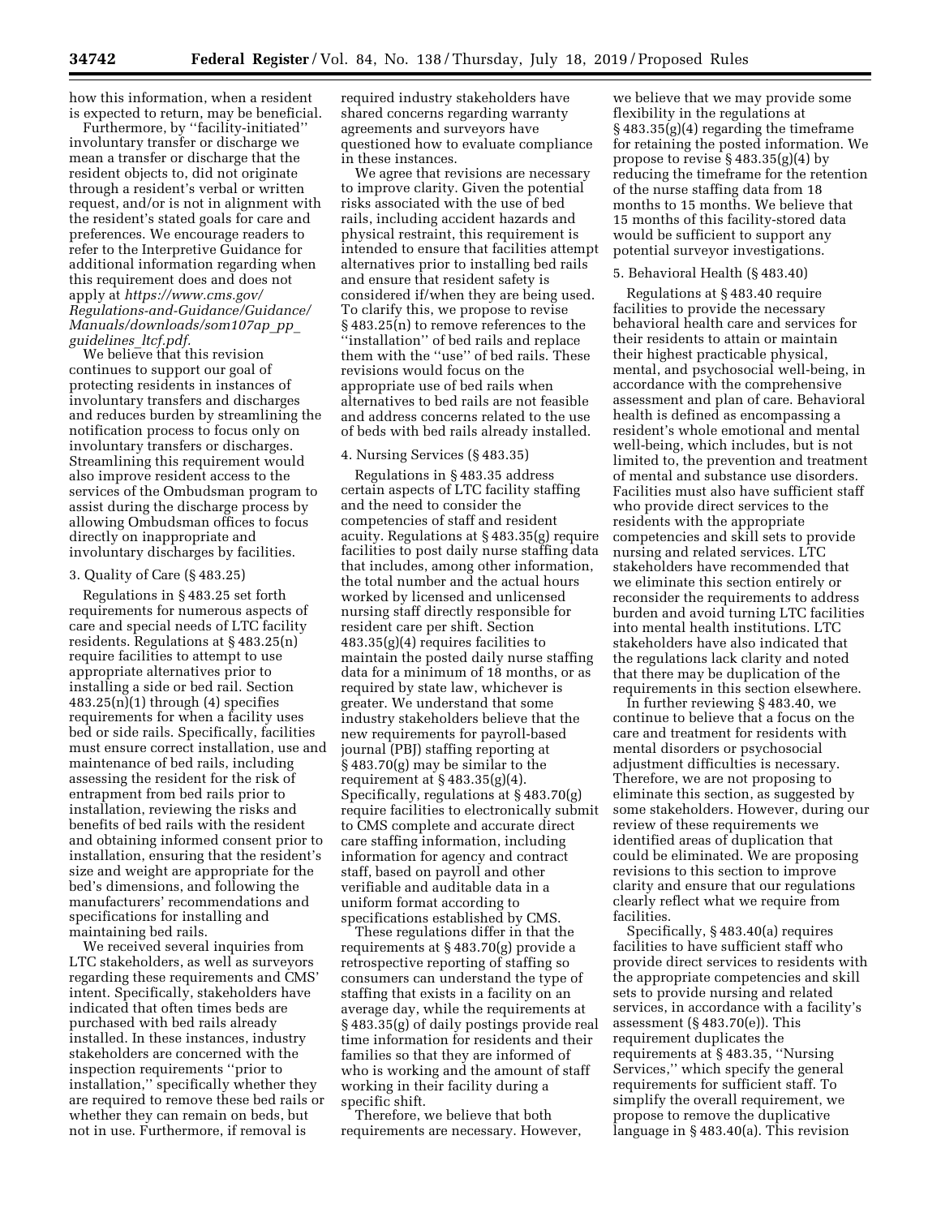how this information, when a resident is expected to return, may be beneficial.

Furthermore, by ''facility-initiated'' involuntary transfer or discharge we mean a transfer or discharge that the resident objects to, did not originate through a resident's verbal or written request, and/or is not in alignment with the resident's stated goals for care and preferences. We encourage readers to refer to the Interpretive Guidance for additional information regarding when this requirement does and does not apply at *https://www.cms.gov/Regulations-and-Guidance/Guidance/Manuals/downloads/som107ap_pp_guidelines_ltcf.pdf.*

We believe that this revision continues to support our goal of protecting residents in instances of involuntary transfers and discharges and reduces burden by streamlining the notification process to focus only on involuntary transfers or discharges. Streamlining this requirement would also improve resident access to the services of the Ombudsman program to assist during the discharge process by allowing Ombudsman offices to focus directly on inappropriate and involuntary discharges by facilities.

### 3. Quality of Care (§ 483.25)

Regulations in § 483.25 set forth requirements for numerous aspects of care and special needs of LTC facility residents. Regulations at § 483.25(n) require facilities to attempt to use appropriate alternatives prior to installing a side or bed rail. Section 483.25(n)(1) through (4) specifies requirements for when a facility uses bed or side rails. Specifically, facilities must ensure correct installation, use and maintenance of bed rails, including assessing the resident for the risk of entrapment from bed rails prior to installation, reviewing the risks and benefits of bed rails with the resident and obtaining informed consent prior to installation, ensuring that the resident's size and weight are appropriate for the bed's dimensions, and following the manufacturers' recommendations and specifications for installing and maintaining bed rails.

We received several inquiries from LTC stakeholders, as well as surveyors regarding these requirements and CMS' intent. Specifically, stakeholders have indicated that often times beds are purchased with bed rails already installed. In these instances, industry stakeholders are concerned with the inspection requirements ''prior to installation,'' specifically whether they are required to remove these bed rails or whether they can remain on beds, but not in use. Furthermore, if removal is required industry stakeholders have shared concerns regarding warranty agreements and surveyors have questioned how to evaluate compliance in these instances.

We agree that revisions are necessary to improve clarity. Given the potential risks associated with the use of bed rails, including accident hazards and physical restraint, this requirement is intended to ensure that facilities attempt alternatives prior to installing bed rails and ensure that resident safety is considered if/when they are being used. To clarify this, we propose to revise § 483.25(n) to remove references to the ''installation'' of bed rails and replace them with the ''use'' of bed rails. These revisions would focus on the appropriate use of bed rails when alternatives to bed rails are not feasible and address concerns related to the use of beds with bed rails already installed.

### 4. Nursing Services (§ 483.35)

Regulations in § 483.35 address certain aspects of LTC facility staffing and the need to consider the competencies of staff and resident acuity. Regulations at § 483.35(g) require facilities to post daily nurse staffing data that includes, among other information, the total number and the actual hours worked by licensed and unlicensed nursing staff directly responsible for resident care per shift. Section 483.35(g)(4) requires facilities to maintain the posted daily nurse staffing data for a minimum of 18 months, or as required by state law, whichever is greater. We understand that some industry stakeholders believe that the new requirements for payroll-based journal (PBJ) staffing reporting at § 483.70(g) may be similar to the requirement at § 483.35(g)(4). Specifically, regulations at § 483.70(g) require facilities to electronically submit to CMS complete and accurate direct care staffing information, including information for agency and contract staff, based on payroll and other verifiable and auditable data in a uniform format according to specifications established by CMS.

These regulations differ in that the requirements at § 483.70(g) provide a retrospective reporting of staffing so consumers can understand the type of staffing that exists in a facility on an average day, while the requirements at § 483.35(g) of daily postings provide real time information for residents and their families so that they are informed of who is working and the amount of staff working in their facility during a specific shift.

Therefore, we believe that both requirements are necessary. However, we believe that we may provide some flexibility in the regulations at § 483.35(g)(4) regarding the timeframe for retaining the posted information. We propose to revise § 483.35(g)(4) by reducing the timeframe for the retention of the nurse staffing data from 18 months to 15 months. We believe that 15 months of this facility-stored data would be sufficient to support any potential surveyor investigations.

### 5. Behavioral Health (§ 483.40)

Regulations at § 483.40 require facilities to provide the necessary behavioral health care and services for their residents to attain or maintain their highest practicable physical, mental, and psychosocial well-being, in accordance with the comprehensive assessment and plan of care. Behavioral health is defined as encompassing a resident's whole emotional and mental well-being, which includes, but is not limited to, the prevention and treatment of mental and substance use disorders. Facilities must also have sufficient staff who provide direct services to the residents with the appropriate competencies and skill sets to provide nursing and related services. LTC stakeholders have recommended that we eliminate this section entirely or reconsider the requirements to address burden and avoid turning LTC facilities into mental health institutions. LTC stakeholders have also indicated that the regulations lack clarity and noted that there may be duplication of the requirements in this section elsewhere.

In further reviewing § 483.40, we continue to believe that a focus on the care and treatment for residents with mental disorders or psychosocial adjustment difficulties is necessary. Therefore, we are not proposing to eliminate this section, as suggested by some stakeholders. However, during our review of these requirements we identified areas of duplication that could be eliminated. We are proposing revisions to this section to improve clarity and ensure that our regulations clearly reflect what we require from facilities.

Specifically, § 483.40(a) requires facilities to have sufficient staff who provide direct services to residents with the appropriate competencies and skill sets to provide nursing and related services, in accordance with a facility's assessment (§ 483.70(e)). This requirement duplicates the requirements at § 483.35, ''Nursing Services,'' which specify the general requirements for sufficient staff. To simplify the overall requirement, we propose to remove the duplicative language in § 483.40(a). This revision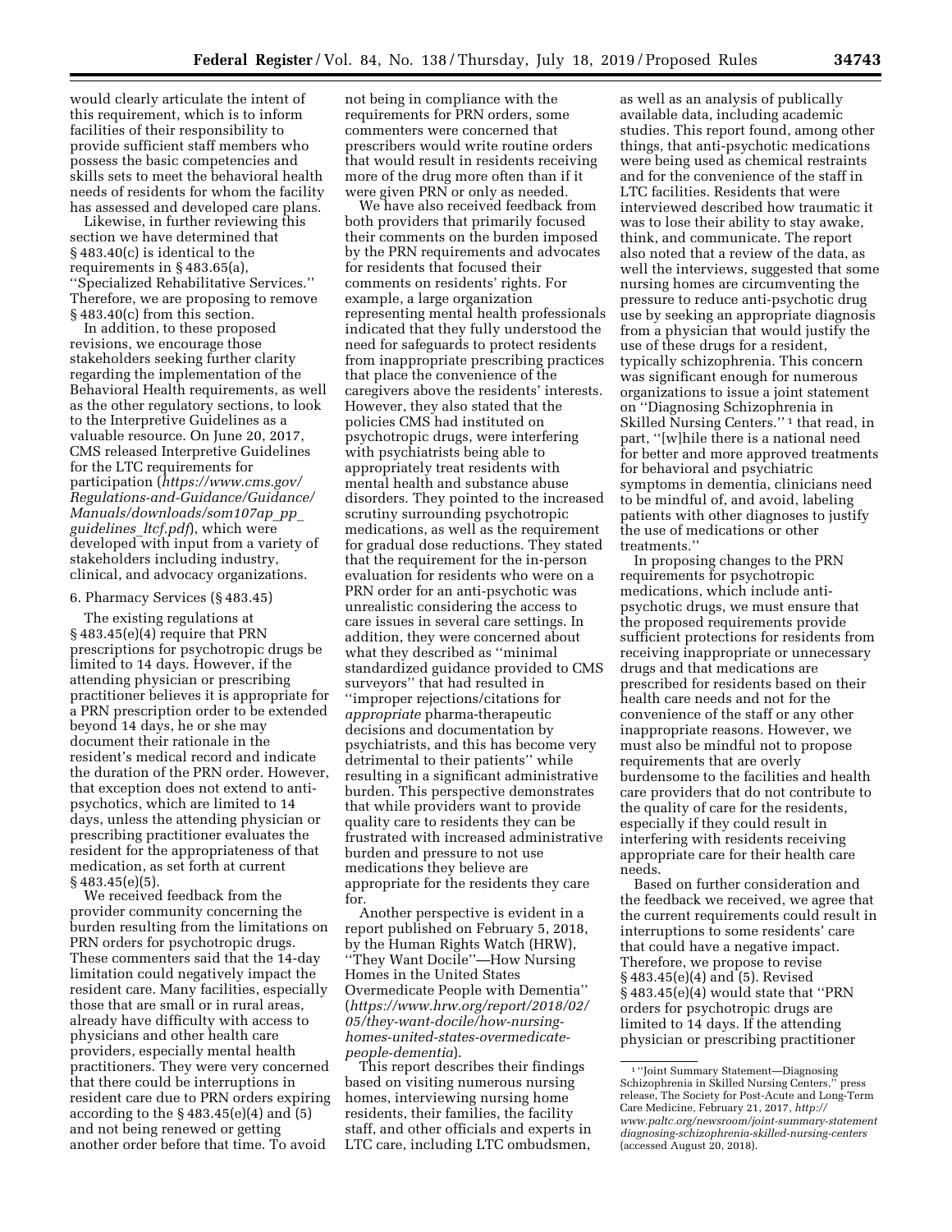would clearly articulate the intent of this requirement, which is to inform facilities of their responsibility to provide sufficient staff members who possess the basic competencies and skills sets to meet the behavioral health needs of residents for whom the facility has assessed and developed care plans.

Likewise, in further reviewing this section we have determined that § 483.40(c) is identical to the requirements in § 483.65(a), ''Specialized Rehabilitative Services.'' Therefore, we are proposing to remove § 483.40(c) from this section.

In addition, to these proposed revisions, we encourage those stakeholders seeking further clarity regarding the implementation of the Behavioral Health requirements, as well as the other regulatory sections, to look to the Interpretive Guidelines as a valuable resource. On June 20, 2017, CMS released Interpretive Guidelines for the LTC requirements for participation (*https://www.cms.gov/Regulations-and-Guidance/Guidance/Manuals/downloads/som107ap_pp_guidelines_ltcf.pdf*), which were developed with input from a variety of stakeholders including industry, clinical, and advocacy organizations.

6. Pharmacy Services (§ 483.45)

The existing regulations at § 483.45(e)(4) require that PRN prescriptions for psychotropic drugs be limited to 14 days. However, if the attending physician or prescribing practitioner believes it is appropriate for a PRN prescription order to be extended beyond 14 days, he or she may document their rationale in the resident's medical record and indicate the duration of the PRN order. However, that exception does not extend to anti-psychotics, which are limited to 14 days, unless the attending physician or prescribing practitioner evaluates the resident for the appropriateness of that medication, as set forth at current § 483.45(e)(5).

We received feedback from the provider community concerning the burden resulting from the limitations on PRN orders for psychotropic drugs. These commenters said that the 14-day limitation could negatively impact the resident care. Many facilities, especially those that are small or in rural areas, already have difficulty with access to physicians and other health care providers, especially mental health practitioners. They were very concerned that there could be interruptions in resident care due to PRN orders expiring according to the § 483.45(e)(4) and (5) and not being renewed or getting another order before that time. To avoid not being in compliance with the requirements for PRN orders, some commenters were concerned that prescribers would write routine orders that would result in residents receiving more of the drug more often than if it were given PRN or only as needed.

We have also received feedback from both providers that primarily focused their comments on the burden imposed by the PRN requirements and advocates for residents that focused their comments on residents' rights. For example, a large organization representing mental health professionals indicated that they fully understood the need for safeguards to protect residents from inappropriate prescribing practices that place the convenience of the caregivers above the residents' interests. However, they also stated that the policies CMS had instituted on psychotropic drugs, were interfering with psychiatrists being able to appropriately treat residents with mental health and substance abuse disorders. They pointed to the increased scrutiny surrounding psychotropic medications, as well as the requirement for gradual dose reductions. They stated that the requirement for the in-person evaluation for residents who were on a PRN order for an anti-psychotic was unrealistic considering the access to care issues in several care settings. In addition, they were concerned about what they described as ''minimal standardized guidance provided to CMS surveyors'' that had resulted in ''improper rejections/citations for *appropriate* pharma-therapeutic decisions and documentation by psychiatrists, and this has become very detrimental to their patients'' while resulting in a significant administrative burden. This perspective demonstrates that while providers want to provide quality care to residents they can be frustrated with increased administrative burden and pressure to not use medications they believe are appropriate for the residents they care for.

Another perspective is evident in a report published on February 5, 2018, by the Human Rights Watch (HRW), ''They Want Docile''—How Nursing Homes in the United States Overmedicate People with Dementia'' (*https://www.hrw.org/report/2018/02/05/they-want-docile/how-nursing-homes-united-states-overmedicate-people-dementia*).

This report describes their findings based on visiting numerous nursing homes, interviewing nursing home residents, their families, the facility staff, and other officials and experts in LTC care, including LTC ombudsmen, as well as an analysis of publically available data, including academic studies. This report found, among other things, that anti-psychotic medications were being used as chemical restraints and for the convenience of the staff in LTC facilities. Residents that were interviewed described how traumatic it was to lose their ability to stay awake, think, and communicate. The report also noted that a review of the data, as well the interviews, suggested that some nursing homes are circumventing the pressure to reduce anti-psychotic drug use by seeking an appropriate diagnosis from a physician that would justify the use of these drugs for a resident, typically schizophrenia. This concern was significant enough for numerous organizations to issue a joint statement on ''Diagnosing Schizophrenia in Skilled Nursing Centers.'' [1] that read, in part, ''[w]hile there is a national need for better and more approved treatments for behavioral and psychiatric symptoms in dementia, clinicians need to be mindful of, and avoid, labeling patients with other diagnoses to justify the use of medications or other treatments.''

In proposing changes to the PRN requirements for psychotropic medications, which include anti-psychotic drugs, we must ensure that the proposed requirements provide sufficient protections for residents from receiving inappropriate or unnecessary drugs and that medications are prescribed for residents based on their health care needs and not for the convenience of the staff or any other inappropriate reasons. However, we must also be mindful not to propose requirements that are overly burdensome to the facilities and health care providers that do not contribute to the quality of care for the residents, especially if they could result in interfering with residents receiving appropriate care for their health care needs.

Based on further consideration and the feedback we received, we agree that the current requirements could result in interruptions to some residents' care that could have a negative impact. Therefore, we propose to revise § 483.45(e)(4) and (5). Revised § 483.45(e)(4) would state that ''PRN orders for psychotropic drugs are limited to 14 days. If the attending physician or prescribing practitioner

[1] ''Joint Summary Statement—Diagnosing Schizophrenia in Skilled Nursing Centers,'' press release, The Society for Post-Acute and Long-Term Care Medicine, February 21, 2017, *http://www.paltc.org/newsroom/joint-summary-statement diagnosing-schizophrenia-skilled-nursing-centers* (accessed August 20, 2018).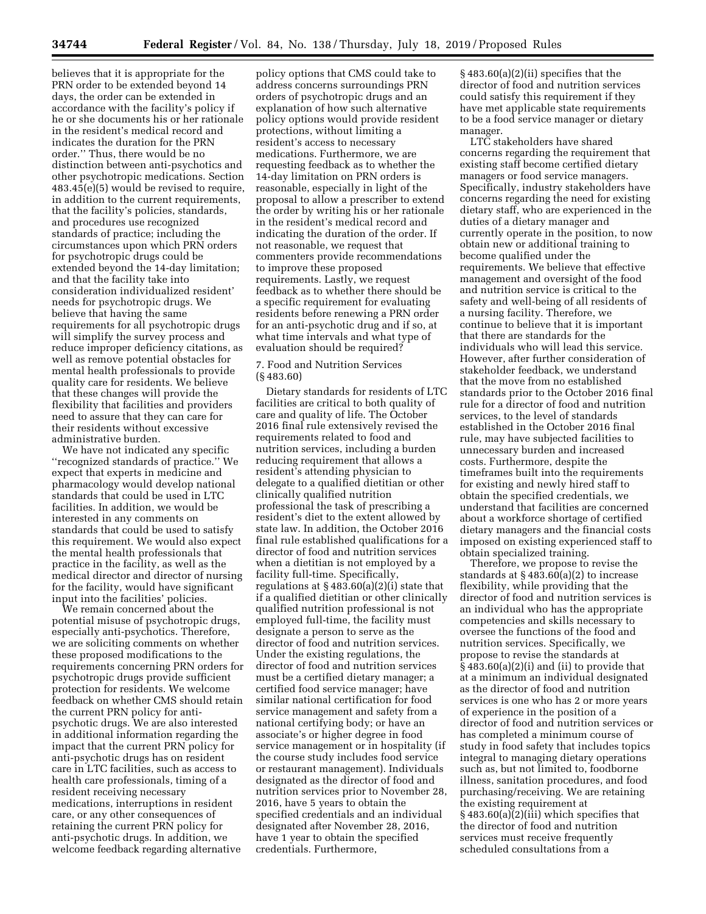believes that it is appropriate for the PRN order to be extended beyond 14 days, the order can be extended in accordance with the facility's policy if he or she documents his or her rationale in the resident's medical record and indicates the duration for the PRN order.'' Thus, there would be no distinction between anti-psychotics and other psychotropic medications. Section 483.45(e)(5) would be revised to require, in addition to the current requirements, that the facility's policies, standards, and procedures use recognized standards of practice; including the circumstances upon which PRN orders for psychotropic drugs could be extended beyond the 14-day limitation; and that the facility take into consideration individualized resident' needs for psychotropic drugs. We believe that having the same requirements for all psychotropic drugs will simplify the survey process and reduce improper deficiency citations, as well as remove potential obstacles for mental health professionals to provide quality care for residents. We believe that these changes will provide the flexibility that facilities and providers need to assure that they can care for their residents without excessive administrative burden.

We have not indicated any specific ''recognized standards of practice.'' We expect that experts in medicine and pharmacology would develop national standards that could be used in LTC facilities. In addition, we would be interested in any comments on standards that could be used to satisfy this requirement. We would also expect the mental health professionals that practice in the facility, as well as the medical director and director of nursing for the facility, would have significant input into the facilities' policies.

We remain concerned about the potential misuse of psychotropic drugs, especially anti-psychotics. Therefore, we are soliciting comments on whether these proposed modifications to the requirements concerning PRN orders for psychotropic drugs provide sufficient protection for residents. We welcome feedback on whether CMS should retain the current PRN policy for anti-psychotic drugs. We are also interested in additional information regarding the impact that the current PRN policy for anti-psychotic drugs has on resident care in LTC facilities, such as access to health care professionals, timing of a resident receiving necessary medications, interruptions in resident care, or any other consequences of retaining the current PRN policy for anti-psychotic drugs. In addition, we welcome feedback regarding alternative policy options that CMS could take to address concerns surroundings PRN orders of psychotropic drugs and an explanation of how such alternative policy options would provide resident protections, without limiting a resident's access to necessary medications. Furthermore, we are requesting feedback as to whether the 14-day limitation on PRN orders is reasonable, especially in light of the proposal to allow a prescriber to extend the order by writing his or her rationale in the resident's medical record and indicating the duration of the order. If not reasonable, we request that commenters provide recommendations to improve these proposed requirements. Lastly, we request feedback as to whether there should be a specific requirement for evaluating residents before renewing a PRN order for an anti-psychotic drug and if so, at what time intervals and what type of evaluation should be required?

7. Food and Nutrition Services (§ 483.60)

Dietary standards for residents of LTC facilities are critical to both quality of care and quality of life. The October 2016 final rule extensively revised the requirements related to food and nutrition services, including a burden reducing requirement that allows a resident's attending physician to delegate to a qualified dietitian or other clinically qualified nutrition professional the task of prescribing a resident's diet to the extent allowed by state law. In addition, the October 2016 final rule established qualifications for a director of food and nutrition services when a dietitian is not employed by a facility full-time. Specifically, regulations at § 483.60(a)(2)(i) state that if a qualified dietitian or other clinically qualified nutrition professional is not employed full-time, the facility must designate a person to serve as the director of food and nutrition services. Under the existing regulations, the director of food and nutrition services must be a certified dietary manager; a certified food service manager; have similar national certification for food service management and safety from a national certifying body; or have an associate's or higher degree in food service management or in hospitality (if the course study includes food service or restaurant management). Individuals designated as the director of food and nutrition services prior to November 28, 2016, have 5 years to obtain the specified credentials and an individual designated after November 28, 2016, have 1 year to obtain the specified credentials. Furthermore, § 483.60(a)(2)(ii) specifies that the director of food and nutrition services could satisfy this requirement if they have met applicable state requirements to be a food service manager or dietary manager.

LTC stakeholders have shared concerns regarding the requirement that existing staff become certified dietary managers or food service managers. Specifically, industry stakeholders have concerns regarding the need for existing dietary staff, who are experienced in the duties of a dietary manager and currently operate in the position, to now obtain new or additional training to become qualified under the requirements. We believe that effective management and oversight of the food and nutrition service is critical to the safety and well-being of all residents of a nursing facility. Therefore, we continue to believe that it is important that there are standards for the individuals who will lead this service. However, after further consideration of stakeholder feedback, we understand that the move from no established standards prior to the October 2016 final rule for a director of food and nutrition services, to the level of standards established in the October 2016 final rule, may have subjected facilities to unnecessary burden and increased costs. Furthermore, despite the timeframes built into the requirements for existing and newly hired staff to obtain the specified credentials, we understand that facilities are concerned about a workforce shortage of certified dietary managers and the financial costs imposed on existing experienced staff to obtain specialized training.

Therefore, we propose to revise the standards at § 483.60(a)(2) to increase flexibility, while providing that the director of food and nutrition services is an individual who has the appropriate competencies and skills necessary to oversee the functions of the food and nutrition services. Specifically, we propose to revise the standards at § 483.60(a)(2)(i) and (ii) to provide that at a minimum an individual designated as the director of food and nutrition services is one who has 2 or more years of experience in the position of a director of food and nutrition services or has completed a minimum course of study in food safety that includes topics integral to managing dietary operations such as, but not limited to, foodborne illness, sanitation procedures, and food purchasing/receiving. We are retaining the existing requirement at § 483.60(a)(2)(iii) which specifies that the director of food and nutrition services must receive frequently scheduled consultations from a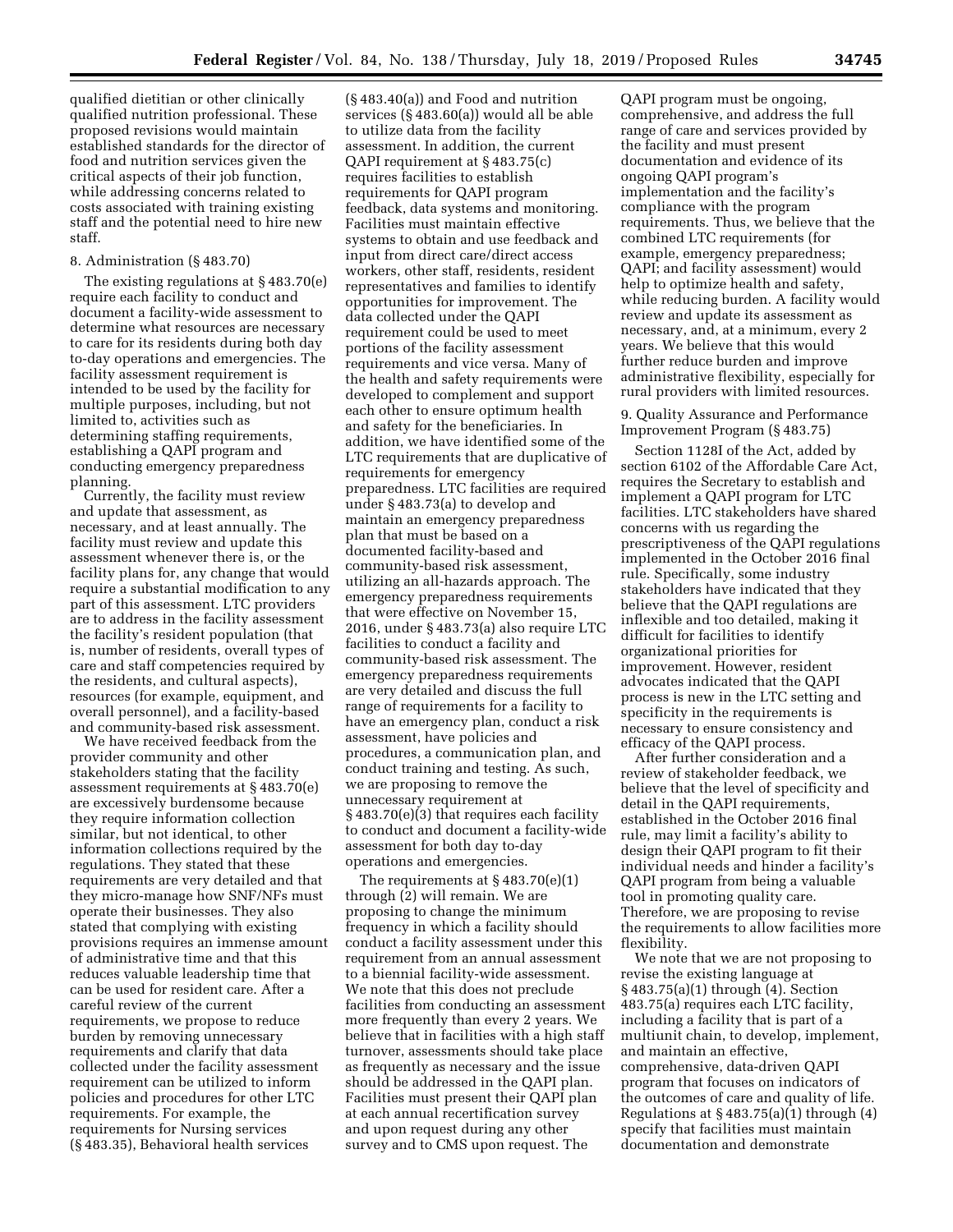qualified dietitian or other clinically qualified nutrition professional. These proposed revisions would maintain established standards for the director of food and nutrition services given the critical aspects of their job function, while addressing concerns related to costs associated with training existing staff and the potential need to hire new staff.

8. Administration (§ 483.70)

The existing regulations at § 483.70(e) require each facility to conduct and document a facility-wide assessment to determine what resources are necessary to care for its residents during both day to-day operations and emergencies. The facility assessment requirement is intended to be used by the facility for multiple purposes, including, but not limited to, activities such as determining staffing requirements, establishing a QAPI program and conducting emergency preparedness planning.

Currently, the facility must review and update that assessment, as necessary, and at least annually. The facility must review and update this assessment whenever there is, or the facility plans for, any change that would require a substantial modification to any part of this assessment. LTC providers are to address in the facility assessment the facility's resident population (that is, number of residents, overall types of care and staff competencies required by the residents, and cultural aspects), resources (for example, equipment, and overall personnel), and a facility-based and community-based risk assessment.

We have received feedback from the provider community and other stakeholders stating that the facility assessment requirements at § 483.70(e) are excessively burdensome because they require information collection similar, but not identical, to other information collections required by the regulations. They stated that these requirements are very detailed and that they micro-manage how SNF/NFs must operate their businesses. They also stated that complying with existing provisions requires an immense amount of administrative time and that this reduces valuable leadership time that can be used for resident care. After a careful review of the current requirements, we propose to reduce burden by removing unnecessary requirements and clarify that data collected under the facility assessment requirement can be utilized to inform policies and procedures for other LTC requirements. For example, the requirements for Nursing services (§ 483.35), Behavioral health services (§ 483.40(a)) and Food and nutrition services (§ 483.60(a)) would all be able to utilize data from the facility assessment. In addition, the current QAPI requirement at § 483.75(c) requires facilities to establish requirements for QAPI program feedback, data systems and monitoring. Facilities must maintain effective systems to obtain and use feedback and input from direct care/direct access workers, other staff, residents, resident representatives and families to identify opportunities for improvement. The data collected under the QAPI requirement could be used to meet portions of the facility assessment requirements and vice versa. Many of the health and safety requirements were developed to complement and support each other to ensure optimum health and safety for the beneficiaries. In addition, we have identified some of the LTC requirements that are duplicative of requirements for emergency preparedness. LTC facilities are required under § 483.73(a) to develop and maintain an emergency preparedness plan that must be based on a documented facility-based and community-based risk assessment, utilizing an all-hazards approach. The emergency preparedness requirements that were effective on November 15, 2016, under § 483.73(a) also require LTC facilities to conduct a facility and community-based risk assessment. The emergency preparedness requirements are very detailed and discuss the full range of requirements for a facility to have an emergency plan, conduct a risk assessment, have policies and procedures, a communication plan, and conduct training and testing. As such, we are proposing to remove the unnecessary requirement at § 483.70(e)(3) that requires each facility to conduct and document a facility-wide assessment for both day to-day operations and emergencies.

The requirements at § 483.70(e)(1) through (2) will remain. We are proposing to change the minimum frequency in which a facility should conduct a facility assessment under this requirement from an annual assessment to a biennial facility-wide assessment. We note that this does not preclude facilities from conducting an assessment more frequently than every 2 years. We believe that in facilities with a high staff turnover, assessments should take place as frequently as necessary and the issue should be addressed in the QAPI plan. Facilities must present their QAPI plan at each annual recertification survey and upon request during any other survey and to CMS upon request. The QAPI program must be ongoing, comprehensive, and address the full range of care and services provided by the facility and must present documentation and evidence of its ongoing QAPI program's implementation and the facility's compliance with the program requirements. Thus, we believe that the combined LTC requirements (for example, emergency preparedness; QAPI; and facility assessment) would help to optimize health and safety, while reducing burden. A facility would review and update its assessment as necessary, and, at a minimum, every 2 years. We believe that this would further reduce burden and improve administrative flexibility, especially for rural providers with limited resources.

9. Quality Assurance and Performance Improvement Program (§ 483.75)

Section 1128I of the Act, added by section 6102 of the Affordable Care Act, requires the Secretary to establish and implement a QAPI program for LTC facilities. LTC stakeholders have shared concerns with us regarding the prescriptiveness of the QAPI regulations implemented in the October 2016 final rule. Specifically, some industry stakeholders have indicated that they believe that the QAPI regulations are inflexible and too detailed, making it difficult for facilities to identify organizational priorities for improvement. However, resident advocates indicated that the QAPI process is new in the LTC setting and specificity in the requirements is necessary to ensure consistency and efficacy of the QAPI process.

After further consideration and a review of stakeholder feedback, we believe that the level of specificity and detail in the QAPI requirements, established in the October 2016 final rule, may limit a facility's ability to design their QAPI program to fit their individual needs and hinder a facility's QAPI program from being a valuable tool in promoting quality care. Therefore, we are proposing to revise the requirements to allow facilities more flexibility.

We note that we are not proposing to revise the existing language at § 483.75(a)(1) through (4). Section 483.75(a) requires each LTC facility, including a facility that is part of a multiunit chain, to develop, implement, and maintain an effective, comprehensive, data-driven QAPI program that focuses on indicators of the outcomes of care and quality of life. Regulations at § 483.75(a)(1) through (4) specify that facilities must maintain documentation and demonstrate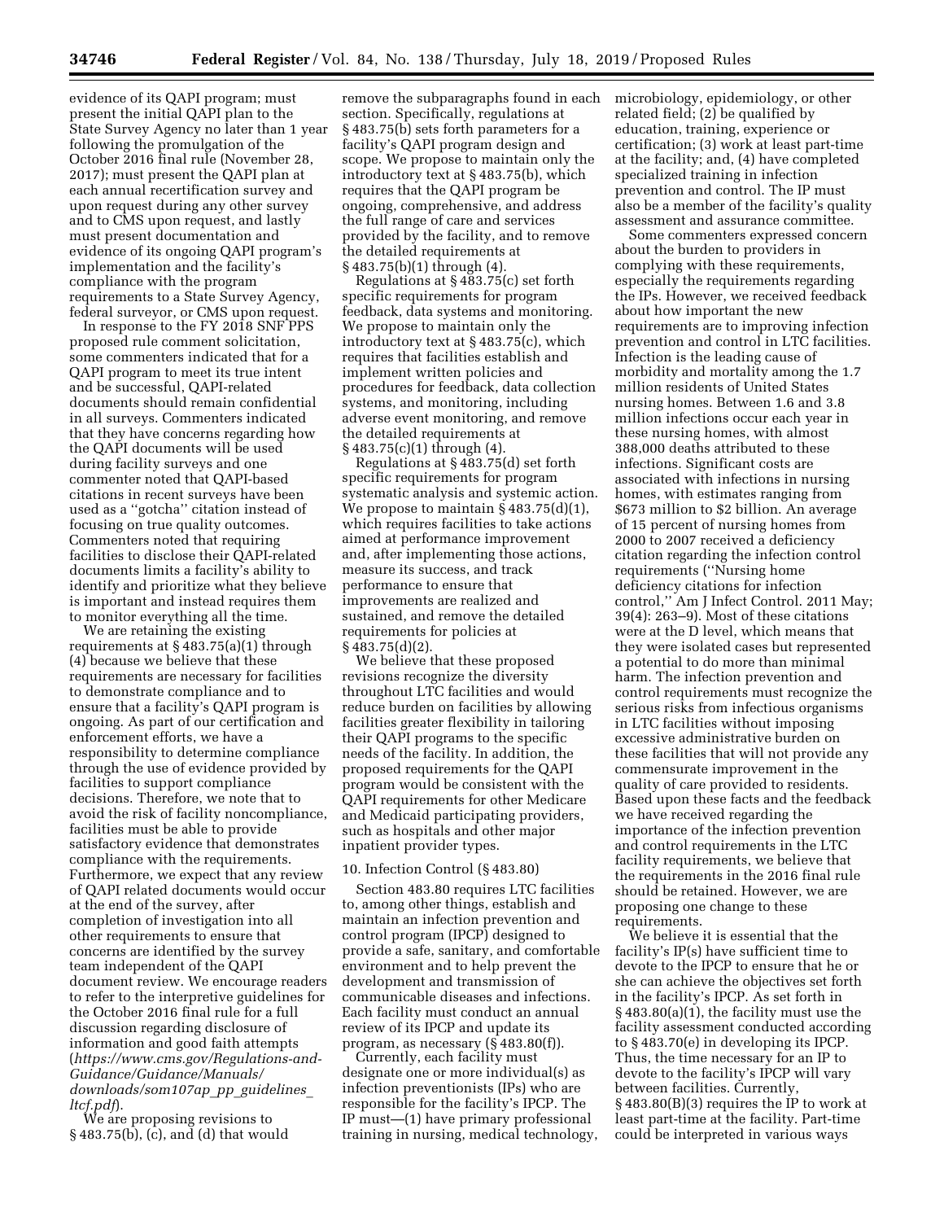evidence of its QAPI program; must present the initial QAPI plan to the State Survey Agency no later than 1 year following the promulgation of the October 2016 final rule (November 28, 2017); must present the QAPI plan at each annual recertification survey and upon request during any other survey and to CMS upon request, and lastly must present documentation and evidence of its ongoing QAPI program's implementation and the facility's compliance with the program requirements to a State Survey Agency, federal surveyor, or CMS upon request.

In response to the FY 2018 SNF PPS proposed rule comment solicitation, some commenters indicated that for a QAPI program to meet its true intent and be successful, QAPI-related documents should remain confidential in all surveys. Commenters indicated that they have concerns regarding how the QAPI documents will be used during facility surveys and one commenter noted that QAPI-based citations in recent surveys have been used as a ''gotcha'' citation instead of focusing on true quality outcomes. Commenters noted that requiring facilities to disclose their QAPI-related documents limits a facility's ability to identify and prioritize what they believe is important and instead requires them to monitor everything all the time.

We are retaining the existing requirements at § 483.75(a)(1) through (4) because we believe that these requirements are necessary for facilities to demonstrate compliance and to ensure that a facility's QAPI program is ongoing. As part of our certification and enforcement efforts, we have a responsibility to determine compliance through the use of evidence provided by facilities to support compliance decisions. Therefore, we note that to avoid the risk of facility noncompliance, facilities must be able to provide satisfactory evidence that demonstrates compliance with the requirements. Furthermore, we expect that any review of QAPI related documents would occur at the end of the survey, after completion of investigation into all other requirements to ensure that concerns are identified by the survey team independent of the QAPI document review. We encourage readers to refer to the interpretive guidelines for the October 2016 final rule for a full discussion regarding disclosure of information and good faith attempts (*https://www.cms.gov/Regulations-and-Guidance/Guidance/Manuals/downloads/som107ap_pp_guidelines_ltcf.pdf*).

We are proposing revisions to § 483.75(b), (c), and (d) that would remove the subparagraphs found in each section. Specifically, regulations at § 483.75(b) sets forth parameters for a facility's QAPI program design and scope. We propose to maintain only the introductory text at § 483.75(b), which requires that the QAPI program be ongoing, comprehensive, and address the full range of care and services provided by the facility, and to remove the detailed requirements at § 483.75(b)(1) through (4).

Regulations at § 483.75(c) set forth specific requirements for program feedback, data systems and monitoring. We propose to maintain only the introductory text at § 483.75(c), which requires that facilities establish and implement written policies and procedures for feedback, data collection systems, and monitoring, including adverse event monitoring, and remove the detailed requirements at § 483.75(c)(1) through (4).

Regulations at § 483.75(d) set forth specific requirements for program systematic analysis and systemic action. We propose to maintain § 483.75(d)(1), which requires facilities to take actions aimed at performance improvement and, after implementing those actions, measure its success, and track performance to ensure that improvements are realized and sustained, and remove the detailed requirements for policies at § 483.75(d)(2).

We believe that these proposed revisions recognize the diversity throughout LTC facilities and would reduce burden on facilities by allowing facilities greater flexibility in tailoring their QAPI programs to the specific needs of the facility. In addition, the proposed requirements for the QAPI program would be consistent with the QAPI requirements for other Medicare and Medicaid participating providers, such as hospitals and other major inpatient provider types.

### 10. Infection Control (§ 483.80)

Section 483.80 requires LTC facilities to, among other things, establish and maintain an infection prevention and control program (IPCP) designed to provide a safe, sanitary, and comfortable environment and to help prevent the development and transmission of communicable diseases and infections. Each facility must conduct an annual review of its IPCP and update its program, as necessary (§ 483.80(f)).

Currently, each facility must designate one or more individual(s) as infection preventionists (IPs) who are responsible for the facility's IPCP. The IP must—(1) have primary professional training in nursing, medical technology, microbiology, epidemiology, or other related field; (2) be qualified by education, training, experience or certification; (3) work at least part-time at the facility; and, (4) have completed specialized training in infection prevention and control. The IP must also be a member of the facility's quality assessment and assurance committee.

Some commenters expressed concern about the burden to providers in complying with these requirements, especially the requirements regarding the IPs. However, we received feedback about how important the new requirements are to improving infection prevention and control in LTC facilities. Infection is the leading cause of morbidity and mortality among the 1.7 million residents of United States nursing homes. Between 1.6 and 3.8 million infections occur each year in these nursing homes, with almost 388,000 deaths attributed to these infections. Significant costs are associated with infections in nursing homes, with estimates ranging from $673 million to $2 billion. An average of 15 percent of nursing homes from 2000 to 2007 received a deficiency citation regarding the infection control requirements (''Nursing home deficiency citations for infection control,'' Am J Infect Control. 2011 May; 39(4): 263–9). Most of these citations were at the D level, which means that they were isolated cases but represented a potential to do more than minimal harm. The infection prevention and control requirements must recognize the serious risks from infectious organisms in LTC facilities without imposing excessive administrative burden on these facilities that will not provide any commensurate improvement in the quality of care provided to residents. Based upon these facts and the feedback we have received regarding the importance of the infection prevention and control requirements in the LTC facility requirements, we believe that the requirements in the 2016 final rule should be retained. However, we are proposing one change to these requirements.

We believe it is essential that the facility's IP(s) have sufficient time to devote to the IPCP to ensure that he or she can achieve the objectives set forth in the facility's IPCP. As set forth in § 483.80(a)(1), the facility must use the facility assessment conducted according to § 483.70(e) in developing its IPCP. Thus, the time necessary for an IP to devote to the facility's IPCP will vary between facilities. Currently, § 483.80(B)(3) requires the IP to work at least part-time at the facility. Part-time could be interpreted in various ways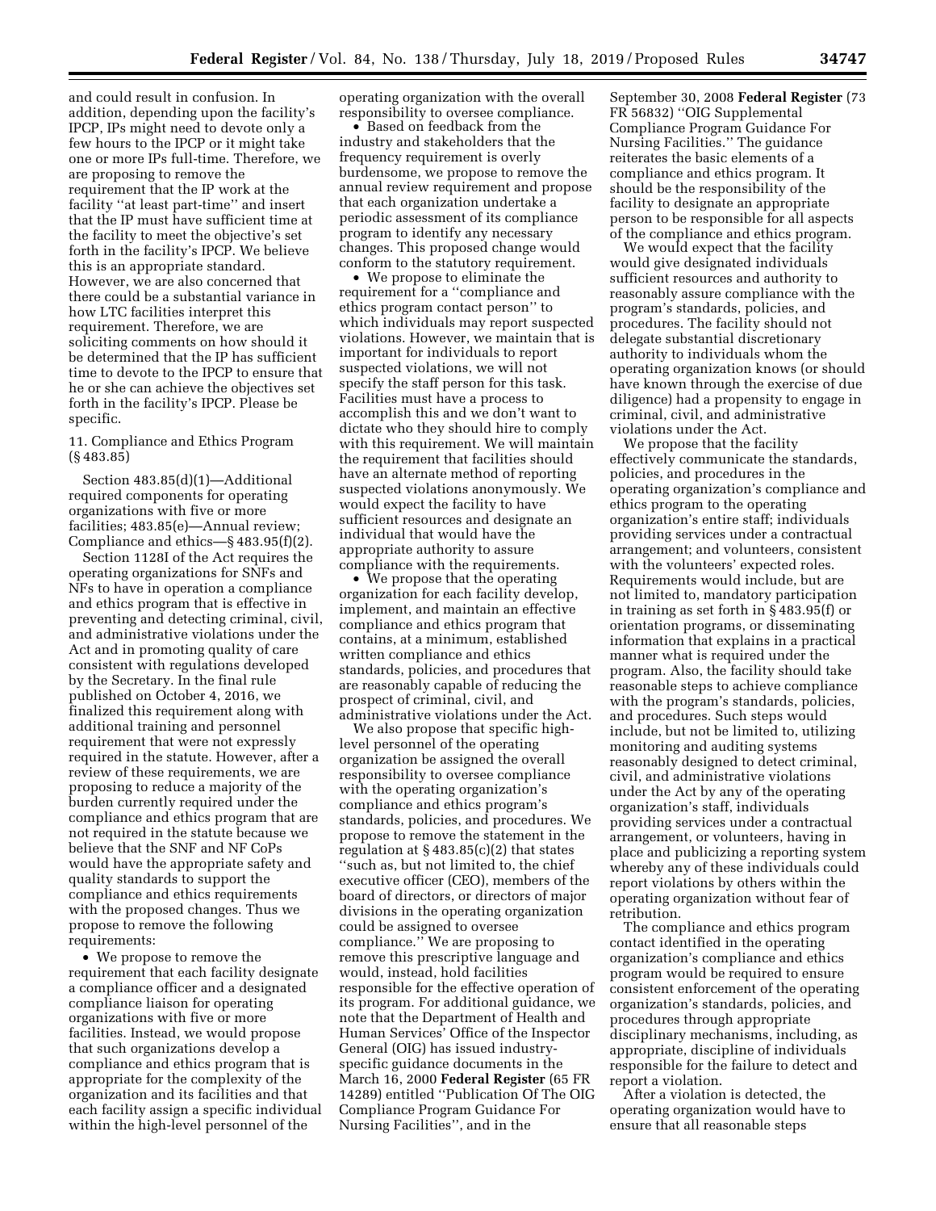and could result in confusion. In addition, depending upon the facility's IPCP, IPs might need to devote only a few hours to the IPCP or it might take one or more IPs full-time. Therefore, we are proposing to remove the requirement that the IP work at the facility ''at least part-time'' and insert that the IP must have sufficient time at the facility to meet the objective's set forth in the facility's IPCP. We believe this is an appropriate standard. However, we are also concerned that there could be a substantial variance in how LTC facilities interpret this requirement. Therefore, we are soliciting comments on how should it be determined that the IP has sufficient time to devote to the IPCP to ensure that he or she can achieve the objectives set forth in the facility's IPCP. Please be specific.

11. Compliance and Ethics Program (§ 483.85)

Section 483.85(d)(1)—Additional required components for operating organizations with five or more facilities; 483.85(e)—Annual review; Compliance and ethics—§ 483.95(f)(2).

Section 1128I of the Act requires the operating organizations for SNFs and NFs to have in operation a compliance and ethics program that is effective in preventing and detecting criminal, civil, and administrative violations under the Act and in promoting quality of care consistent with regulations developed by the Secretary. In the final rule published on October 4, 2016, we finalized this requirement along with additional training and personnel requirement that were not expressly required in the statute. However, after a review of these requirements, we are proposing to reduce a majority of the burden currently required under the compliance and ethics program that are not required in the statute because we believe that the SNF and NF CoPs would have the appropriate safety and quality standards to support the compliance and ethics requirements with the proposed changes. Thus we propose to remove the following requirements:

- We propose to remove the requirement that each facility designate a compliance officer and a designated compliance liaison for operating organizations with five or more facilities. Instead, we would propose that such organizations develop a compliance and ethics program that is appropriate for the complexity of the organization and its facilities and that each facility assign a specific individual within the high-level personnel of the operating organization with the overall responsibility to oversee compliance.
- Based on feedback from the industry and stakeholders that the frequency requirement is overly burdensome, we propose to remove the annual review requirement and propose that each organization undertake a periodic assessment of its compliance program to identify any necessary changes. This proposed change would conform to the statutory requirement.
- We propose to eliminate the requirement for a ''compliance and ethics program contact person'' to which individuals may report suspected violations. However, we maintain that is important for individuals to report suspected violations, we will not specify the staff person for this task. Facilities must have a process to accomplish this and we don't want to dictate who they should hire to comply with this requirement. We will maintain the requirement that facilities should have an alternate method of reporting suspected violations anonymously. We would expect the facility to have sufficient resources and designate an individual that would have the appropriate authority to assure compliance with the requirements.
- We propose that the operating organization for each facility develop, implement, and maintain an effective compliance and ethics program that contains, at a minimum, established written compliance and ethics standards, policies, and procedures that are reasonably capable of reducing the prospect of criminal, civil, and administrative violations under the Act.

We also propose that specific high-level personnel of the operating organization be assigned the overall responsibility to oversee compliance with the operating organization's compliance and ethics program's standards, policies, and procedures. We propose to remove the statement in the regulation at § 483.85(c)(2) that states ''such as, but not limited to, the chief executive officer (CEO), members of the board of directors, or directors of major divisions in the operating organization could be assigned to oversee compliance.'' We are proposing to remove this prescriptive language and would, instead, hold facilities responsible for the effective operation of its program. For additional guidance, we note that the Department of Health and Human Services' Office of the Inspector General (OIG) has issued industry-specific guidance documents in the March 16, 2000 **Federal Register** (65 FR 14289) entitled ''Publication Of The OIG Compliance Program Guidance For Nursing Facilities'', and in the September 30, 2008 **Federal Register** (73 FR 56832) ''OIG Supplemental Compliance Program Guidance For Nursing Facilities.'' The guidance reiterates the basic elements of a compliance and ethics program. It should be the responsibility of the facility to designate an appropriate person to be responsible for all aspects of the compliance and ethics program.

We would expect that the facility would give designated individuals sufficient resources and authority to reasonably assure compliance with the program's standards, policies, and procedures. The facility should not delegate substantial discretionary authority to individuals whom the operating organization knows (or should have known through the exercise of due diligence) had a propensity to engage in criminal, civil, and administrative violations under the Act.

We propose that the facility effectively communicate the standards, policies, and procedures in the operating organization's compliance and ethics program to the operating organization's entire staff; individuals providing services under a contractual arrangement; and volunteers, consistent with the volunteers' expected roles. Requirements would include, but are not limited to, mandatory participation in training as set forth in § 483.95(f) or orientation programs, or disseminating information that explains in a practical manner what is required under the program. Also, the facility should take reasonable steps to achieve compliance with the program's standards, policies, and procedures. Such steps would include, but not be limited to, utilizing monitoring and auditing systems reasonably designed to detect criminal, civil, and administrative violations under the Act by any of the operating organization's staff, individuals providing services under a contractual arrangement, or volunteers, having in place and publicizing a reporting system whereby any of these individuals could report violations by others within the operating organization without fear of retribution.

The compliance and ethics program contact identified in the operating organization's compliance and ethics program would be required to ensure consistent enforcement of the operating organization's standards, policies, and procedures through appropriate disciplinary mechanisms, including, as appropriate, discipline of individuals responsible for the failure to detect and report a violation.

After a violation is detected, the operating organization would have to ensure that all reasonable steps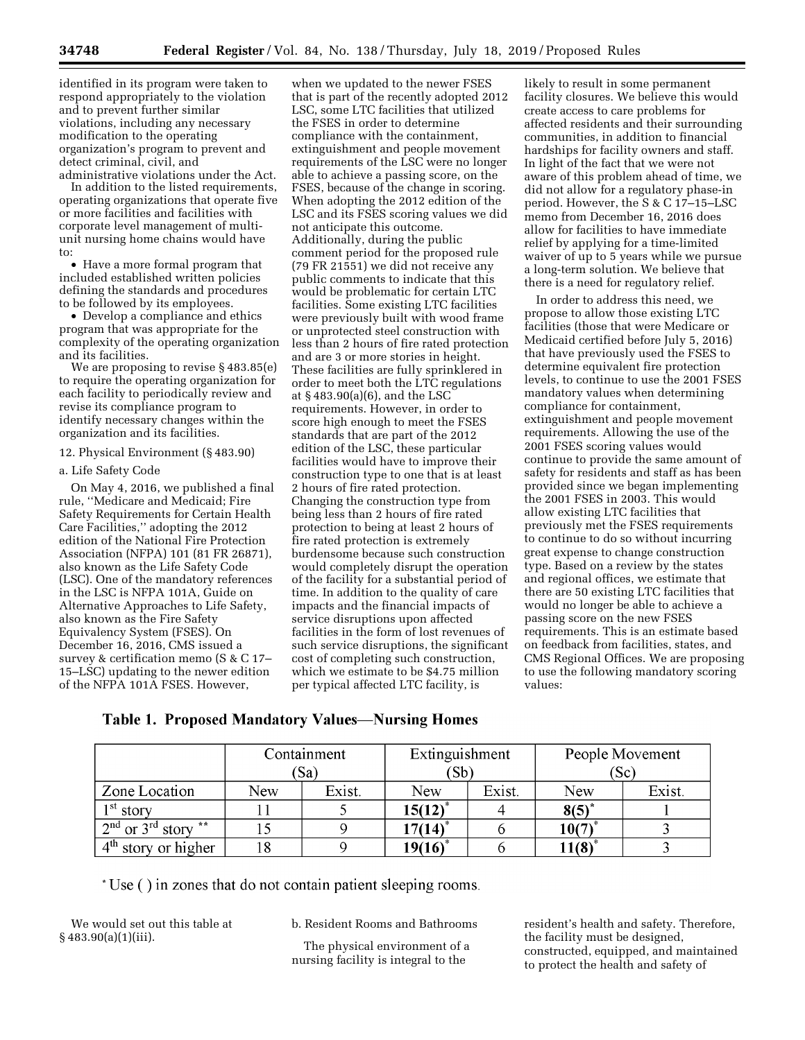identified in its program were taken to respond appropriately to the violation and to prevent further similar violations, including any necessary modification to the operating organization's program to prevent and detect criminal, civil, and administrative violations under the Act.

In addition to the listed requirements, operating organizations that operate five or more facilities and facilities with corporate level management of multi-unit nursing home chains would have to:

- Have a more formal program that included established written policies defining the standards and procedures to be followed by its employees.
- Develop a compliance and ethics program that was appropriate for the complexity of the operating organization and its facilities.

We are proposing to revise § 483.85(e) to require the operating organization for each facility to periodically review and revise its compliance program to identify necessary changes within the organization and its facilities.

12. Physical Environment (§ 483.90)

a. Life Safety Code

On May 4, 2016, we published a final rule, ''Medicare and Medicaid; Fire Safety Requirements for Certain Health Care Facilities,'' adopting the 2012 edition of the National Fire Protection Association (NFPA) 101 (81 FR 26871), also known as the Life Safety Code (LSC). One of the mandatory references in the LSC is NFPA 101A, Guide on Alternative Approaches to Life Safety, also known as the Fire Safety Equivalency System (FSES). On December 16, 2016, CMS issued a survey & certification memo (S & C 17–15–LSC) updating to the newer edition of the NFPA 101A FSES. However, when we updated to the newer FSES that is part of the recently adopted 2012 LSC, some LTC facilities that utilized the FSES in order to determine compliance with the containment, extinguishment and people movement requirements of the LSC were no longer able to achieve a passing score, on the FSES, because of the change in scoring. When adopting the 2012 edition of the LSC and its FSES scoring values we did not anticipate this outcome. Additionally, during the public comment period for the proposed rule (79 FR 21551) we did not receive any public comments to indicate that this would be problematic for certain LTC facilities. Some existing LTC facilities were previously built with wood frame or unprotected steel construction with less than 2 hours of fire rated protection and are 3 or more stories in height. These facilities are fully sprinklered in order to meet both the LTC regulations at § 483.90(a)(6), and the LSC requirements. However, in order to score high enough to meet the FSES standards that are part of the 2012 edition of the LSC, these particular facilities would have to improve their construction type to one that is at least 2 hours of fire rated protection. Changing the construction type from being less than 2 hours of fire rated protection to being at least 2 hours of fire rated protection is extremely burdensome because such construction would completely disrupt the operation of the facility for a substantial period of time. In addition to the quality of care impacts and the financial impacts of service disruptions upon affected facilities in the form of lost revenues of such service disruptions, the significant cost of completing such construction, which we estimate to be $4.75 million per typical affected LTC facility, is likely to result in some permanent facility closures. We believe this would create access to care problems for affected residents and their surrounding communities, in addition to financial hardships for facility owners and staff. In light of the fact that we were not aware of this problem ahead of time, we did not allow for a regulatory phase-in period. However, the S & C 17–15–LSC memo from December 16, 2016 does allow for facilities to have immediate relief by applying for a time-limited waiver of up to 5 years while we pursue a long-term solution. We believe that there is a need for regulatory relief.

In order to address this need, we propose to allow those existing LTC facilities (those that were Medicare or Medicaid certified before July 5, 2016) that have previously used the FSES to determine equivalent fire protection levels, to continue to use the 2001 FSES mandatory values when determining compliance for containment, extinguishment and people movement requirements. Allowing the use of the 2001 FSES scoring values would continue to provide the same amount of safety for residents and staff as has been provided since we began implementing the 2001 FSES in 2003. This would allow existing LTC facilities that previously met the FSES requirements to continue to do so without incurring great expense to change construction type. Based on a review by the states and regional offices, we estimate that there are 50 existing LTC facilities that would no longer be able to achieve a passing score on the new FSES requirements. This is an estimate based on feedback from facilities, states, and CMS Regional Offices. We are proposing to use the following mandatory scoring values:

**Table 1. Proposed Mandatory Values—Nursing Homes**

| | Containment (Sa) | | Extinguishment (Sb) | | People Movement (Sc) | |
|---|---|---|---|---|---|---|
| Zone Location | New | Exist. | New | Exist. | New | Exist. |
| 1st story | 11 | 5 | **15(12)*** | 4 | **8(5)*** | 1 |
| 2nd or 3rd story ** | 15 | 9 | **17(14)*** | 6 | **10(7)*** | 3 |
| 4th story or higher | 18 | 9 | **19(16)*** | 6 | **11(8)*** | 3 |

* Use ( ) in zones that do not contain patient sleeping rooms.

We would set out this table at § 483.90(a)(1)(iii).

b. Resident Rooms and Bathrooms

The physical environment of a nursing facility is integral to the resident's health and safety. Therefore, the facility must be designed, constructed, equipped, and maintained to protect the health and safety of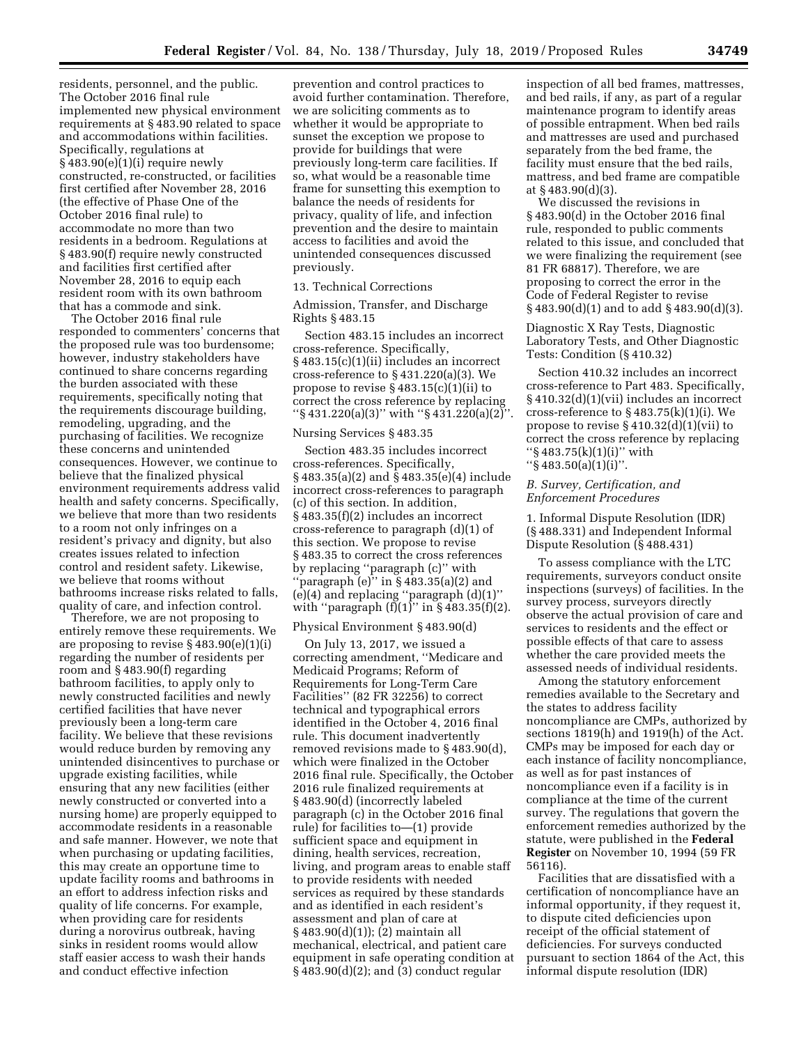residents, personnel, and the public. The October 2016 final rule implemented new physical environment requirements at § 483.90 related to space and accommodations within facilities. Specifically, regulations at § 483.90(e)(1)(i) require newly constructed, re-constructed, or facilities first certified after November 28, 2016 (the effective of Phase One of the October 2016 final rule) to accommodate no more than two residents in a bedroom. Regulations at § 483.90(f) require newly constructed and facilities first certified after November 28, 2016 to equip each resident room with its own bathroom that has a commode and sink.

The October 2016 final rule responded to commenters' concerns that the proposed rule was too burdensome; however, industry stakeholders have continued to share concerns regarding the burden associated with these requirements, specifically noting that the requirements discourage building, remodeling, upgrading, and the purchasing of facilities. We recognize these concerns and unintended consequences. However, we continue to believe that the finalized physical environment requirements address valid health and safety concerns. Specifically, we believe that more than two residents to a room not only infringes on a resident's privacy and dignity, but also creates issues related to infection control and resident safety. Likewise, we believe that rooms without bathrooms increase risks related to falls, quality of care, and infection control.

Therefore, we are not proposing to entirely remove these requirements. We are proposing to revise § 483.90(e)(1)(i) regarding the number of residents per room and § 483.90(f) regarding bathroom facilities, to apply only to newly constructed facilities and newly certified facilities that have never previously been a long-term care facility. We believe that these revisions would reduce burden by removing any unintended disincentives to purchase or upgrade existing facilities, while ensuring that any new facilities (either newly constructed or converted into a nursing home) are properly equipped to accommodate residents in a reasonable and safe manner. However, we note that when purchasing or updating facilities, this may create an opportune time to update facility rooms and bathrooms in an effort to address infection risks and quality of life concerns. For example, when providing care for residents during a norovirus outbreak, having sinks in resident rooms would allow staff easier access to wash their hands and conduct effective infection prevention and control practices to avoid further contamination. Therefore, we are soliciting comments as to whether it would be appropriate to sunset the exception we propose to provide for buildings that were previously long-term care facilities. If so, what would be a reasonable time frame for sunsetting this exemption to balance the needs of residents for privacy, quality of life, and infection prevention and the desire to maintain access to facilities and avoid the unintended consequences discussed previously.

13. Technical Corrections

Admission, Transfer, and Discharge Rights § 483.15

Section 483.15 includes an incorrect cross-reference. Specifically, § 483.15(c)(1)(ii) includes an incorrect cross-reference to § 431.220(a)(3). We propose to revise § 483.15(c)(1)(ii) to correct the cross reference by replacing "§ 431.220(a)(3)" with "§ 431.220(a)(2)".

Nursing Services § 483.35

Section 483.35 includes incorrect cross-references. Specifically, § 483.35(a)(2) and § 483.35(e)(4) include incorrect cross-references to paragraph (c) of this section. In addition, § 483.35(f)(2) includes an incorrect cross-reference to paragraph (d)(1) of this section. We propose to revise § 483.35 to correct the cross references by replacing "paragraph (c)" with "paragraph (e)" in § 483.35(a)(2) and (e)(4) and replacing "paragraph (d)(1)" with "paragraph (f)(1)" in § 483.35(f)(2).

Physical Environment § 483.90(d)

On July 13, 2017, we issued a correcting amendment, "Medicare and Medicaid Programs; Reform of Requirements for Long-Term Care Facilities" (82 FR 32256) to correct technical and typographical errors identified in the October 4, 2016 final rule. This document inadvertently removed revisions made to § 483.90(d), which were finalized in the October 2016 final rule. Specifically, the October 2016 rule finalized requirements at § 483.90(d) (incorrectly labeled paragraph (c) in the October 2016 final rule) for facilities to—(1) provide sufficient space and equipment in dining, health services, recreation, living, and program areas to enable staff to provide residents with needed services as required by these standards and as identified in each resident's assessment and plan of care at § 483.90(d)(1)); (2) maintain all mechanical, electrical, and patient care equipment in safe operating condition at § 483.90(d)(2); and (3) conduct regular inspection of all bed frames, mattresses, and bed rails, if any, as part of a regular maintenance program to identify areas of possible entrapment. When bed rails and mattresses are used and purchased separately from the bed frame, the facility must ensure that the bed rails, mattress, and bed frame are compatible at § 483.90(d)(3).

We discussed the revisions in § 483.90(d) in the October 2016 final rule, responded to public comments related to this issue, and concluded that we were finalizing the requirement (see 81 FR 68817). Therefore, we are proposing to correct the error in the Code of Federal Register to revise § 483.90(d)(1) and to add § 483.90(d)(3).

Diagnostic X Ray Tests, Diagnostic Laboratory Tests, and Other Diagnostic Tests: Condition (§ 410.32)

Section 410.32 includes an incorrect cross-reference to Part 483. Specifically, § 410.32(d)(1)(vii) includes an incorrect cross-reference to § 483.75(k)(1)(i). We propose to revise § 410.32(d)(1)(vii) to correct the cross reference by replacing "§ 483.75(k)(1)(i)" with "§ 483.50(a)(1)(i)".

### *B. Survey, Certification, and Enforcement Procedures*

1. Informal Dispute Resolution (IDR) (§ 488.331) and Independent Informal Dispute Resolution (§ 488.431)

To assess compliance with the LTC requirements, surveyors conduct onsite inspections (surveys) of facilities. In the survey process, surveyors directly observe the actual provision of care and services to residents and the effect or possible effects of that care to assess whether the care provided meets the assessed needs of individual residents.

Among the statutory enforcement remedies available to the Secretary and the states to address facility noncompliance are CMPs, authorized by sections 1819(h) and 1919(h) of the Act. CMPs may be imposed for each day or each instance of facility noncompliance, as well as for past instances of noncompliance even if a facility is in compliance at the time of the current survey. The regulations that govern the enforcement remedies authorized by the statute, were published in the **Federal Register** on November 10, 1994 (59 FR 56116).

Facilities that are dissatisfied with a certification of noncompliance have an informal opportunity, if they request it, to dispute cited deficiencies upon receipt of the official statement of deficiencies. For surveys conducted pursuant to section 1864 of the Act, this informal dispute resolution (IDR)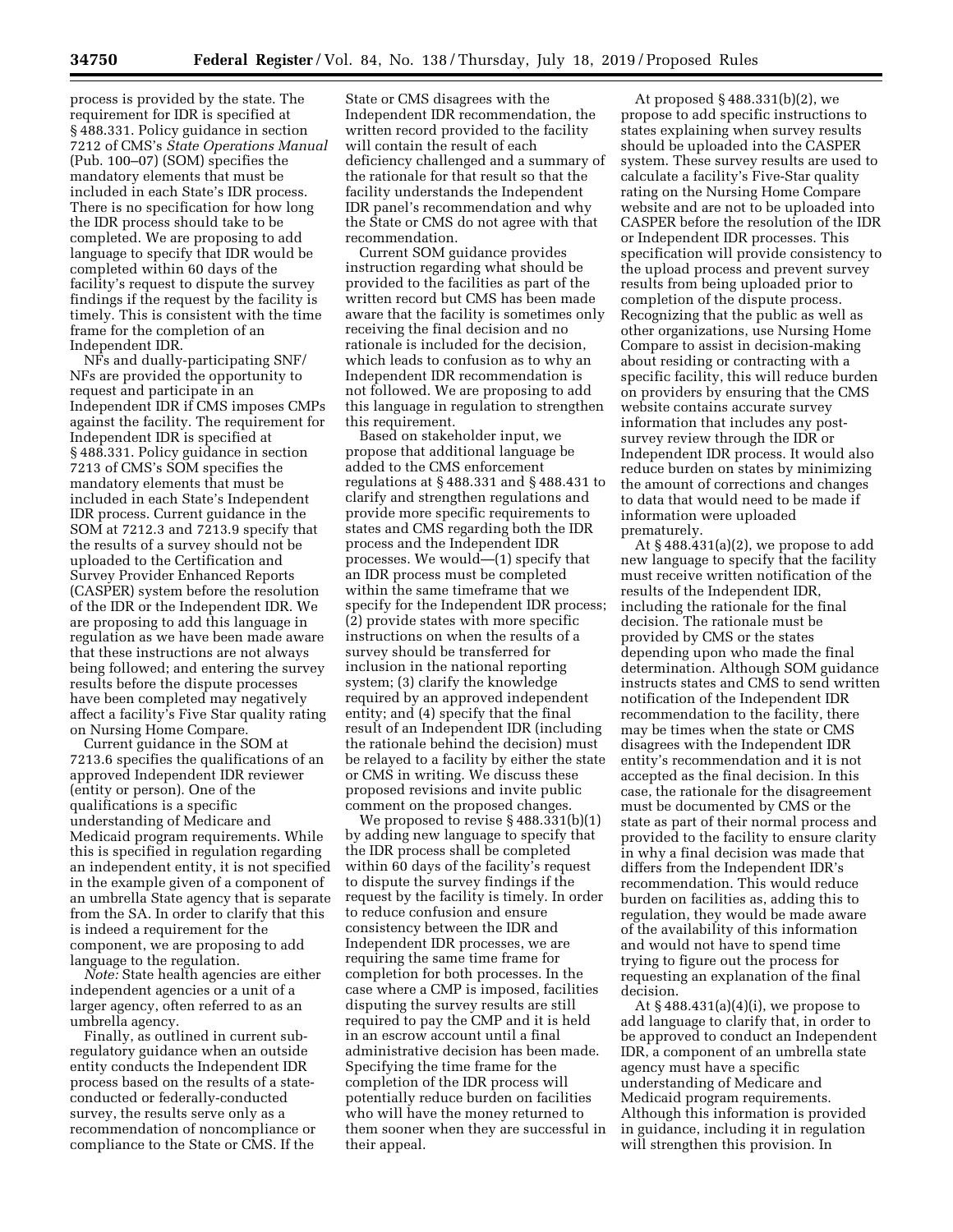process is provided by the state. The requirement for IDR is specified at § 488.331. Policy guidance in section 7212 of CMS's *State Operations Manual* (Pub. 100–07) (SOM) specifies the mandatory elements that must be included in each State's IDR process. There is no specification for how long the IDR process should take to be completed. We are proposing to add language to specify that IDR would be completed within 60 days of the facility's request to dispute the survey findings if the request by the facility is timely. This is consistent with the time frame for the completion of an Independent IDR.

NFs and dually-participating SNF/NFs are provided the opportunity to request and participate in an Independent IDR if CMS imposes CMPs against the facility. The requirement for Independent IDR is specified at § 488.331. Policy guidance in section 7213 of CMS's SOM specifies the mandatory elements that must be included in each State's Independent IDR process. Current guidance in the SOM at 7212.3 and 7213.9 specify that the results of a survey should not be uploaded to the Certification and Survey Provider Enhanced Reports (CASPER) system before the resolution of the IDR or the Independent IDR. We are proposing to add this language in regulation as we have been made aware that these instructions are not always being followed; and entering the survey results before the dispute processes have been completed may negatively affect a facility's Five Star quality rating on Nursing Home Compare.

Current guidance in the SOM at 7213.6 specifies the qualifications of an approved Independent IDR reviewer (entity or person). One of the qualifications is a specific understanding of Medicare and Medicaid program requirements. While this is specified in regulation regarding an independent entity, it is not specified in the example given of a component of an umbrella State agency that is separate from the SA. In order to clarify that this is indeed a requirement for the component, we are proposing to add language to the regulation.

*Note:* State health agencies are either independent agencies or a unit of a larger agency, often referred to as an umbrella agency.

Finally, as outlined in current sub-regulatory guidance when an outside entity conducts the Independent IDR process based on the results of a state-conducted or federally-conducted survey, the results serve only as a recommendation of noncompliance or compliance to the State or CMS. If the State or CMS disagrees with the Independent IDR recommendation, the written record provided to the facility will contain the result of each deficiency challenged and a summary of the rationale for that result so that the facility understands the Independent IDR panel's recommendation and why the State or CMS do not agree with that recommendation.

Current SOM guidance provides instruction regarding what should be provided to the facilities as part of the written record but CMS has been made aware that the facility is sometimes only receiving the final decision and no rationale is included for the decision, which leads to confusion as to why an Independent IDR recommendation is not followed. We are proposing to add this language in regulation to strengthen this requirement.

Based on stakeholder input, we propose that additional language be added to the CMS enforcement regulations at § 488.331 and § 488.431 to clarify and strengthen regulations and provide more specific requirements to states and CMS regarding both the IDR process and the Independent IDR processes. We would—(1) specify that an IDR process must be completed within the same timeframe that we specify for the Independent IDR process; (2) provide states with more specific instructions on when the results of a survey should be transferred for inclusion in the national reporting system; (3) clarify the knowledge required by an approved independent entity; and (4) specify that the final result of an Independent IDR (including the rationale behind the decision) must be relayed to a facility by either the state or CMS in writing. We discuss these proposed revisions and invite public comment on the proposed changes.

We proposed to revise § 488.331(b)(1) by adding new language to specify that the IDR process shall be completed within 60 days of the facility's request to dispute the survey findings if the request by the facility is timely. In order to reduce confusion and ensure consistency between the IDR and Independent IDR processes, we are requiring the same time frame for completion for both processes. In the case where a CMP is imposed, facilities disputing the survey results are still required to pay the CMP and it is held in an escrow account until a final administrative decision has been made. Specifying the time frame for the completion of the IDR process will potentially reduce burden on facilities who will have the money returned to them sooner when they are successful in their appeal.

At proposed § 488.331(b)(2), we propose to add specific instructions to states explaining when survey results should be uploaded into the CASPER system. These survey results are used to calculate a facility's Five-Star quality rating on the Nursing Home Compare website and are not to be uploaded into CASPER before the resolution of the IDR or Independent IDR processes. This specification will provide consistency to the upload process and prevent survey results from being uploaded prior to completion of the dispute process. Recognizing that the public as well as other organizations, use Nursing Home Compare to assist in decision-making about residing or contracting with a specific facility, this will reduce burden on providers by ensuring that the CMS website contains accurate survey information that includes any post-survey review through the IDR or Independent IDR process. It would also reduce burden on states by minimizing the amount of corrections and changes to data that would need to be made if information were uploaded prematurely.

At § 488.431(a)(2), we propose to add new language to specify that the facility must receive written notification of the results of the Independent IDR, including the rationale for the final decision. The rationale must be provided by CMS or the states depending upon who made the final determination. Although SOM guidance instructs states and CMS to send written notification of the Independent IDR recommendation to the facility, there may be times when the state or CMS disagrees with the Independent IDR entity's recommendation and it is not accepted as the final decision. In this case, the rationale for the disagreement must be documented by CMS or the state as part of their normal process and provided to the facility to ensure clarity in why a final decision was made that differs from the Independent IDR's recommendation. This would reduce burden on facilities as, adding this to regulation, they would be made aware of the availability of this information and would not have to spend time trying to figure out the process for requesting an explanation of the final decision.

At § 488.431(a)(4)(i), we propose to add language to clarify that, in order to be approved to conduct an Independent IDR, a component of an umbrella state agency must have a specific understanding of Medicare and Medicaid program requirements. Although this information is provided in guidance, including it in regulation will strengthen this provision. In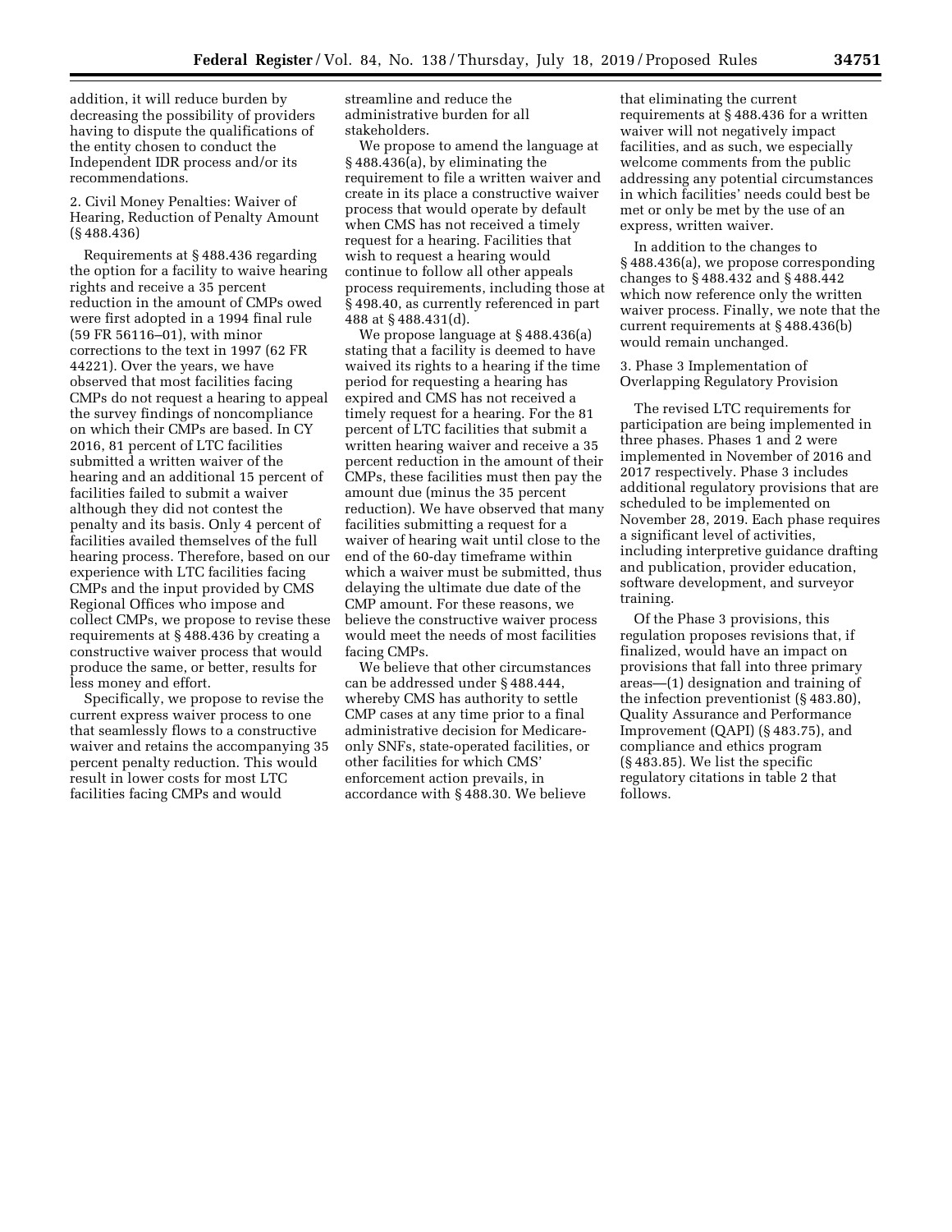addition, it will reduce burden by decreasing the possibility of providers having to dispute the qualifications of the entity chosen to conduct the Independent IDR process and/or its recommendations.

2. Civil Money Penalties: Waiver of Hearing, Reduction of Penalty Amount (§ 488.436)

Requirements at § 488.436 regarding the option for a facility to waive hearing rights and receive a 35 percent reduction in the amount of CMPs owed were first adopted in a 1994 final rule (59 FR 56116–01), with minor corrections to the text in 1997 (62 FR 44221). Over the years, we have observed that most facilities facing CMPs do not request a hearing to appeal the survey findings of noncompliance on which their CMPs are based. In CY 2016, 81 percent of LTC facilities submitted a written waiver of the hearing and an additional 15 percent of facilities failed to submit a waiver although they did not contest the penalty and its basis. Only 4 percent of facilities availed themselves of the full hearing process. Therefore, based on our experience with LTC facilities facing CMPs and the input provided by CMS Regional Offices who impose and collect CMPs, we propose to revise these requirements at § 488.436 by creating a constructive waiver process that would produce the same, or better, results for less money and effort.

Specifically, we propose to revise the current express waiver process to one that seamlessly flows to a constructive waiver and retains the accompanying 35 percent penalty reduction. This would result in lower costs for most LTC facilities facing CMPs and would streamline and reduce the administrative burden for all stakeholders.

We propose to amend the language at § 488.436(a), by eliminating the requirement to file a written waiver and create in its place a constructive waiver process that would operate by default when CMS has not received a timely request for a hearing. Facilities that wish to request a hearing would continue to follow all other appeals process requirements, including those at § 498.40, as currently referenced in part 488 at § 488.431(d).

We propose language at § 488.436(a) stating that a facility is deemed to have waived its rights to a hearing if the time period for requesting a hearing has expired and CMS has not received a timely request for a hearing. For the 81 percent of LTC facilities that submit a written hearing waiver and receive a 35 percent reduction in the amount of their CMPs, these facilities must then pay the amount due (minus the 35 percent reduction). We have observed that many facilities submitting a request for a waiver of hearing wait until close to the end of the 60-day timeframe within which a waiver must be submitted, thus delaying the ultimate due date of the CMP amount. For these reasons, we believe the constructive waiver process would meet the needs of most facilities facing CMPs.

We believe that other circumstances can be addressed under § 488.444, whereby CMS has authority to settle CMP cases at any time prior to a final administrative decision for Medicare-only SNFs, state-operated facilities, or other facilities for which CMS' enforcement action prevails, in accordance with § 488.30. We believe that eliminating the current requirements at § 488.436 for a written waiver will not negatively impact facilities, and as such, we especially welcome comments from the public addressing any potential circumstances in which facilities' needs could best be met or only be met by the use of an express, written waiver.

In addition to the changes to § 488.436(a), we propose corresponding changes to § 488.432 and § 488.442 which now reference only the written waiver process. Finally, we note that the current requirements at § 488.436(b) would remain unchanged.

3. Phase 3 Implementation of Overlapping Regulatory Provision

The revised LTC requirements for participation are being implemented in three phases. Phases 1 and 2 were implemented in November of 2016 and 2017 respectively. Phase 3 includes additional regulatory provisions that are scheduled to be implemented on November 28, 2019. Each phase requires a significant level of activities, including interpretive guidance drafting and publication, provider education, software development, and surveyor training.

Of the Phase 3 provisions, this regulation proposes revisions that, if finalized, would have an impact on provisions that fall into three primary areas—(1) designation and training of the infection preventionist (§ 483.80), Quality Assurance and Performance Improvement (QAPI) (§ 483.75), and compliance and ethics program (§ 483.85). We list the specific regulatory citations in table 2 that follows.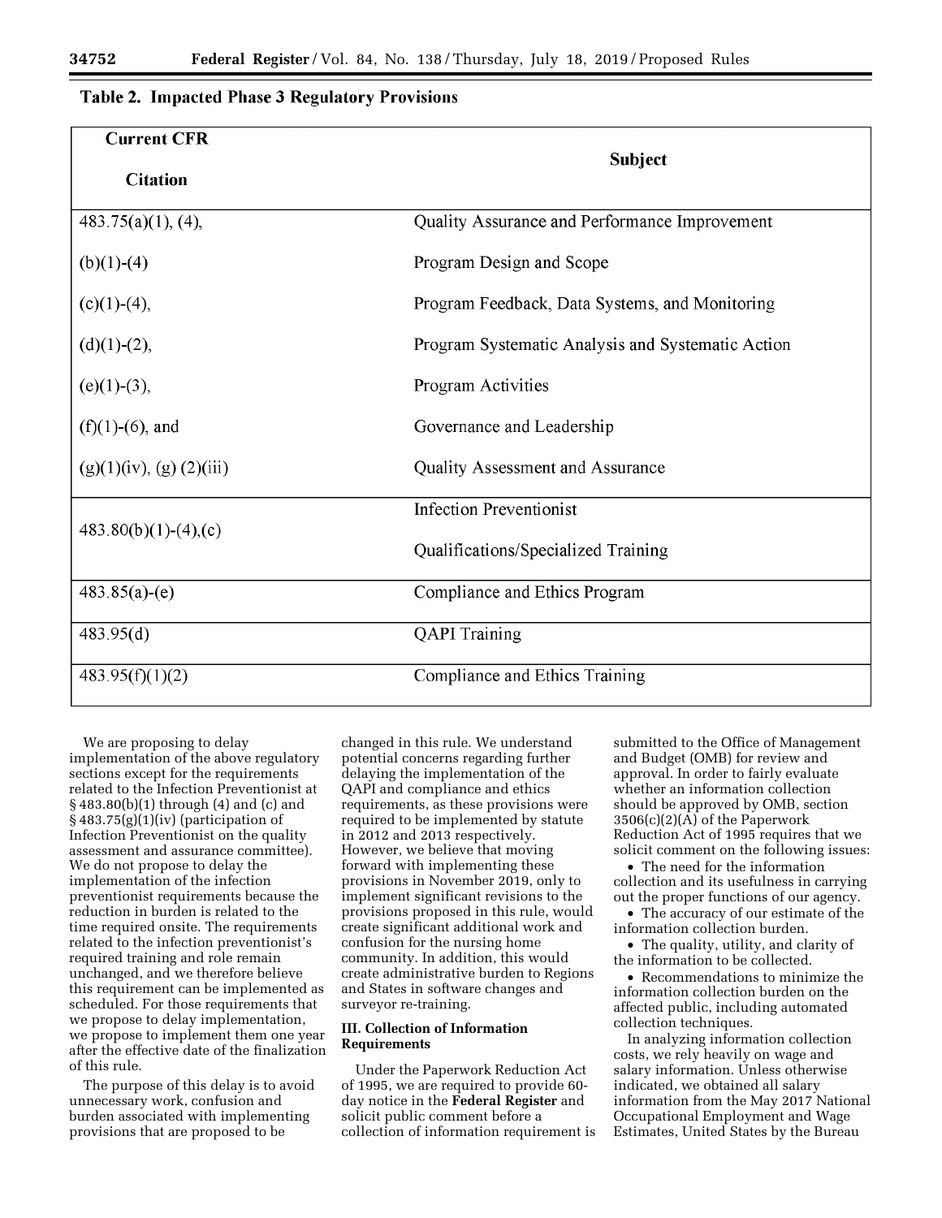**Table 2. Impacted Phase 3 Regulatory Provisions**

| Current CFR Citation | Subject |
| --- | --- |
| 483.75(a)(1), (4), | Quality Assurance and Performance Improvement |
| (b)(1)-(4) | Program Design and Scope |
| (c)(1)-(4), | Program Feedback, Data Systems, and Monitoring |
| (d)(1)-(2), | Program Systematic Analysis and Systematic Action |
| (e)(1)-(3), | Program Activities |
| (f)(1)-(6), and | Governance and Leadership |
| (g)(1)(iv), (g) (2)(iii) | Quality Assessment and Assurance |
| 483.80(b)(1)-(4),(c) | Infection Preventionist<br>Qualifications/Specialized Training |
| 483.85(a)-(e) | Compliance and Ethics Program |
| 483.95(d) | QAPI Training |
| 483.95(f)(1)(2) | Compliance and Ethics Training |

We are proposing to delay implementation of the above regulatory sections except for the requirements related to the Infection Preventionist at § 483.80(b)(1) through (4) and (c) and § 483.75(g)(1)(iv) (participation of Infection Preventionist on the quality assessment and assurance committee). We do not propose to delay the implementation of the infection preventionist requirements because the reduction in burden is related to the time required onsite. The requirements related to the infection preventionist's required training and role remain unchanged, and we therefore believe this requirement can be implemented as scheduled. For those requirements that we propose to delay implementation, we propose to implement them one year after the effective date of the finalization of this rule.

The purpose of this delay is to avoid unnecessary work, confusion and burden associated with implementing provisions that are proposed to be changed in this rule. We understand potential concerns regarding further delaying the implementation of the QAPI and compliance and ethics requirements, as these provisions were required to be implemented by statute in 2012 and 2013 respectively. However, we believe that moving forward with implementing these provisions in November 2019, only to implement significant revisions to the provisions proposed in this rule, would create significant additional work and confusion for the nursing home community. In addition, this would create administrative burden to Regions and States in software changes and surveyor re-training.

## III. Collection of Information Requirements

Under the Paperwork Reduction Act of 1995, we are required to provide 60-day notice in the **Federal Register** and solicit public comment before a collection of information requirement is submitted to the Office of Management and Budget (OMB) for review and approval. In order to fairly evaluate whether an information collection should be approved by OMB, section 3506(c)(2)(A) of the Paperwork Reduction Act of 1995 requires that we solicit comment on the following issues:

- The need for the information collection and its usefulness in carrying out the proper functions of our agency.
- The accuracy of our estimate of the information collection burden.
- The quality, utility, and clarity of the information to be collected.
- Recommendations to minimize the information collection burden on the affected public, including automated collection techniques.

In analyzing information collection costs, we rely heavily on wage and salary information. Unless otherwise indicated, we obtained all salary information from the May 2017 National Occupational Employment and Wage Estimates, United States by the Bureau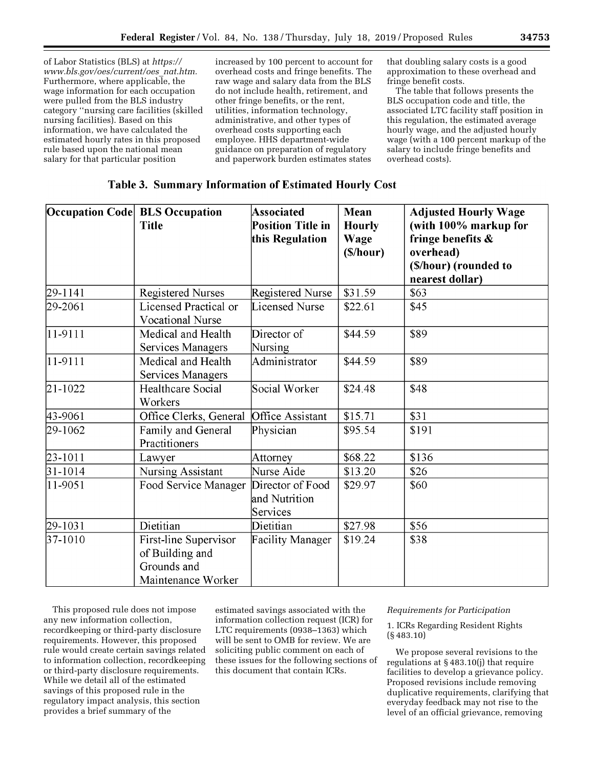of Labor Statistics (BLS) at *https://www.bls.gov/oes/current/oes_nat.htm.* Furthermore, where applicable, the wage information for each occupation were pulled from the BLS industry category ''nursing care facilities (skilled nursing facilities). Based on this information, we have calculated the estimated hourly rates in this proposed rule based upon the national mean salary for that particular position increased by 100 percent to account for overhead costs and fringe benefits. The raw wage and salary data from the BLS do not include health, retirement, and other fringe benefits, or the rent, utilities, information technology, administrative, and other types of overhead costs supporting each employee. HHS department-wide guidance on preparation of regulatory and paperwork burden estimates states that doubling salary costs is a good approximation to these overhead and fringe benefit costs.

The table that follows presents the BLS occupation code and title, the associated LTC facility staff position in this regulation, the estimated average hourly wage, and the adjusted hourly wage (with a 100 percent markup of the salary to include fringe benefits and overhead costs).

**Table 3. Summary Information of Estimated Hourly Cost**

| Occupation Code | BLS Occupation Title | Associated Position Title in this Regulation | Mean Hourly Wage ($/hour) | Adjusted Hourly Wage (with 100% markup for fringe benefits & overhead) ($/hour) (rounded to nearest dollar) |
|---|---|---|---|---|
| 29-1141 | Registered Nurses | Registered Nurse | $31.59 | $63 |
| 29-2061 | Licensed Practical or Vocational Nurse | Licensed Nurse | $22.61 | $45 |
| 11-9111 | Medical and Health Services Managers | Director of Nursing | $44.59 | $89 |
| 11-9111 | Medical and Health Services Managers | Administrator | $44.59 | $89 |
| 21-1022 | Healthcare Social Workers | Social Worker | $24.48 | $48 |
| 43-9061 | Office Clerks, General | Office Assistant | $15.71 | $31 |
| 29-1062 | Family and General Practitioners | Physician | $95.54 | $191 |
| 23-1011 | Lawyer | Attorney | $68.22 | $136 |
| 31-1014 | Nursing Assistant | Nurse Aide | $13.20 | $26 |
| 11-9051 | Food Service Manager | Director of Food and Nutrition Services | $29.97 | $60 |
| 29-1031 | Dietitian | Dietitian | $27.98 | $56 |
| 37-1010 | First-line Supervisor of Building and Grounds and Maintenance Worker | Facility Manager | $19.24 | $38 |

This proposed rule does not impose any new information collection, recordkeeping or third-party disclosure requirements. However, this proposed rule would create certain savings related to information collection, recordkeeping or third-party disclosure requirements. While we detail all of the estimated savings of this proposed rule in the regulatory impact analysis, this section provides a brief summary of the estimated savings associated with the information collection request (ICR) for LTC requirements (0938–1363) which will be sent to OMB for review. We are soliciting public comment on each of these issues for the following sections of this document that contain ICRs.

*Requirements for Participation*

1. ICRs Regarding Resident Rights (§ 483.10)

We propose several revisions to the regulations at § 483.10(j) that require facilities to develop a grievance policy. Proposed revisions include removing duplicative requirements, clarifying that everyday feedback may not rise to the level of an official grievance, removing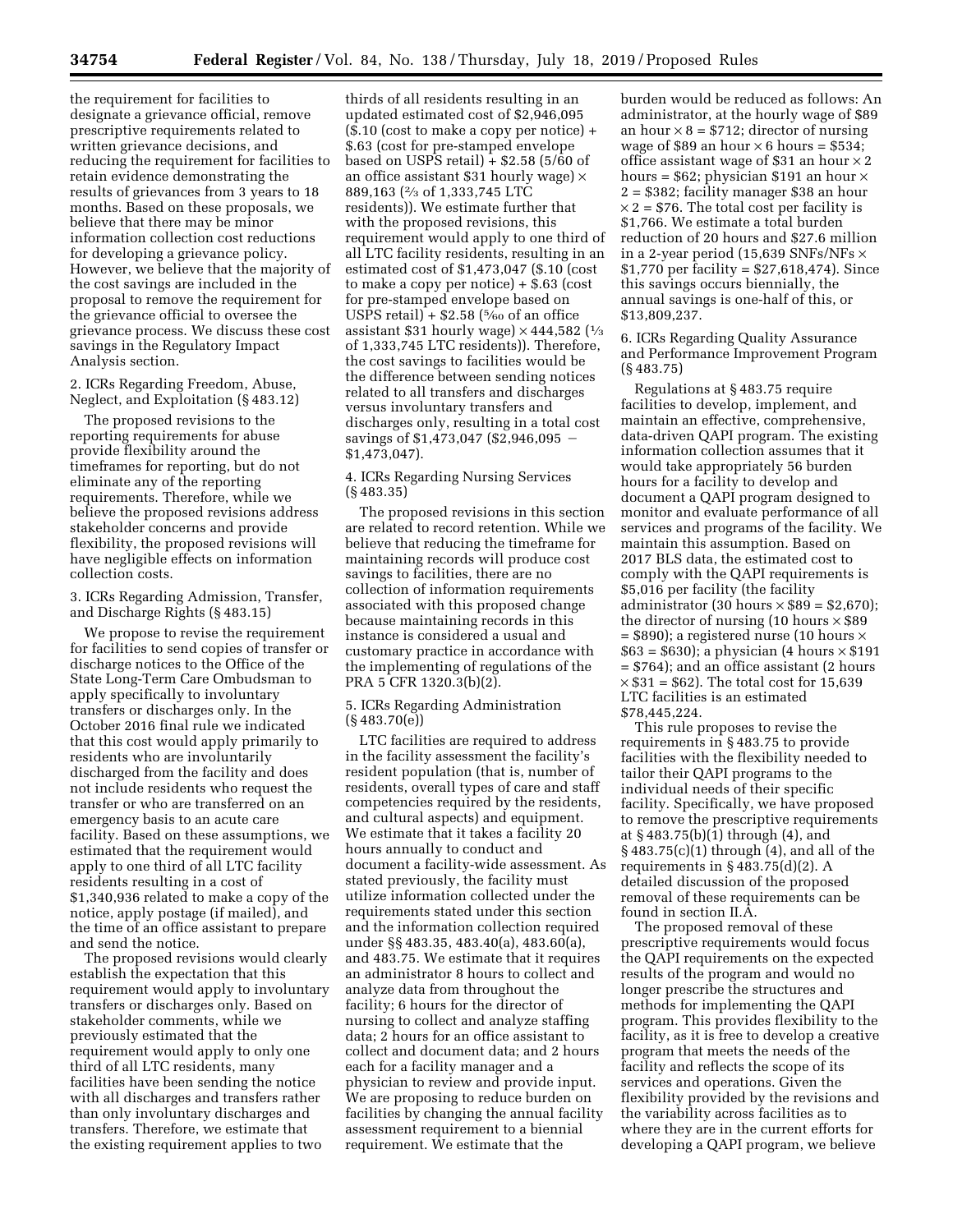the requirement for facilities to designate a grievance official, remove prescriptive requirements related to written grievance decisions, and reducing the requirement for facilities to retain evidence demonstrating the results of grievances from 3 years to 18 months. Based on these proposals, we believe that there may be minor information collection cost reductions for developing a grievance policy. However, we believe that the majority of the cost savings are included in the proposal to remove the requirement for the grievance official to oversee the grievance process. We discuss these cost savings in the Regulatory Impact Analysis section.

2. ICRs Regarding Freedom, Abuse, Neglect, and Exploitation (§ 483.12)

The proposed revisions to the reporting requirements for abuse provide flexibility around the timeframes for reporting, but do not eliminate any of the reporting requirements. Therefore, while we believe the proposed revisions address stakeholder concerns and provide flexibility, the proposed revisions will have negligible effects on information collection costs.

3. ICRs Regarding Admission, Transfer, and Discharge Rights (§ 483.15)

We propose to revise the requirement for facilities to send copies of transfer or discharge notices to the Office of the State Long-Term Care Ombudsman to apply specifically to involuntary transfers or discharges only. In the October 2016 final rule we indicated that this cost would apply primarily to residents who are involuntarily discharged from the facility and does not include residents who request the transfer or who are transferred on an emergency basis to an acute care facility. Based on these assumptions, we estimated that the requirement would apply to one third of all LTC facility residents resulting in a cost of $1,340,936 related to make a copy of the notice, apply postage (if mailed), and the time of an office assistant to prepare and send the notice.

The proposed revisions would clearly establish the expectation that this requirement would apply to involuntary transfers or discharges only. Based on stakeholder comments, while we previously estimated that the requirement would apply to only one third of all LTC residents, many facilities have been sending the notice with all discharges and transfers rather than only involuntary discharges and transfers. Therefore, we estimate that the existing requirement applies to two thirds of all residents resulting in an updated estimated cost of $2,946,095 ($.10 (cost to make a copy per notice) + $.63 (cost for pre-stamped envelope based on USPS retail) + $2.58 (5/60 of an office assistant $31 hourly wage) × 889,163 (⅔ of 1,333,745 LTC residents)). We estimate further that with the proposed revisions, this requirement would apply to one third of all LTC facility residents, resulting in an estimated cost of $1,473,047 ($.10 (cost to make a copy per notice) + $.63 (cost for pre-stamped envelope based on USPS retail) + $2.58 (5⁄60 of an office assistant $31 hourly wage) × 444,582 (⅓ of 1,333,745 LTC residents)). Therefore, the cost savings to facilities would be the difference between sending notices related to all transfers and discharges versus involuntary transfers and discharges only, resulting in a total cost savings of $1,473,047 ($2,946,095 − $1,473,047).

4. ICRs Regarding Nursing Services (§ 483.35)

The proposed revisions in this section are related to record retention. While we believe that reducing the timeframe for maintaining records will produce cost savings to facilities, there are no collection of information requirements associated with this proposed change because maintaining records in this instance is considered a usual and customary practice in accordance with the implementing of regulations of the PRA 5 CFR 1320.3(b)(2).

5. ICRs Regarding Administration (§ 483.70(e))

LTC facilities are required to address in the facility assessment the facility's resident population (that is, number of residents, overall types of care and staff competencies required by the residents, and cultural aspects) and equipment. We estimate that it takes a facility 20 hours annually to conduct and document a facility-wide assessment. As stated previously, the facility must utilize information collected under the requirements stated under this section and the information collection required under §§ 483.35, 483.40(a), 483.60(a), and 483.75. We estimate that it requires an administrator 8 hours to collect and analyze data from throughout the facility; 6 hours for the director of nursing to collect and analyze staffing data; 2 hours for an office assistant to collect and document data; and 2 hours each for a facility manager and a physician to review and provide input. We are proposing to reduce burden on facilities by changing the annual facility assessment requirement to a biennial requirement. We estimate that the burden would be reduced as follows: An administrator, at the hourly wage of $89 an hour × 8 = $712; director of nursing wage of $89 an hour × 6 hours = $534; office assistant wage of $31 an hour × 2 hours = $62; physician $191 an hour × 2 = $382; facility manager $38 an hour × 2 = $76. The total cost per facility is $1,766. We estimate a total burden reduction of 20 hours and $27.6 million in a 2-year period (15,639 SNFs/NFs × $1,770 per facility = $27,618,474). Since this savings occurs biennially, the annual savings is one-half of this, or $13,809,237.

6. ICRs Regarding Quality Assurance and Performance Improvement Program (§ 483.75)

Regulations at § 483.75 require facilities to develop, implement, and maintain an effective, comprehensive, data-driven QAPI program. The existing information collection assumes that it would take appropriately 56 burden hours for a facility to develop and document a QAPI program designed to monitor and evaluate performance of all services and programs of the facility. We maintain this assumption. Based on 2017 BLS data, the estimated cost to comply with the QAPI requirements is $5,016 per facility (the facility administrator (30 hours × $89 = $2,670); the director of nursing (10 hours × $89 = $890); a registered nurse (10 hours × $63 = $630); a physician (4 hours × $191 = $764); and an office assistant (2 hours × $31 = $62). The total cost for 15,639 LTC facilities is an estimated $78,445,224.

This rule proposes to revise the requirements in § 483.75 to provide facilities with the flexibility needed to tailor their QAPI programs to the individual needs of their specific facility. Specifically, we have proposed to remove the prescriptive requirements at § 483.75(b)(1) through (4), and § 483.75(c)(1) through (4), and all of the requirements in § 483.75(d)(2). A detailed discussion of the proposed removal of these requirements can be found in section II.A.

The proposed removal of these prescriptive requirements would focus the QAPI requirements on the expected results of the program and would no longer prescribe the structures and methods for implementing the QAPI program. This provides flexibility to the facility, as it is free to develop a creative program that meets the needs of the facility and reflects the scope of its services and operations. Given the flexibility provided by the revisions and the variability across facilities as to where they are in the current efforts for developing a QAPI program, we believe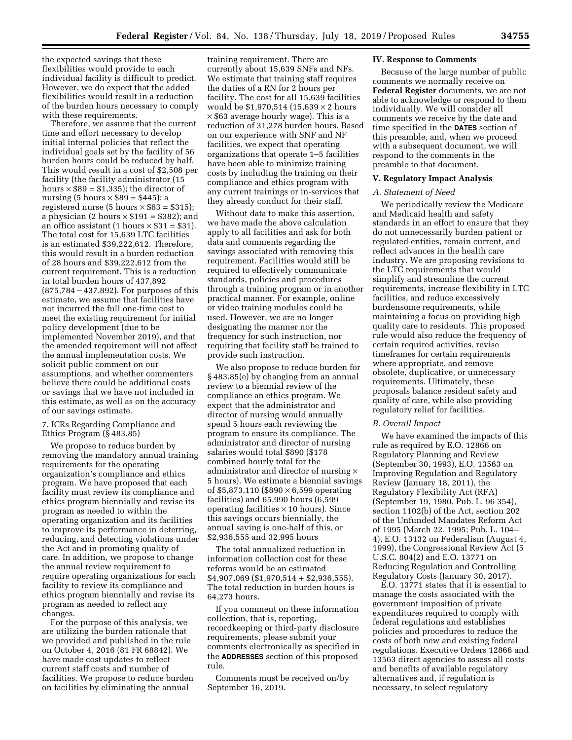the expected savings that these flexibilities would provide to each individual facility is difficult to predict. However, we do expect that the added flexibilities would result in a reduction of the burden hours necessary to comply with these requirements.

Therefore, we assume that the current time and effort necessary to develop initial internal policies that reflect the individual goals set by the facility of 56 burden hours could be reduced by half. This would result in a cost of $2,508 per facility (the facility administrator (15 hours × $89 = $1,335); the director of nursing (5 hours × $89 = $445); a registered nurse (5 hours × $63 = $315); a physician (2 hours × $191 = $382); and an office assistant (1 hours × $31 = $31). The total cost for 15,639 LTC facilities is an estimated $39,222,612. Therefore, this would result in a burden reduction of 28 hours and $39,222,612 from the current requirement. This is a reduction in total burden hours of 437,892 (875,784 − 437,892). For purposes of this estimate, we assume that facilities have not incurred the full one-time cost to meet the existing requirement for initial policy development (due to be implemented November 2019), and that the amended requirement will not affect the annual implementation costs. We solicit public comment on our assumptions, and whether commenters believe there could be additional costs or savings that we have not included in this estimate, as well as on the accuracy of our savings estimate.

7. ICRs Regarding Compliance and Ethics Program (§ 483.85)

We propose to reduce burden by removing the mandatory annual training requirements for the operating organization's compliance and ethics program. We have proposed that each facility must review its compliance and ethics program biennially and revise its program as needed to within the operating organization and its facilities to improve its performance in deterring, reducing, and detecting violations under the Act and in promoting quality of care. In addition, we propose to change the annual review requirement to require operating organizations for each facility to review its compliance and ethics program biennially and revise its program as needed to reflect any changes.

For the purpose of this analysis, we are utilizing the burden rationale that we provided and published in the rule on October 4, 2016 (81 FR 68842). We have made cost updates to reflect current staff costs and number of facilities. We propose to reduce burden on facilities by eliminating the annual training requirement. There are currently about 15,639 SNFs and NFs. We estimate that training staff requires the duties of a RN for 2 hours per facility. The cost for all 15,639 facilities would be $1,970,514 (15,639 × 2 hours × $63 average hourly wage). This is a reduction of 31,278 burden hours. Based on our experience with SNF and NF facilities, we expect that operating organizations that operate 1–5 facilities have been able to minimize training costs by including the training on their compliance and ethics program with any current trainings or in-services that they already conduct for their staff.

Without data to make this assertion, we have made the above calculation apply to all facilities and ask for both data and comments regarding the savings associated with removing this requirement. Facilities would still be required to effectively communicate standards, policies and procedures through a training program or in another practical manner. For example, online or video training modules could be used. However, we are no longer designating the manner nor the frequency for such instruction, nor requiring that facility staff be trained to provide such instruction.

We also propose to reduce burden for § 483.85(e) by changing from an annual review to a biennial review of the compliance an ethics program. We expect that the administrator and director of nursing would annually spend 5 hours each reviewing the program to ensure its compliance. The administrator and director of nursing salaries would total $890 ($178 combined hourly total for the administrator and director of nursing × 5 hours). We estimate a biennial savings of $5,873,110 ($890 × 6,599 operating facilities) and 65,990 hours (6,599 operating facilities × 10 hours). Since this savings occurs biennially, the annual saving is one-half of this, or $2,936,555 and 32,995 hours

The total annualized reduction in information collection cost for these reforms would be an estimated $4,907,069 ($1,970,514 + $2,936,555). The total reduction in burden hours is 64,273 hours.

If you comment on these information collection, that is, reporting, recordkeeping or third-party disclosure requirements, please submit your comments electronically as specified in the **ADDRESSES** section of this proposed rule.

Comments must be received on/by September 16, 2019.

## IV. Response to Comments

Because of the large number of public comments we normally receive on **Federal Register** documents, we are not able to acknowledge or respond to them individually. We will consider all comments we receive by the date and time specified in the **DATES** section of this preamble, and, when we proceed with a subsequent document, we will respond to the comments in the preamble to that document.

## V. Regulatory Impact Analysis

### *A. Statement of Need*

We periodically review the Medicare and Medicaid health and safety standards in an effort to ensure that they do not unnecessarily burden patient or regulated entities, remain current, and reflect advances in the health care industry. We are proposing revisions to the LTC requirements that would simplify and streamline the current requirements, increase flexibility in LTC facilities, and reduce excessively burdensome requirements, while maintaining a focus on providing high quality care to residents. This proposed rule would also reduce the frequency of certain required activities, revise timeframes for certain requirements where appropriate, and remove obsolete, duplicative, or unnecessary requirements. Ultimately, these proposals balance resident safety and quality of care, while also providing regulatory relief for facilities.

### *B. Overall Impact*

We have examined the impacts of this rule as required by E.O. 12866 on Regulatory Planning and Review (September 30, 1993), E.O. 13563 on Improving Regulation and Regulatory Review (January 18, 2011), the Regulatory Flexibility Act (RFA) (September 19, 1980, Pub. L. 96 354), section 1102(b) of the Act, section 202 of the Unfunded Mandates Reform Act of 1995 (March 22, 1995; Pub. L. 104–4), E.O. 13132 on Federalism (August 4, 1999), the Congressional Review Act (5 U.S.C. 804(2) and E.O. 13771 on Reducing Regulation and Controlling Regulatory Costs (January 30, 2017).

E.O. 13771 states that it is essential to manage the costs associated with the government imposition of private expenditures required to comply with federal regulations and establishes policies and procedures to reduce the costs of both new and existing federal regulations. Executive Orders 12866 and 13563 direct agencies to assess all costs and benefits of available regulatory alternatives and, if regulation is necessary, to select regulatory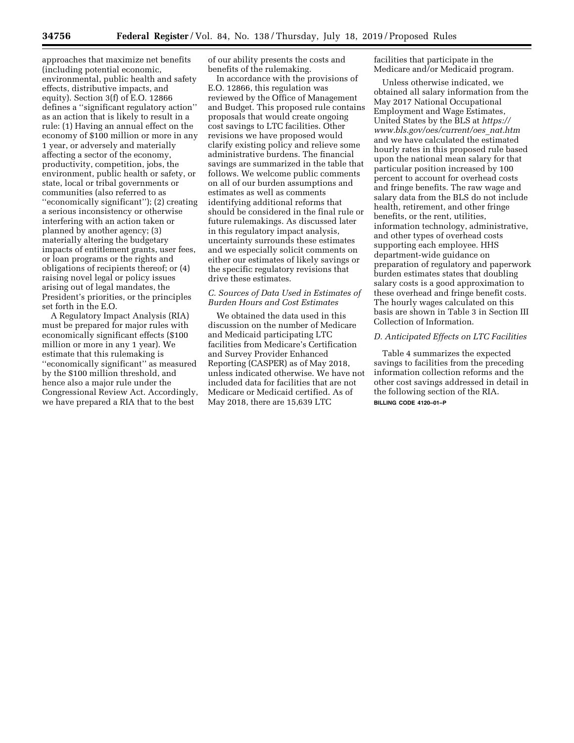approaches that maximize net benefits (including potential economic, environmental, public health and safety effects, distributive impacts, and equity). Section 3(f) of E.O. 12866 defines a ''significant regulatory action'' as an action that is likely to result in a rule: (1) Having an annual effect on the economy of $100 million or more in any 1 year, or adversely and materially affecting a sector of the economy, productivity, competition, jobs, the environment, public health or safety, or state, local or tribal governments or communities (also referred to as ''economically significant''); (2) creating a serious inconsistency or otherwise interfering with an action taken or planned by another agency; (3) materially altering the budgetary impacts of entitlement grants, user fees, or loan programs or the rights and obligations of recipients thereof; or (4) raising novel legal or policy issues arising out of legal mandates, the President's priorities, or the principles set forth in the E.O.

A Regulatory Impact Analysis (RIA) must be prepared for major rules with economically significant effects ($100 million or more in any 1 year). We estimate that this rulemaking is ''economically significant'' as measured by the $100 million threshold, and hence also a major rule under the Congressional Review Act. Accordingly, we have prepared a RIA that to the best of our ability presents the costs and benefits of the rulemaking.

In accordance with the provisions of E.O. 12866, this regulation was reviewed by the Office of Management and Budget. This proposed rule contains proposals that would create ongoing cost savings to LTC facilities. Other revisions we have proposed would clarify existing policy and relieve some administrative burdens. The financial savings are summarized in the table that follows. We welcome public comments on all of our burden assumptions and estimates as well as comments identifying additional reforms that should be considered in the final rule or future rulemakings. As discussed later in this regulatory impact analysis, uncertainty surrounds these estimates and we especially solicit comments on either our estimates of likely savings or the specific regulatory revisions that drive these estimates.

### *C. Sources of Data Used in Estimates of Burden Hours and Cost Estimates*

We obtained the data used in this discussion on the number of Medicare and Medicaid participating LTC facilities from Medicare's Certification and Survey Provider Enhanced Reporting (CASPER) as of May 2018, unless indicated otherwise. We have not included data for facilities that are not Medicare or Medicaid certified. As of May 2018, there are 15,639 LTC facilities that participate in the Medicare and/or Medicaid program.

Unless otherwise indicated, we obtained all salary information from the May 2017 National Occupational Employment and Wage Estimates, United States by the BLS at *https://www.bls.gov/oes/current/oes_nat.htm* and we have calculated the estimated hourly rates in this proposed rule based upon the national mean salary for that particular position increased by 100 percent to account for overhead costs and fringe benefits. The raw wage and salary data from the BLS do not include health, retirement, and other fringe benefits, or the rent, utilities, information technology, administrative, and other types of overhead costs supporting each employee. HHS department-wide guidance on preparation of regulatory and paperwork burden estimates states that doubling salary costs is a good approximation to these overhead and fringe benefit costs. The hourly wages calculated on this basis are shown in Table 3 in Section III Collection of Information.

### *D. Anticipated Effects on LTC Facilities*

Table 4 summarizes the expected savings to facilities from the preceding information collection reforms and the other cost savings addressed in detail in the following section of the RIA.

BILLING CODE 4120–01–P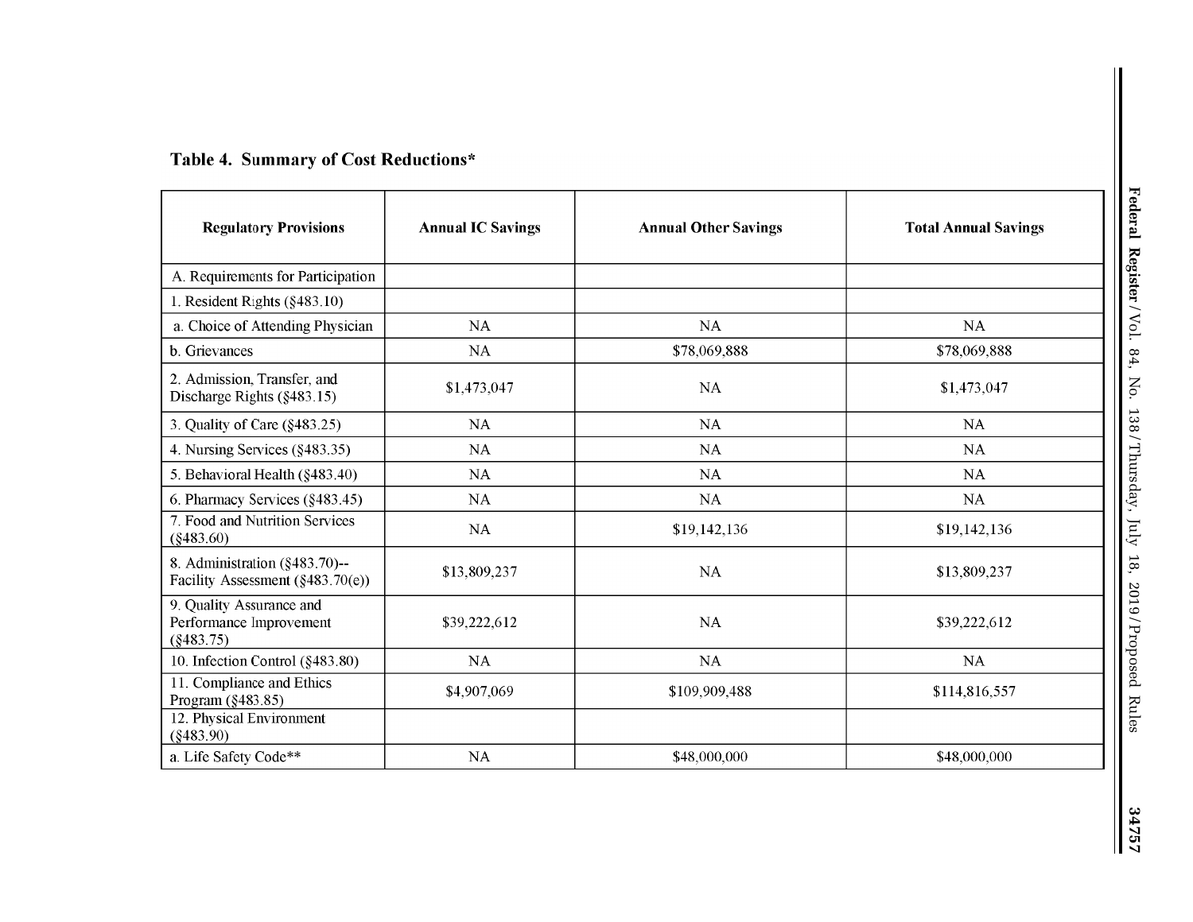**Table 4. Summary of Cost Reductions***

| Regulatory Provisions | Annual IC Savings | Annual Other Savings | Total Annual Savings |
|---|---|---|---|
| A. Requirements for Participation | | | |
| 1. Resident Rights (§483.10) | | | |
| a. Choice of Attending Physician | NA | NA | NA |
| b. Grievances | NA | $78,069,888 | $78,069,888 |
| 2. Admission, Transfer, and Discharge Rights (§483.15) | $1,473,047 | NA | $1,473,047 |
| 3. Quality of Care (§483.25) | NA | NA | NA |
| 4. Nursing Services (§483.35) | NA | NA | NA |
| 5. Behavioral Health (§483.40) | NA | NA | NA |
| 6. Pharmacy Services (§483.45) | NA | NA | NA |
| 7. Food and Nutrition Services (§483.60) | NA | $19,142,136 | $19,142,136 |
| 8. Administration (§483.70)--Facility Assessment (§483.70(e)) | $13,809,237 | NA | $13,809,237 |
| 9. Quality Assurance and Performance Improvement (§483.75) | $39,222,612 | NA | $39,222,612 |
| 10. Infection Control (§483.80) | NA | NA | NA |
| 11. Compliance and Ethics Program (§483.85) | $4,907,069 | $109,909,488 | $114,816,557 |
| 12. Physical Environment (§483.90) | | | |
| a. Life Safety Code** | NA | $48,000,000 | $48,000,000 |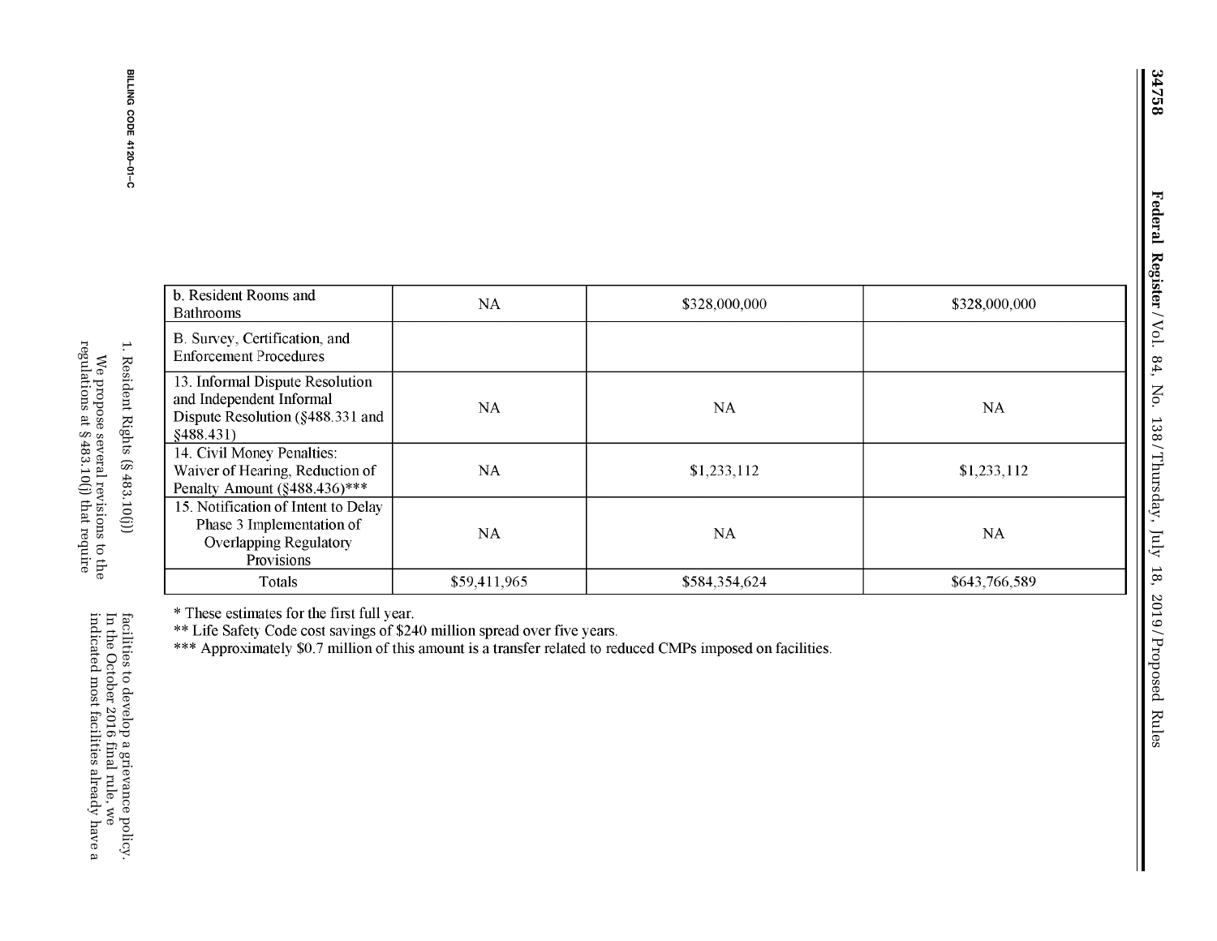| b. Resident Rooms and Bathrooms | NA | $328,000,000 | $328,000,000 |
|---|---|---|---|
| B. Survey, Certification, and Enforcement Procedures | | | |
| 13. Informal Dispute Resolution and Independent Informal Dispute Resolution (§488.331 and §488.431) | NA | NA | NA |
| 14. Civil Money Penalties: Waiver of Hearing, Reduction of Penalty Amount (§488.436)*** | NA | $1,233,112 | $1,233,112 |
| 15. Notification of Intent to Delay Phase 3 Implementation of Overlapping Regulatory Provisions | NA | NA | NA |
| Totals | $59,411,965 | $584,354,624 | $643,766,589 |

* These estimates for the first full year.

** Life Safety Code cost savings of $240 million spread over five years.

*** Approximately $0.7 million of this amount is a transfer related to reduced CMPs imposed on facilities.

BILLING CODE 4120–01–C

1. Resident Rights (§ 483.10(j))

We propose several revisions to the regulations at § 483.10(j) that require facilities to develop a grievance policy. In the October 2016 final rule, we indicated most facilities already have a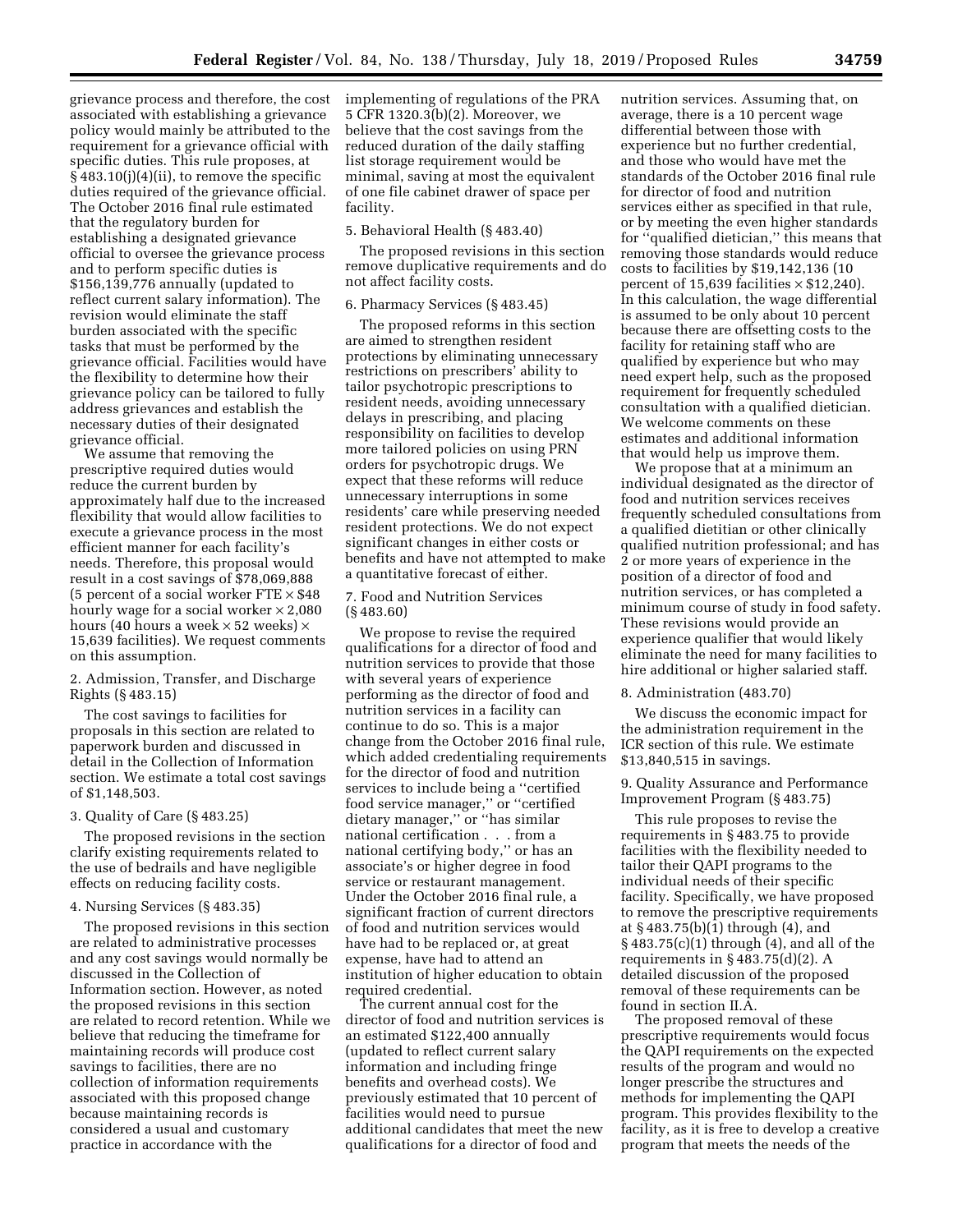grievance process and therefore, the cost associated with establishing a grievance policy would mainly be attributed to the requirement for a grievance official with specific duties. This rule proposes, at § 483.10(j)(4)(ii), to remove the specific duties required of the grievance official. The October 2016 final rule estimated that the regulatory burden for establishing a designated grievance official to oversee the grievance process and to perform specific duties is $156,139,776 annually (updated to reflect current salary information). The revision would eliminate the staff burden associated with the specific tasks that must be performed by the grievance official. Facilities would have the flexibility to determine how their grievance policy can be tailored to fully address grievances and establish the necessary duties of their designated grievance official.

We assume that removing the prescriptive required duties would reduce the current burden by approximately half due to the increased flexibility that would allow facilities to execute a grievance process in the most efficient manner for each facility's needs. Therefore, this proposal would result in a cost savings of $78,069,888 (5 percent of a social worker FTE × $48 hourly wage for a social worker × 2,080 hours (40 hours a week × 52 weeks) × 15,639 facilities). We request comments on this assumption.

2. Admission, Transfer, and Discharge Rights (§ 483.15)

The cost savings to facilities for proposals in this section are related to paperwork burden and discussed in detail in the Collection of Information section. We estimate a total cost savings of $1,148,503.

3. Quality of Care (§ 483.25)

The proposed revisions in the section clarify existing requirements related to the use of bedrails and have negligible effects on reducing facility costs.

4. Nursing Services (§ 483.35)

The proposed revisions in this section are related to administrative processes and any cost savings would normally be discussed in the Collection of Information section. However, as noted the proposed revisions in this section are related to record retention. While we believe that reducing the timeframe for maintaining records will produce cost savings to facilities, there are no collection of information requirements associated with this proposed change because maintaining records is considered a usual and customary practice in accordance with the implementing of regulations of the PRA 5 CFR 1320.3(b)(2). Moreover, we believe that the cost savings from the reduced duration of the daily staffing list storage requirement would be minimal, saving at most the equivalent of one file cabinet drawer of space per facility.

5. Behavioral Health (§ 483.40)

The proposed revisions in this section remove duplicative requirements and do not affect facility costs.

6. Pharmacy Services (§ 483.45)

The proposed reforms in this section are aimed to strengthen resident protections by eliminating unnecessary restrictions on prescribers' ability to tailor psychotropic prescriptions to resident needs, avoiding unnecessary delays in prescribing, and placing responsibility on facilities to develop more tailored policies on using PRN orders for psychotropic drugs. We expect that these reforms will reduce unnecessary interruptions in some residents' care while preserving needed resident protections. We do not expect significant changes in either costs or benefits and have not attempted to make a quantitative forecast of either.

7. Food and Nutrition Services (§ 483.60)

We propose to revise the required qualifications for a director of food and nutrition services to provide that those with several years of experience performing as the director of food and nutrition services in a facility can continue to do so. This is a major change from the October 2016 final rule, which added credentialing requirements for the director of food and nutrition services to include being a ''certified food service manager,'' or ''certified dietary manager,'' or ''has similar national certification . . . from a national certifying body,'' or has an associate's or higher degree in food service or restaurant management. Under the October 2016 final rule, a significant fraction of current directors of food and nutrition services would have had to be replaced or, at great expense, have had to attend an institution of higher education to obtain required credential.

The current annual cost for the director of food and nutrition services is an estimated $122,400 annually (updated to reflect current salary information and including fringe benefits and overhead costs). We previously estimated that 10 percent of facilities would need to pursue additional candidates that meet the new qualifications for a director of food and nutrition services. Assuming that, on average, there is a 10 percent wage differential between those with experience but no further credential, and those who would have met the standards of the October 2016 final rule for director of food and nutrition services either as specified in that rule, or by meeting the even higher standards for ''qualified dietician,'' this means that removing those standards would reduce costs to facilities by $19,142,136 (10 percent of 15,639 facilities × $12,240). In this calculation, the wage differential is assumed to be only about 10 percent because there are offsetting costs to the facility for retaining staff who are qualified by experience but who may need expert help, such as the proposed requirement for frequently scheduled consultation with a qualified dietician. We welcome comments on these estimates and additional information that would help us improve them.

We propose that at a minimum an individual designated as the director of food and nutrition services receives frequently scheduled consultations from a qualified dietitian or other clinically qualified nutrition professional; and has 2 or more years of experience in the position of a director of food and nutrition services, or has completed a minimum course of study in food safety. These revisions would provide an experience qualifier that would likely eliminate the need for many facilities to hire additional or higher salaried staff.

8. Administration (483.70)

We discuss the economic impact for the administration requirement in the ICR section of this rule. We estimate $13,840,515 in savings.

9. Quality Assurance and Performance Improvement Program (§ 483.75)

This rule proposes to revise the requirements in § 483.75 to provide facilities with the flexibility needed to tailor their QAPI programs to the individual needs of their specific facility. Specifically, we have proposed to remove the prescriptive requirements at § 483.75(b)(1) through (4), and § 483.75(c)(1) through (4), and all of the requirements in § 483.75(d)(2). A detailed discussion of the proposed removal of these requirements can be found in section II.A.

The proposed removal of these prescriptive requirements would focus the QAPI requirements on the expected results of the program and would no longer prescribe the structures and methods for implementing the QAPI program. This provides flexibility to the facility, as it is free to develop a creative program that meets the needs of the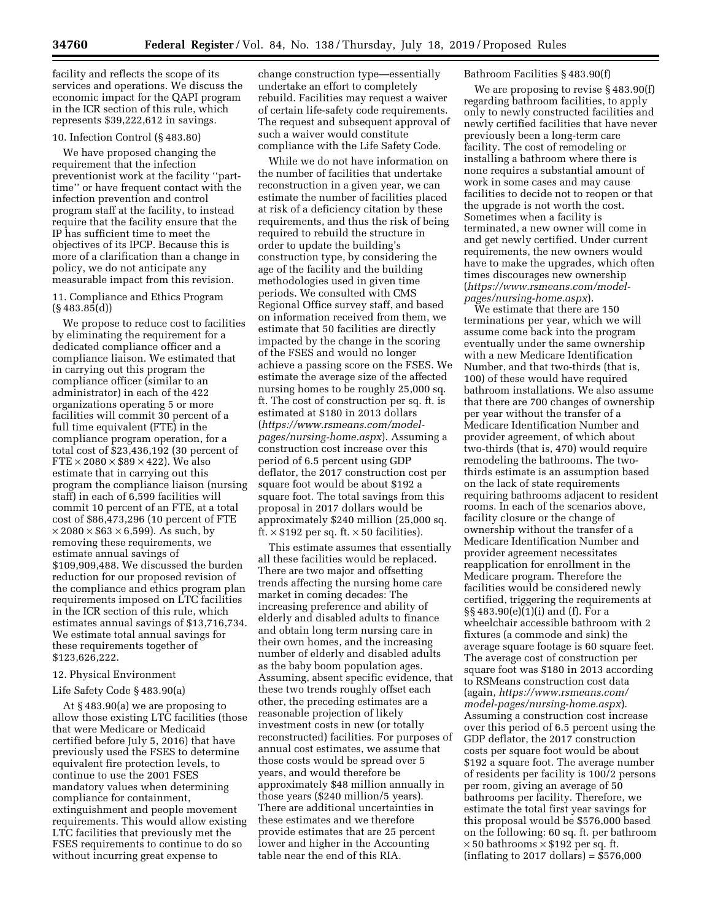facility and reflects the scope of its services and operations. We discuss the economic impact for the QAPI program in the ICR section of this rule, which represents $39,222,612 in savings.

10. Infection Control (§ 483.80)

We have proposed changing the requirement that the infection preventionist work at the facility ''part-time'' or have frequent contact with the infection prevention and control program staff at the facility, to instead require that the facility ensure that the IP has sufficient time to meet the objectives of its IPCP. Because this is more of a clarification than a change in policy, we do not anticipate any measurable impact from this revision.

11. Compliance and Ethics Program (§ 483.85(d))

We propose to reduce cost to facilities by eliminating the requirement for a dedicated compliance officer and a compliance liaison. We estimated that in carrying out this program the compliance officer (similar to an administrator) in each of the 422 organizations operating 5 or more facilities will commit 30 percent of a full time equivalent (FTE) in the compliance program operation, for a total cost of $23,436,192 (30 percent of FTE × 2080 × $89 × 422). We also estimate that in carrying out this program the compliance liaison (nursing staff) in each of 6,599 facilities will commit 10 percent of an FTE, at a total cost of $86,473,296 (10 percent of FTE × 2080 × $63 × 6,599). As such, by removing these requirements, we estimate annual savings of $109,909,488. We discussed the burden reduction for our proposed revision of the compliance and ethics program plan requirements imposed on LTC facilities in the ICR section of this rule, which estimates annual savings of $13,716,734. We estimate total annual savings for these requirements together of $123,626,222.

12. Physical Environment

Life Safety Code § 483.90(a)

At § 483.90(a) we are proposing to allow those existing LTC facilities (those that were Medicare or Medicaid certified before July 5, 2016) that have previously used the FSES to determine equivalent fire protection levels, to continue to use the 2001 FSES mandatory values when determining compliance for containment, extinguishment and people movement requirements. This would allow existing LTC facilities that previously met the FSES requirements to continue to do so without incurring great expense to change construction type—essentially undertake an effort to completely rebuild. Facilities may request a waiver of certain life-safety code requirements. The request and subsequent approval of such a waiver would constitute compliance with the Life Safety Code.

While we do not have information on the number of facilities that undertake reconstruction in a given year, we can estimate the number of facilities placed at risk of a deficiency citation by these requirements, and thus the risk of being required to rebuild the structure in order to update the building's construction type, by considering the age of the facility and the building methodologies used in given time periods. We consulted with CMS Regional Office survey staff, and based on information received from them, we estimate that 50 facilities are directly impacted by the change in the scoring of the FSES and would no longer achieve a passing score on the FSES. We estimate the average size of the affected nursing homes to be roughly 25,000 sq. ft. The cost of construction per sq. ft. is estimated at $180 in 2013 dollars (*https://www.rsmeans.com/model-pages/nursing-home.aspx*). Assuming a construction cost increase over this period of 6.5 percent using GDP deflator, the 2017 construction cost per square foot would be about $192 a square foot. The total savings from this proposal in 2017 dollars would be approximately $240 million (25,000 sq. ft. × $192 per sq. ft. × 50 facilities).

This estimate assumes that essentially all these facilities would be replaced. There are two major and offsetting trends affecting the nursing home care market in coming decades: The increasing preference and ability of elderly and disabled adults to finance and obtain long term nursing care in their own homes, and the increasing number of elderly and disabled adults as the baby boom population ages. Assuming, absent specific evidence, that these two trends roughly offset each other, the preceding estimates are a reasonable projection of likely investment costs in new (or totally reconstructed) facilities. For purposes of annual cost estimates, we assume that those costs would be spread over 5 years, and would therefore be approximately $48 million annually in those years ($240 million/5 years). There are additional uncertainties in these estimates and we therefore provide estimates that are 25 percent lower and higher in the Accounting table near the end of this RIA.

Bathroom Facilities § 483.90(f)

We are proposing to revise § 483.90(f) regarding bathroom facilities, to apply only to newly constructed facilities and newly certified facilities that have never previously been a long-term care facility. The cost of remodeling or installing a bathroom where there is none requires a substantial amount of work in some cases and may cause facilities to decide not to reopen or that the upgrade is not worth the cost. Sometimes when a facility is terminated, a new owner will come in and get newly certified. Under current requirements, the new owners would have to make the upgrades, which often times discourages new ownership (*https://www.rsmeans.com/model-pages/nursing-home.aspx*).

We estimate that there are 150 terminations per year, which we will assume come back into the program eventually under the same ownership with a new Medicare Identification Number, and that two-thirds (that is, 100) of these would have required bathroom installations. We also assume that there are 700 changes of ownership per year without the transfer of a Medicare Identification Number and provider agreement, of which about two-thirds (that is, 470) would require remodeling the bathrooms. The two-thirds estimate is an assumption based on the lack of state requirements requiring bathrooms adjacent to resident rooms. In each of the scenarios above, facility closure or the change of ownership without the transfer of a Medicare Identification Number and provider agreement necessitates reapplication for enrollment in the Medicare program. Therefore the facilities would be considered newly certified, triggering the requirements at §§ 483.90(e)(1)(i) and (f). For a wheelchair accessible bathroom with 2 fixtures (a commode and sink) the average square footage is 60 square feet. The average cost of construction per square foot was $180 in 2013 according to RSMeans construction cost data (again, *https://www.rsmeans.com/model-pages/nursing-home.aspx*). Assuming a construction cost increase over this period of 6.5 percent using the GDP deflator, the 2017 construction costs per square foot would be about $192 a square foot. The average number of residents per facility is 100/2 persons per room, giving an average of 50 bathrooms per facility. Therefore, we estimate the total first year savings for this proposal would be $576,000 based on the following: 60 sq. ft. per bathroom × 50 bathrooms × $192 per sq. ft. (inflating to 2017 dollars) = $576,000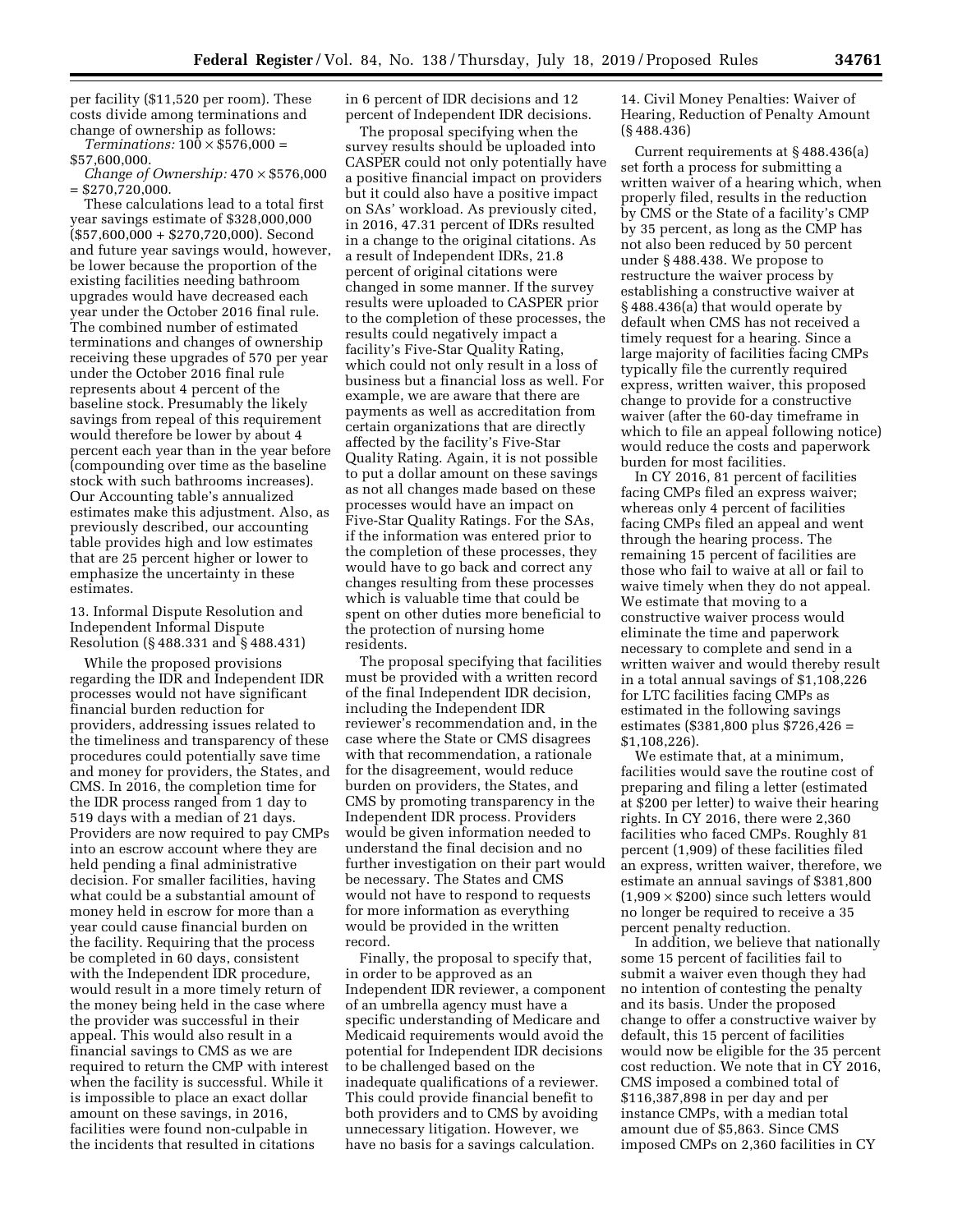per facility ($11,520 per room). These costs divide among terminations and change of ownership as follows:

*Terminations:* 100 × $576,000 = $57,600,000.

*Change of Ownership:* 470 × $576,000 = $270,720,000.

These calculations lead to a total first year savings estimate of $328,000,000 ($57,600,000 + $270,720,000). Second and future year savings would, however, be lower because the proportion of the existing facilities needing bathroom upgrades would have decreased each year under the October 2016 final rule. The combined number of estimated terminations and changes of ownership receiving these upgrades of 570 per year under the October 2016 final rule represents about 4 percent of the baseline stock. Presumably the likely savings from repeal of this requirement would therefore be lower by about 4 percent each year than in the year before (compounding over time as the baseline stock with such bathrooms increases). Our Accounting table's annualized estimates make this adjustment. Also, as previously described, our accounting table provides high and low estimates that are 25 percent higher or lower to emphasize the uncertainty in these estimates.

13. Informal Dispute Resolution and Independent Informal Dispute Resolution (§ 488.331 and § 488.431)

While the proposed provisions regarding the IDR and Independent IDR processes would not have significant financial burden reduction for providers, addressing issues related to the timeliness and transparency of these procedures could potentially save time and money for providers, the States, and CMS. In 2016, the completion time for the IDR process ranged from 1 day to 519 days with a median of 21 days. Providers are now required to pay CMPs into an escrow account where they are held pending a final administrative decision. For smaller facilities, having what could be a substantial amount of money held in escrow for more than a year could cause financial burden on the facility. Requiring that the process be completed in 60 days, consistent with the Independent IDR procedure, would result in a more timely return of the money being held in the case where the provider was successful in their appeal. This would also result in a financial savings to CMS as we are required to return the CMP with interest when the facility is successful. While it is impossible to place an exact dollar amount on these savings, in 2016, facilities were found non-culpable in the incidents that resulted in citations in 6 percent of IDR decisions and 12 percent of Independent IDR decisions.

The proposal specifying when the survey results should be uploaded into CASPER could not only potentially have a positive financial impact on providers but it could also have a positive impact on SAs' workload. As previously cited, in 2016, 47.31 percent of IDRs resulted in a change to the original citations. As a result of Independent IDRs, 21.8 percent of original citations were changed in some manner. If the survey results were uploaded to CASPER prior to the completion of these processes, the results could negatively impact a facility's Five-Star Quality Rating, which could not only result in a loss of business but a financial loss as well. For example, we are aware that there are payments as well as accreditation from certain organizations that are directly affected by the facility's Five-Star Quality Rating. Again, it is not possible to put a dollar amount on these savings as not all changes made based on these processes would have an impact on Five-Star Quality Ratings. For the SAs, if the information was entered prior to the completion of these processes, they would have to go back and correct any changes resulting from these processes which is valuable time that could be spent on other duties more beneficial to the protection of nursing home residents.

The proposal specifying that facilities must be provided with a written record of the final Independent IDR decision, including the Independent IDR reviewer's recommendation and, in the case where the State or CMS disagrees with that recommendation, a rationale for the disagreement, would reduce burden on providers, the States, and CMS by promoting transparency in the Independent IDR process. Providers would be given information needed to understand the final decision and no further investigation on their part would be necessary. The States and CMS would not have to respond to requests for more information as everything would be provided in the written record.

Finally, the proposal to specify that, in order to be approved as an Independent IDR reviewer, a component of an umbrella agency must have a specific understanding of Medicare and Medicaid requirements would avoid the potential for Independent IDR decisions to be challenged based on the inadequate qualifications of a reviewer. This could provide financial benefit to both providers and to CMS by avoiding unnecessary litigation. However, we have no basis for a savings calculation.

14. Civil Money Penalties: Waiver of Hearing, Reduction of Penalty Amount (§ 488.436)

Current requirements at § 488.436(a) set forth a process for submitting a written waiver of a hearing which, when properly filed, results in the reduction by CMS or the State of a facility's CMP by 35 percent, as long as the CMP has not also been reduced by 50 percent under § 488.438. We propose to restructure the waiver process by establishing a constructive waiver at § 488.436(a) that would operate by default when CMS has not received a timely request for a hearing. Since a large majority of facilities facing CMPs typically file the currently required express, written waiver, this proposed change to provide for a constructive waiver (after the 60-day timeframe in which to file an appeal following notice) would reduce the costs and paperwork burden for most facilities.

In CY 2016, 81 percent of facilities facing CMPs filed an express waiver; whereas only 4 percent of facilities facing CMPs filed an appeal and went through the hearing process. The remaining 15 percent of facilities are those who fail to waive at all or fail to waive timely when they do not appeal. We estimate that moving to a constructive waiver process would eliminate the time and paperwork necessary to complete and send in a written waiver and would thereby result in a total annual savings of $1,108,226 for LTC facilities facing CMPs as estimated in the following savings estimates ($381,800 plus $726,426 = $1,108,226).

We estimate that, at a minimum, facilities would save the routine cost of preparing and filing a letter (estimated at $200 per letter) to waive their hearing rights. In CY 2016, there were 2,360 facilities who faced CMPs. Roughly 81 percent (1,909) of these facilities filed an express, written waiver, therefore, we estimate an annual savings of $381,800 (1,909 × $200) since such letters would no longer be required to receive a 35 percent penalty reduction.

In addition, we believe that nationally some 15 percent of facilities fail to submit a waiver even though they had no intention of contesting the penalty and its basis. Under the proposed change to offer a constructive waiver by default, this 15 percent of facilities would now be eligible for the 35 percent cost reduction. We note that in CY 2016, CMS imposed a combined total of $116,387,898 in per day and per instance CMPs, with a median total amount due of $5,863. Since CMS imposed CMPs on 2,360 facilities in CY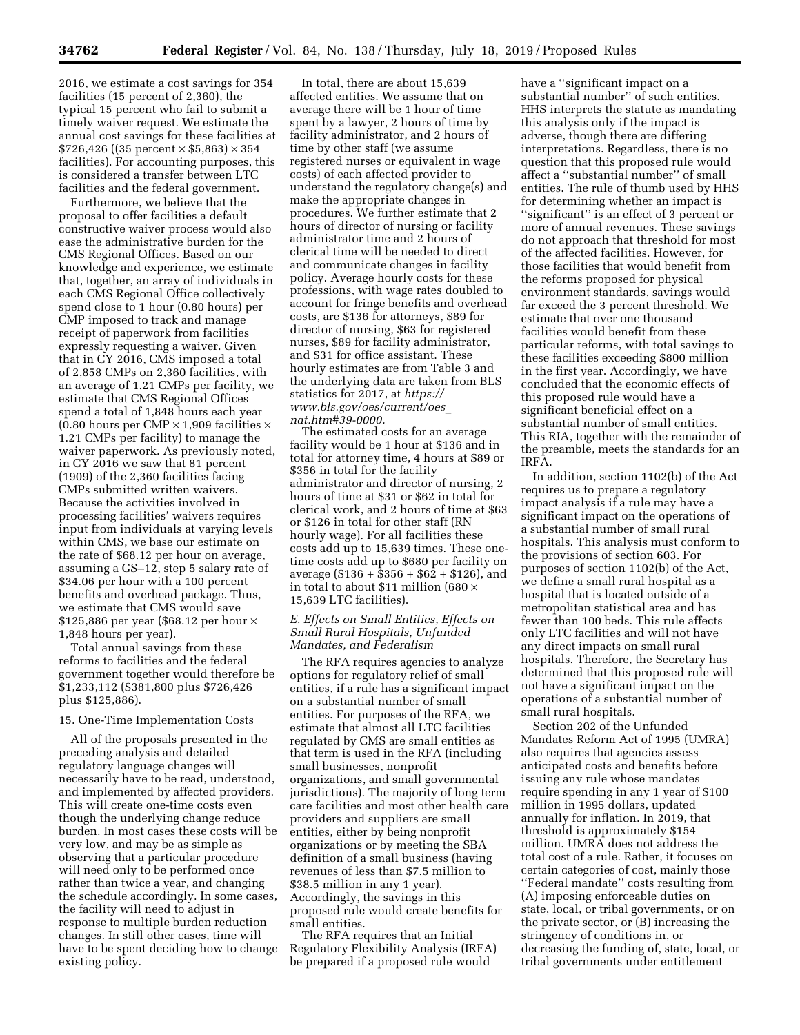2016, we estimate a cost savings for 354 facilities (15 percent of 2,360), the typical 15 percent who fail to submit a timely waiver request. We estimate the annual cost savings for these facilities at \$726,426 ((35 percent × \$5,863) × 354 facilities). For accounting purposes, this is considered a transfer between LTC facilities and the federal government.

Furthermore, we believe that the proposal to offer facilities a default constructive waiver process would also ease the administrative burden for the CMS Regional Offices. Based on our knowledge and experience, we estimate that, together, an array of individuals in each CMS Regional Office collectively spend close to 1 hour (0.80 hours) per CMP imposed to track and manage receipt of paperwork from facilities expressly requesting a waiver. Given that in CY 2016, CMS imposed a total of 2,858 CMPs on 2,360 facilities, with an average of 1.21 CMPs per facility, we estimate that CMS Regional Offices spend a total of 1,848 hours each year (0.80 hours per CMP × 1,909 facilities × 1.21 CMPs per facility) to manage the waiver paperwork. As previously noted, in CY 2016 we saw that 81 percent (1909) of the 2,360 facilities facing CMPs submitted written waivers. Because the activities involved in processing facilities' waivers requires input from individuals at varying levels within CMS, we base our estimate on the rate of \$68.12 per hour on average, assuming a GS–12, step 5 salary rate of \$34.06 per hour with a 100 percent benefits and overhead package. Thus, we estimate that CMS would save \$125,886 per year (\$68.12 per hour × 1,848 hours per year).

Total annual savings from these reforms to facilities and the federal government together would therefore be \$1,233,112 (\$381,800 plus \$726,426 plus \$125,886).

15. One-Time Implementation Costs

All of the proposals presented in the preceding analysis and detailed regulatory language changes will necessarily have to be read, understood, and implemented by affected providers. This will create one-time costs even though the underlying change reduce burden. In most cases these costs will be very low, and may be as simple as observing that a particular procedure will need only to be performed once rather than twice a year, and changing the schedule accordingly. In some cases, the facility will need to adjust in response to multiple burden reduction changes. In still other cases, time will have to be spent deciding how to change existing policy.

In total, there are about 15,639 affected entities. We assume that on average there will be 1 hour of time spent by a lawyer, 2 hours of time by facility administrator, and 2 hours of time by other staff (we assume registered nurses or equivalent in wage costs) of each affected provider to understand the regulatory change(s) and make the appropriate changes in procedures. We further estimate that 2 hours of director of nursing or facility administrator time and 2 hours of clerical time will be needed to direct and communicate changes in facility policy. Average hourly costs for these professions, with wage rates doubled to account for fringe benefits and overhead costs, are \$136 for attorneys, \$89 for director of nursing, \$63 for registered nurses, \$89 for facility administrator, and \$31 for office assistant. These hourly estimates are from Table 3 and the underlying data are taken from BLS statistics for 2017, at *https://www.bls.gov/oes/current/oes_nat.htm#39-0000.*

The estimated costs for an average facility would be 1 hour at \$136 and in total for attorney time, 4 hours at \$89 or \$356 in total for the facility administrator and director of nursing, 2 hours of time at \$31 or \$62 in total for clerical work, and 2 hours of time at \$63 or \$126 in total for other staff (RN hourly wage). For all facilities these costs add up to 15,639 times. These one-time costs add up to \$680 per facility on average (\$136 + \$356 + \$62 + \$126), and in total to about \$11 million (680 × 15,639 LTC facilities).

### *E. Effects on Small Entities, Effects on Small Rural Hospitals, Unfunded Mandates, and Federalism*

The RFA requires agencies to analyze options for regulatory relief of small entities, if a rule has a significant impact on a substantial number of small entities. For purposes of the RFA, we estimate that almost all LTC facilities regulated by CMS are small entities as that term is used in the RFA (including small businesses, nonprofit organizations, and small governmental jurisdictions). The majority of long term care facilities and most other health care providers and suppliers are small entities, either by being nonprofit organizations or by meeting the SBA definition of a small business (having revenues of less than \$7.5 million to \$38.5 million in any 1 year). Accordingly, the savings in this proposed rule would create benefits for small entities.

The RFA requires that an Initial Regulatory Flexibility Analysis (IRFA) be prepared if a proposed rule would have a "significant impact on a substantial number" of such entities. HHS interprets the statute as mandating this analysis only if the impact is adverse, though there are differing interpretations. Regardless, there is no question that this proposed rule would affect a "substantial number" of small entities. The rule of thumb used by HHS for determining whether an impact is "significant" is an effect of 3 percent or more of annual revenues. These savings do not approach that threshold for most of the affected facilities. However, for those facilities that would benefit from the reforms proposed for physical environment standards, savings would far exceed the 3 percent threshold. We estimate that over one thousand facilities would benefit from these particular reforms, with total savings to these facilities exceeding \$800 million in the first year. Accordingly, we have concluded that the economic effects of this proposed rule would have a significant beneficial effect on a substantial number of small entities. This RIA, together with the remainder of the preamble, meets the standards for an IRFA.

In addition, section 1102(b) of the Act requires us to prepare a regulatory impact analysis if a rule may have a significant impact on the operations of a substantial number of small rural hospitals. This analysis must conform to the provisions of section 603. For purposes of section 1102(b) of the Act, we define a small rural hospital as a hospital that is located outside of a metropolitan statistical area and has fewer than 100 beds. This rule affects only LTC facilities and will not have any direct impacts on small rural hospitals. Therefore, the Secretary has determined that this proposed rule will not have a significant impact on the operations of a substantial number of small rural hospitals.

Section 202 of the Unfunded Mandates Reform Act of 1995 (UMRA) also requires that agencies assess anticipated costs and benefits before issuing any rule whose mandates require spending in any 1 year of \$100 million in 1995 dollars, updated annually for inflation. In 2019, that threshold is approximately \$154 million. UMRA does not address the total cost of a rule. Rather, it focuses on certain categories of cost, mainly those "Federal mandate" costs resulting from (A) imposing enforceable duties on state, local, or tribal governments, or on the private sector, or (B) increasing the stringency of conditions in, or decreasing the funding of, state, local, or tribal governments under entitlement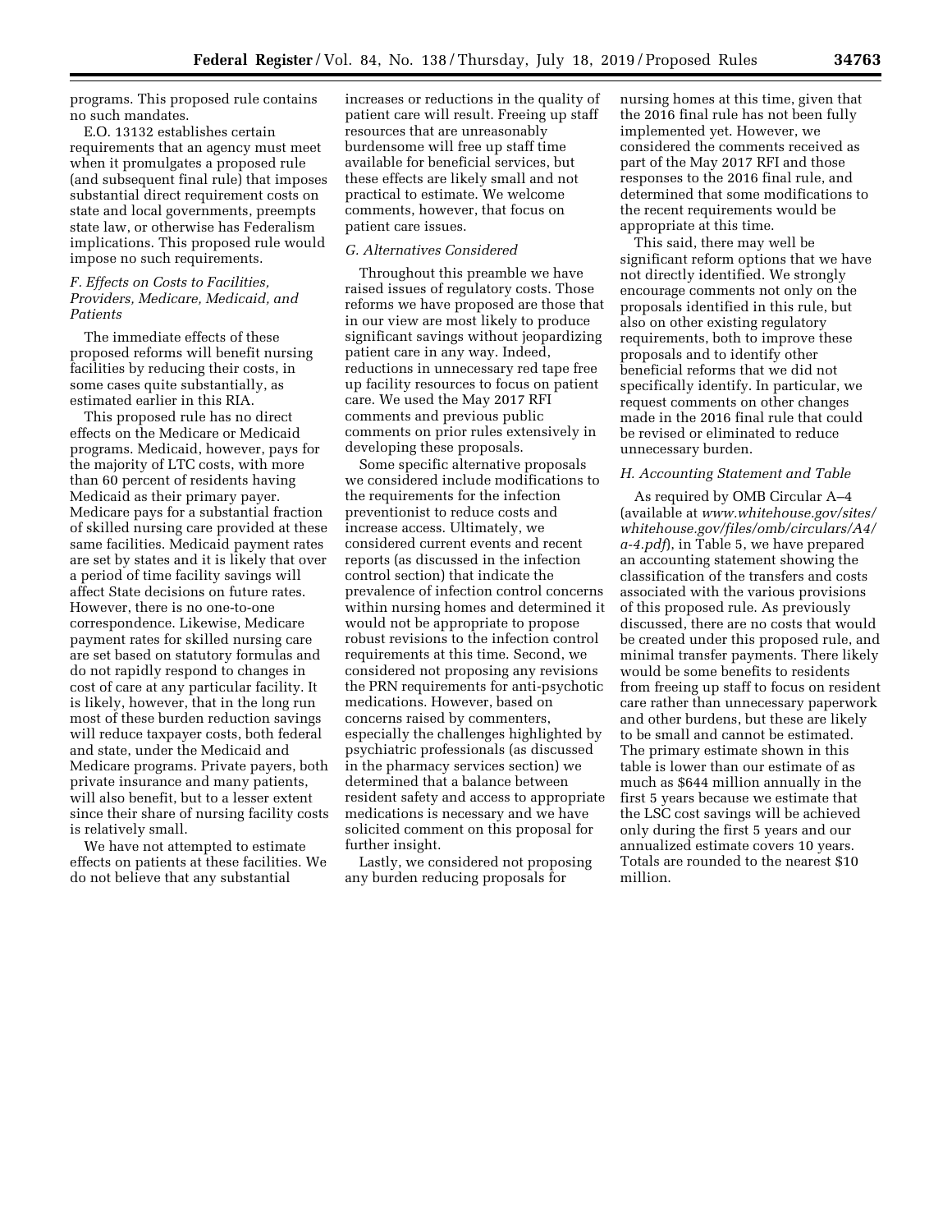programs. This proposed rule contains no such mandates.

E.O. 13132 establishes certain requirements that an agency must meet when it promulgates a proposed rule (and subsequent final rule) that imposes substantial direct requirement costs on state and local governments, preempts state law, or otherwise has Federalism implications. This proposed rule would impose no such requirements.

### *F. Effects on Costs to Facilities, Providers, Medicare, Medicaid, and Patients*

The immediate effects of these proposed reforms will benefit nursing facilities by reducing their costs, in some cases quite substantially, as estimated earlier in this RIA.

This proposed rule has no direct effects on the Medicare or Medicaid programs. Medicaid, however, pays for the majority of LTC costs, with more than 60 percent of residents having Medicaid as their primary payer. Medicare pays for a substantial fraction of skilled nursing care provided at these same facilities. Medicaid payment rates are set by states and it is likely that over a period of time facility savings will affect State decisions on future rates. However, there is no one-to-one correspondence. Likewise, Medicare payment rates for skilled nursing care are set based on statutory formulas and do not rapidly respond to changes in cost of care at any particular facility. It is likely, however, that in the long run most of these burden reduction savings will reduce taxpayer costs, both federal and state, under the Medicaid and Medicare programs. Private payers, both private insurance and many patients, will also benefit, but to a lesser extent since their share of nursing facility costs is relatively small.

We have not attempted to estimate effects on patients at these facilities. We do not believe that any substantial increases or reductions in the quality of patient care will result. Freeing up staff resources that are unreasonably burdensome will free up staff time available for beneficial services, but these effects are likely small and not practical to estimate. We welcome comments, however, that focus on patient care issues.

### *G. Alternatives Considered*

Throughout this preamble we have raised issues of regulatory costs. Those reforms we have proposed are those that in our view are most likely to produce significant savings without jeopardizing patient care in any way. Indeed, reductions in unnecessary red tape free up facility resources to focus on patient care. We used the May 2017 RFI comments and previous public comments on prior rules extensively in developing these proposals.

Some specific alternative proposals we considered include modifications to the requirements for the infection preventionist to reduce costs and increase access. Ultimately, we considered current events and recent reports (as discussed in the infection control section) that indicate the prevalence of infection control concerns within nursing homes and determined it would not be appropriate to propose robust revisions to the infection control requirements at this time. Second, we considered not proposing any revisions the PRN requirements for anti-psychotic medications. However, based on concerns raised by commenters, especially the challenges highlighted by psychiatric professionals (as discussed in the pharmacy services section) we determined that a balance between resident safety and access to appropriate medications is necessary and we have solicited comment on this proposal for further insight.

Lastly, we considered not proposing any burden reducing proposals for nursing homes at this time, given that the 2016 final rule has not been fully implemented yet. However, we considered the comments received as part of the May 2017 RFI and those responses to the 2016 final rule, and determined that some modifications to the recent requirements would be appropriate at this time.

This said, there may well be significant reform options that we have not directly identified. We strongly encourage comments not only on the proposals identified in this rule, but also on other existing regulatory requirements, both to improve these proposals and to identify other beneficial reforms that we did not specifically identify. In particular, we request comments on other changes made in the 2016 final rule that could be revised or eliminated to reduce unnecessary burden.

### *H. Accounting Statement and Table*

As required by OMB Circular A–4 (available at *www.whitehouse.gov/sites/whitehouse.gov/files/omb/circulars/A4/a-4.pdf*), in Table 5, we have prepared an accounting statement showing the classification of the transfers and costs associated with the various provisions of this proposed rule. As previously discussed, there are no costs that would be created under this proposed rule, and minimal transfer payments. There likely would be some benefits to residents from freeing up staff to focus on resident care rather than unnecessary paperwork and other burdens, but these are likely to be small and cannot be estimated. The primary estimate shown in this table is lower than our estimate of as much as $644 million annually in the first 5 years because we estimate that the LSC cost savings will be achieved only during the first 5 years and our annualized estimate covers 10 years. Totals are rounded to the nearest $10 million.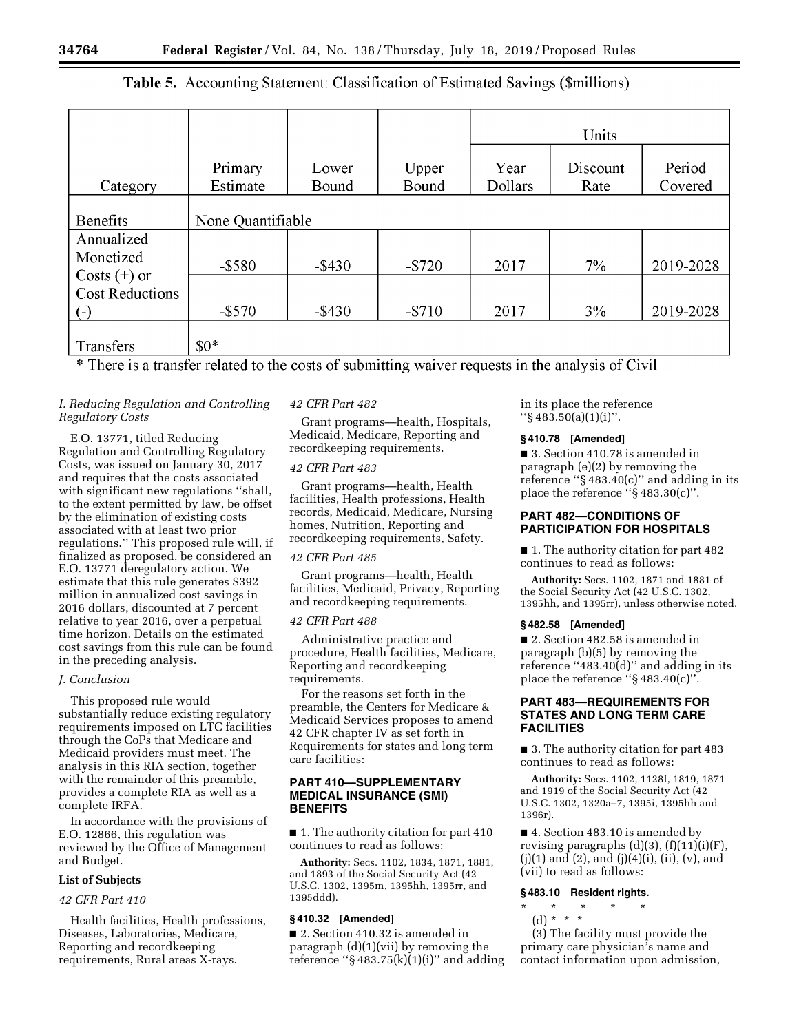**Table 5.** Accounting Statement: Classification of Estimated Savings ($millions)

| Category | Primary Estimate | Lower Bound | Upper Bound | Units | | |
|---|---|---|---|---|---|---|
| | | | | Year Dollars | Discount Rate | Period Covered |
| Benefits | None Quantifiable | | | | | |
| Annualized Monetized Costs (+) or Cost Reductions (-) | -$580 | -$430 | -$720 | 2017 | 7% | 2019-2028 |
| | -$570 | -$430 | -$710 | 2017 | 3% | 2019-2028 |
| Transfers | $0* | | | | | |

* There is a transfer related to the costs of submitting waiver requests in the analysis of Civil

*I. Reducing Regulation and Controlling Regulatory Costs*

E.O. 13771, titled Reducing Regulation and Controlling Regulatory Costs, was issued on January 30, 2017 and requires that the costs associated with significant new regulations "shall, to the extent permitted by law, be offset by the elimination of existing costs associated with at least two prior regulations." This proposed rule will, if finalized as proposed, be considered an E.O. 13771 deregulatory action. We estimate that this rule generates $392 million in annualized cost savings in 2016 dollars, discounted at 7 percent relative to year 2016, over a perpetual time horizon. Details on the estimated cost savings from this rule can be found in the preceding analysis.

*J. Conclusion*

This proposed rule would substantially reduce existing regulatory requirements imposed on LTC facilities through the CoPs that Medicare and Medicaid providers must meet. The analysis in this RIA section, together with the remainder of this preamble, provides a complete RIA as well as a complete IRFA.

In accordance with the provisions of E.O. 12866, this regulation was reviewed by the Office of Management and Budget.

**List of Subjects**

*42 CFR Part 410*

Health facilities, Health professions, Diseases, Laboratories, Medicare, Reporting and recordkeeping requirements, Rural areas X-rays.

*42 CFR Part 482*

Grant programs—health, Hospitals, Medicaid, Medicare, Reporting and recordkeeping requirements.

*42 CFR Part 483*

Grant programs—health, Health facilities, Health professions, Health records, Medicaid, Medicare, Nursing homes, Nutrition, Reporting and recordkeeping requirements, Safety.

*42 CFR Part 485*

Grant programs—health, Health facilities, Medicaid, Privacy, Reporting and recordkeeping requirements.

*42 CFR Part 488*

Administrative practice and procedure, Health facilities, Medicare, Reporting and recordkeeping requirements.

For the reasons set forth in the preamble, the Centers for Medicare & Medicaid Services proposes to amend 42 CFR chapter IV as set forth in Requirements for states and long term care facilities:

**PART 410—SUPPLEMENTARY MEDICAL INSURANCE (SMI) BENEFITS**

■ 1. The authority citation for part 410 continues to read as follows:

**Authority:** Secs. 1102, 1834, 1871, 1881, and 1893 of the Social Security Act (42 U.S.C. 1302, 1395m, 1395hh, 1395rr, and 1395ddd).

**§ 410.32 [Amended]**

■ 2. Section 410.32 is amended in paragraph (d)(1)(vii) by removing the reference "§ 483.75(k)(1)(i)" and adding in its place the reference "§ 483.50(a)(1)(i)".

**§ 410.78 [Amended]**

■ 3. Section 410.78 is amended in paragraph (e)(2) by removing the reference "§ 483.40(c)" and adding in its place the reference "§ 483.30(c)".

**PART 482—CONDITIONS OF PARTICIPATION FOR HOSPITALS**

■ 1. The authority citation for part 482 continues to read as follows:

**Authority:** Secs. 1102, 1871 and 1881 of the Social Security Act (42 U.S.C. 1302, 1395hh, and 1395rr), unless otherwise noted.

**§ 482.58 [Amended]**

■ 2. Section 482.58 is amended in paragraph (b)(5) by removing the reference "483.40(d)" and adding in its place the reference "§ 483.40(c)".

**PART 483—REQUIREMENTS FOR STATES AND LONG TERM CARE FACILITIES**

■ 3. The authority citation for part 483 continues to read as follows:

**Authority:** Secs. 1102, 1128I, 1819, 1871 and 1919 of the Social Security Act (42 U.S.C. 1302, 1320a–7, 1395i, 1395hh and 1396r).

■ 4. Section 483.10 is amended by revising paragraphs (d)(3), (f)(11)(i)(F), (j)(1) and (2), and (j)(4)(i), (ii), (v), and (vii) to read as follows:

**§ 483.10 Resident rights.**

\* \* \* \* \*

(d) \* \* \*

(3) The facility must provide the primary care physician's name and contact information upon admission,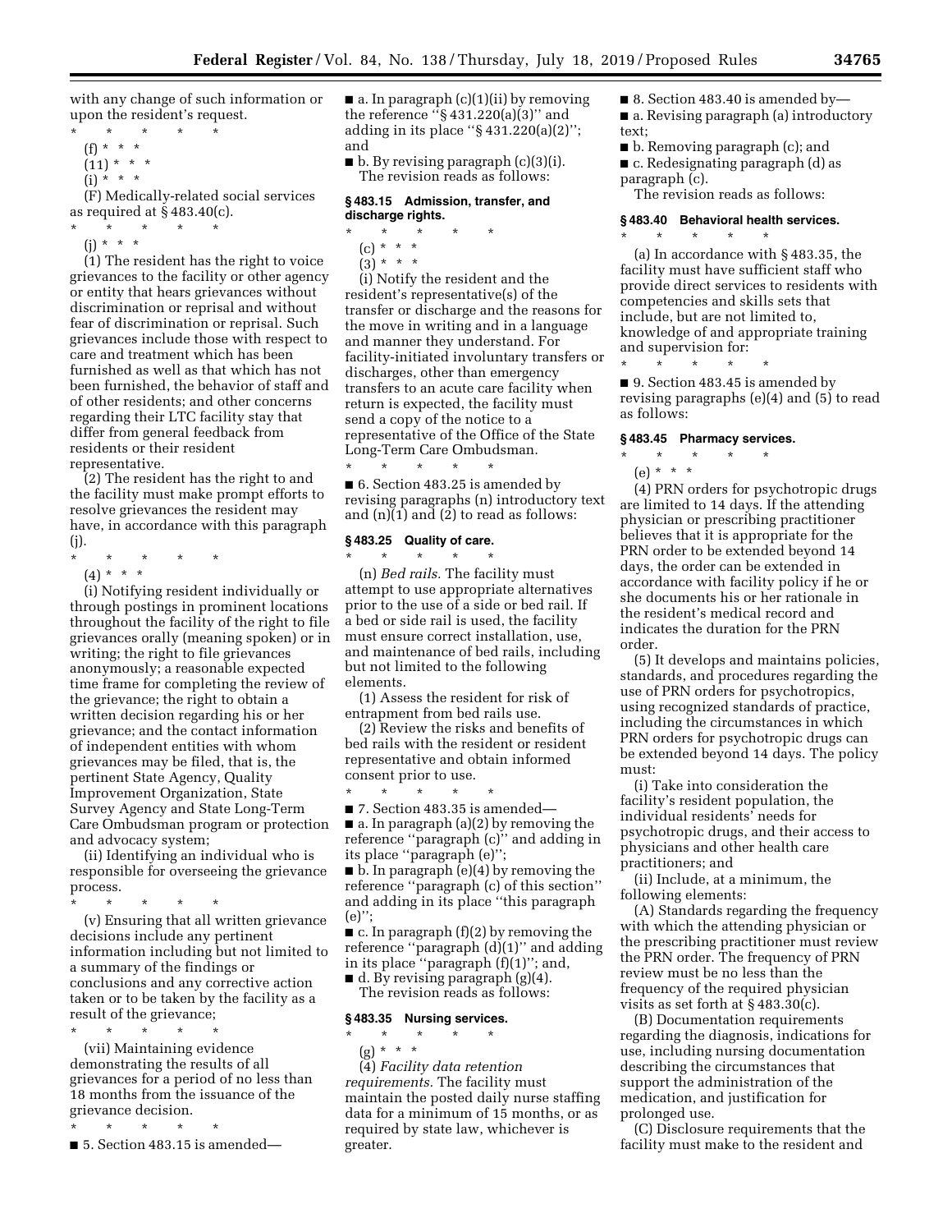with any change of such information or upon the resident's request.

\* \* \* \* \*

(f) \* \* \*

(11) \* \* \*

(i) \* \* \*

(F) Medically-related social services as required at § 483.40(c).

\* \* \* \* \*

(j) \* \* \*

(1) The resident has the right to voice grievances to the facility or other agency or entity that hears grievances without discrimination or reprisal and without fear of discrimination or reprisal. Such grievances include those with respect to care and treatment which has been furnished as well as that which has not been furnished, the behavior of staff and of other residents; and other concerns regarding their LTC facility stay that differ from general feedback from residents or their resident representative.

(2) The resident has the right to and the facility must make prompt efforts to resolve grievances the resident may have, in accordance with this paragraph (j).

\* \* \* \* \*

(4) \* \* \*

(i) Notifying resident individually or through postings in prominent locations throughout the facility of the right to file grievances orally (meaning spoken) or in writing; the right to file grievances anonymously; a reasonable expected time frame for completing the review of the grievance; the right to obtain a written decision regarding his or her grievance; and the contact information of independent entities with whom grievances may be filed, that is, the pertinent State Agency, Quality Improvement Organization, State Survey Agency and State Long-Term Care Ombudsman program or protection and advocacy system;

(ii) Identifying an individual who is responsible for overseeing the grievance process.

\* \* \* \* \*

(v) Ensuring that all written grievance decisions include any pertinent information including but not limited to a summary of the findings or conclusions and any corrective action taken or to be taken by the facility as a result of the grievance;

\* \* \* \* \*

(vii) Maintaining evidence demonstrating the results of all grievances for a period of no less than 18 months from the issuance of the grievance decision.

\* \* \* \* \*

■ 5. Section 483.15 is amended—

■ a. In paragraph (c)(1)(ii) by removing the reference "§ 431.220(a)(3)" and adding in its place "§ 431.220(a)(2)"; and

■ b. By revising paragraph (c)(3)(i).

The revision reads as follows:

### § 483.15 Admission, transfer, and discharge rights.

\* \* \* \* \*

(c) \* \* \*

(3) \* \* \*

(i) Notify the resident and the resident's representative(s) of the transfer or discharge and the reasons for the move in writing and in a language and manner they understand. For facility-initiated involuntary transfers or discharges, other than emergency transfers to an acute care facility when return is expected, the facility must send a copy of the notice to a representative of the Office of the State Long-Term Care Ombudsman.

\* \* \* \* \*

■ 6. Section 483.25 is amended by revising paragraphs (n) introductory text and (n)(1) and (2) to read as follows:

### § 483.25 Quality of care.

\* \* \* \* \*

(n) *Bed rails.* The facility must attempt to use appropriate alternatives prior to the use of a side or bed rail. If a bed or side rail is used, the facility must ensure correct installation, use, and maintenance of bed rails, including but not limited to the following elements.

(1) Assess the resident for risk of entrapment from bed rails use.

(2) Review the risks and benefits of bed rails with the resident or resident representative and obtain informed consent prior to use.

\* \* \* \* \*

■ 7. Section 483.35 is amended—

■ a. In paragraph (a)(2) by removing the reference "paragraph (c)" and adding in its place "paragraph (e)";

■ b. In paragraph (e)(4) by removing the reference "paragraph (c) of this section" and adding in its place "this paragraph (e)";

■ c. In paragraph (f)(2) by removing the reference "paragraph (d)(1)" and adding in its place "paragraph (f)(1)"; and,

■ d. By revising paragraph (g)(4).

The revision reads as follows:

### § 483.35 Nursing services.

\* \* \* \* \*

(g) \* \* \*

(4) *Facility data retention requirements.* The facility must maintain the posted daily nurse staffing data for a minimum of 15 months, or as required by state law, whichever is greater.

■ 8. Section 483.40 is amended by—

■ a. Revising paragraph (a) introductory text;

■ b. Removing paragraph (c); and

■ c. Redesignating paragraph (d) as paragraph (c).

The revision reads as follows:

### § 483.40 Behavioral health services.

\* \* \* \* \*

(a) In accordance with § 483.35, the facility must have sufficient staff who provide direct services to residents with competencies and skills sets that include, but are not limited to, knowledge of and appropriate training and supervision for:

\* \* \* \* \*

■ 9. Section 483.45 is amended by revising paragraphs (e)(4) and (5) to read as follows:

### § 483.45 Pharmacy services.

\* \* \* \* \*

(e) \* \* \*

(4) PRN orders for psychotropic drugs are limited to 14 days. If the attending physician or prescribing practitioner believes that it is appropriate for the PRN order to be extended beyond 14 days, the order can be extended in accordance with facility policy if he or she documents his or her rationale in the resident's medical record and indicates the duration for the PRN order.

(5) It develops and maintains policies, standards, and procedures regarding the use of PRN orders for psychotropics, using recognized standards of practice, including the circumstances in which PRN orders for psychotropic drugs can be extended beyond 14 days. The policy must:

(i) Take into consideration the facility's resident population, the individual residents' needs for psychotropic drugs, and their access to physicians and other health care practitioners; and

(ii) Include, at a minimum, the following elements:

(A) Standards regarding the frequency with which the attending physician or the prescribing practitioner must review the PRN order. The frequency of PRN review must be no less than the frequency of the required physician visits as set forth at § 483.30(c).

(B) Documentation requirements regarding the diagnosis, indications for use, including nursing documentation describing the circumstances that support the administration of the medication, and justification for prolonged use.

(C) Disclosure requirements that the facility must make to the resident and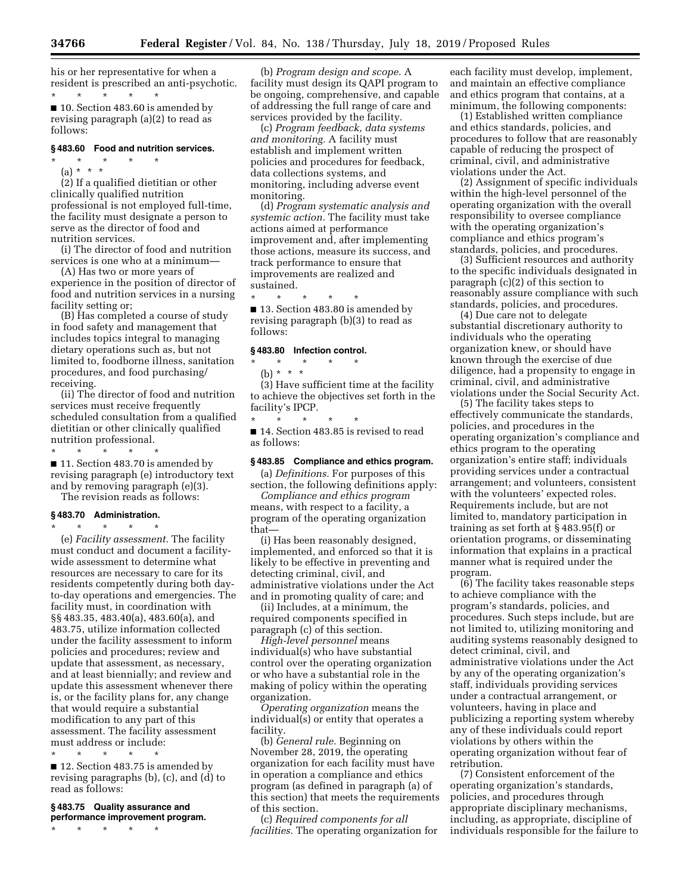his or her representative for when a resident is prescribed an anti-psychotic.

\* \* \* \* \*

■ 10. Section 483.60 is amended by revising paragraph (a)(2) to read as follows:

### § 483.60 Food and nutrition services.

\* \* \* \* \*

(a) \* \* \*

(2) If a qualified dietitian or other clinically qualified nutrition professional is not employed full-time, the facility must designate a person to serve as the director of food and nutrition services.

(i) The director of food and nutrition services is one who at a minimum—

(A) Has two or more years of experience in the position of director of food and nutrition services in a nursing facility setting or;

(B) Has completed a course of study in food safety and management that includes topics integral to managing dietary operations such as, but not limited to, foodborne illness, sanitation procedures, and food purchasing/receiving.

(ii) The director of food and nutrition services must receive frequently scheduled consultation from a qualified dietitian or other clinically qualified nutrition professional.

\* \* \* \* \*

■ 11. Section 483.70 is amended by revising paragraph (e) introductory text and by removing paragraph (e)(3).

The revision reads as follows:

### § 483.70 Administration.

\* \* \* \* \*

(e) *Facility assessment.* The facility must conduct and document a facility-wide assessment to determine what resources are necessary to care for its residents competently during both day-to-day operations and emergencies. The facility must, in coordination with §§ 483.35, 483.40(a), 483.60(a), and 483.75, utilize information collected under the facility assessment to inform policies and procedures; review and update that assessment, as necessary, and at least biennially; and review and update this assessment whenever there is, or the facility plans for, any change that would require a substantial modification to any part of this assessment. The facility assessment must address or include:

\* \* \* \* \*

■ 12. Section 483.75 is amended by revising paragraphs (b), (c), and (d) to read as follows:

### § 483.75 Quality assurance and performance improvement program.

\* \* \* \* \*

(b) *Program design and scope.* A facility must design its QAPI program to be ongoing, comprehensive, and capable of addressing the full range of care and services provided by the facility.

(c) *Program feedback, data systems and monitoring.* A facility must establish and implement written policies and procedures for feedback, data collections systems, and monitoring, including adverse event monitoring.

(d) *Program systematic analysis and systemic action.* The facility must take actions aimed at performance improvement and, after implementing those actions, measure its success, and track performance to ensure that improvements are realized and sustained.

\* \* \* \* \*

■ 13. Section 483.80 is amended by revising paragraph (b)(3) to read as follows:

### § 483.80 Infection control.

\* \* \* \* \*

(b) \* \* \*

(3) Have sufficient time at the facility to achieve the objectives set forth in the facility's IPCP.

\* \* \* \* \*

■ 14. Section 483.85 is revised to read as follows:

### § 483.85 Compliance and ethics program.

(a) *Definitions.* For purposes of this section, the following definitions apply:

*Compliance and ethics program* means, with respect to a facility, a program of the operating organization that—

(i) Has been reasonably designed, implemented, and enforced so that it is likely to be effective in preventing and detecting criminal, civil, and administrative violations under the Act and in promoting quality of care; and

(ii) Includes, at a minimum, the required components specified in paragraph (c) of this section.

*High-level personnel* means individual(s) who have substantial control over the operating organization or who have a substantial role in the making of policy within the operating organization.

*Operating organization* means the individual(s) or entity that operates a facility.

(b) *General rule.* Beginning on November 28, 2019, the operating organization for each facility must have in operation a compliance and ethics program (as defined in paragraph (a) of this section) that meets the requirements of this section.

(c) *Required components for all facilities.* The operating organization for each facility must develop, implement, and maintain an effective compliance and ethics program that contains, at a minimum, the following components:

(1) Established written compliance and ethics standards, policies, and procedures to follow that are reasonably capable of reducing the prospect of criminal, civil, and administrative violations under the Act.

(2) Assignment of specific individuals within the high-level personnel of the operating organization with the overall responsibility to oversee compliance with the operating organization's compliance and ethics program's standards, policies, and procedures.

(3) Sufficient resources and authority to the specific individuals designated in paragraph (c)(2) of this section to reasonably assure compliance with such standards, policies, and procedures.

(4) Due care not to delegate substantial discretionary authority to individuals who the operating organization knew, or should have known through the exercise of due diligence, had a propensity to engage in criminal, civil, and administrative violations under the Social Security Act.

(5) The facility takes steps to effectively communicate the standards, policies, and procedures in the operating organization's compliance and ethics program to the operating organization's entire staff; individuals providing services under a contractual arrangement; and volunteers, consistent with the volunteers' expected roles. Requirements include, but are not limited to, mandatory participation in training as set forth at § 483.95(f) or orientation programs, or disseminating information that explains in a practical manner what is required under the program.

(6) The facility takes reasonable steps to achieve compliance with the program's standards, policies, and procedures. Such steps include, but are not limited to, utilizing monitoring and auditing systems reasonably designed to detect criminal, civil, and administrative violations under the Act by any of the operating organization's staff, individuals providing services under a contractual arrangement, or volunteers, having in place and publicizing a reporting system whereby any of these individuals could report violations by others within the operating organization without fear of retribution.

(7) Consistent enforcement of the operating organization's standards, policies, and procedures through appropriate disciplinary mechanisms, including, as appropriate, discipline of individuals responsible for the failure to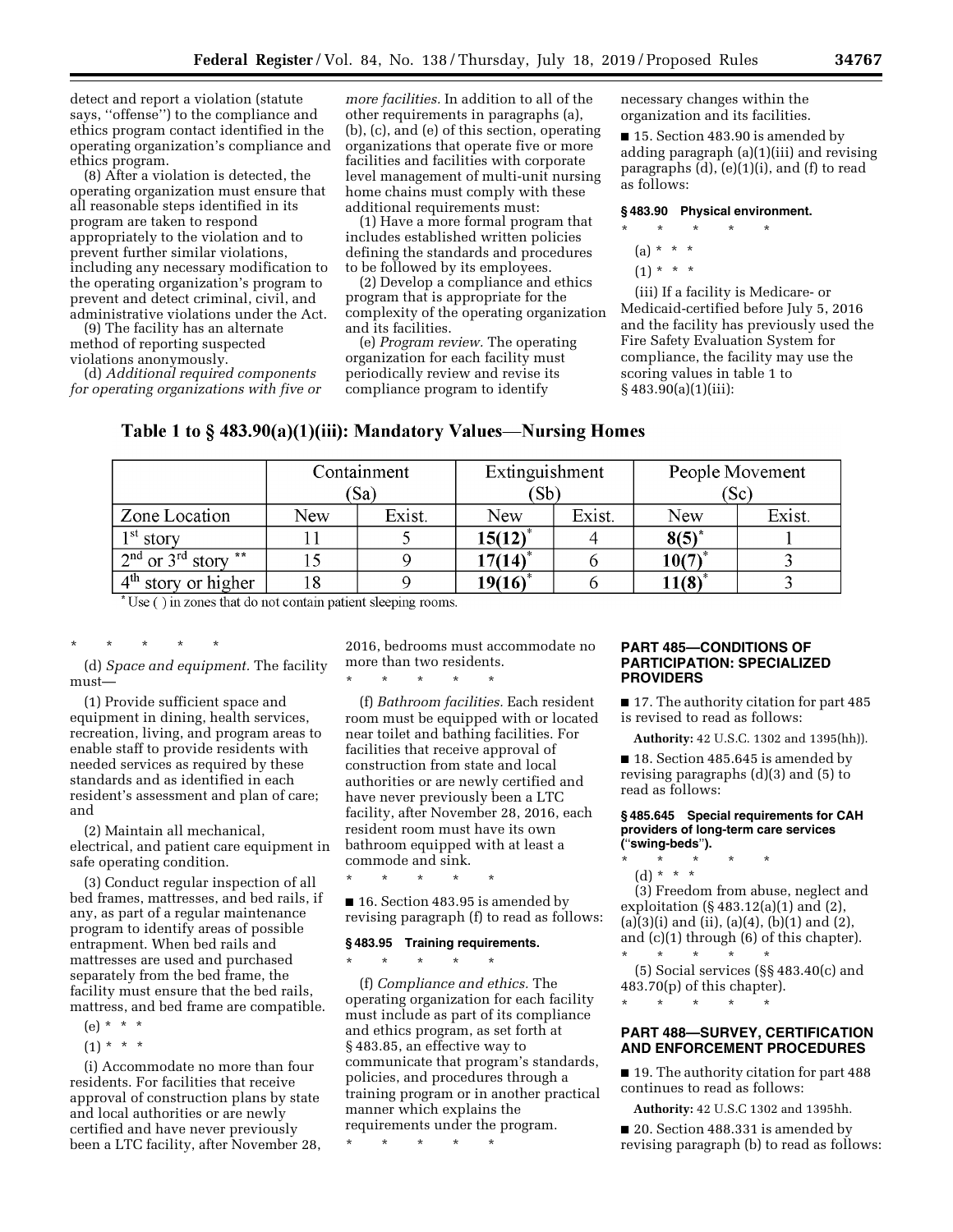detect and report a violation (statute says, ''offense'') to the compliance and ethics program contact identified in the operating organization's compliance and ethics program.

(8) After a violation is detected, the operating organization must ensure that all reasonable steps identified in its program are taken to respond appropriately to the violation and to prevent further similar violations, including any necessary modification to the operating organization's program to prevent and detect criminal, civil, and administrative violations under the Act.

(9) The facility has an alternate method of reporting suspected violations anonymously.

(d) *Additional required components for operating organizations with five or more facilities.* In addition to all of the other requirements in paragraphs (a), (b), (c), and (e) of this section, operating organizations that operate five or more facilities and facilities with corporate level management of multi-unit nursing home chains must comply with these additional requirements must:

(1) Have a more formal program that includes established written policies defining the standards and procedures to be followed by its employees.

(2) Develop a compliance and ethics program that is appropriate for the complexity of the operating organization and its facilities.

(e) *Program review.* The operating organization for each facility must periodically review and revise its compliance program to identify necessary changes within the organization and its facilities.

■ 15. Section 483.90 is amended by adding paragraph (a)(1)(iii) and revising paragraphs (d), (e)(1)(i), and (f) to read as follows:

**§ 483.90 Physical environment.**

\* \* \* \* \*

(a) \* \* \*

(1) \* \* \*

(iii) If a facility is Medicare- or Medicaid-certified before July 5, 2016 and the facility has previously used the Fire Safety Evaluation System for compliance, the facility may use the scoring values in table 1 to § 483.90(a)(1)(iii):

**Table 1 to § 483.90(a)(1)(iii): Mandatory Values—Nursing Homes**

| | Containment (Sa) | | Extinguishment (Sb) | | People Movement (Sc) | |
|---|---|---|---|---|---|---|
| Zone Location | New | Exist. | New | Exist. | New | Exist. |
| 1st story | 11 | 5 | **15(12)*** | 4 | **8(5)*** | 1 |
| 2nd or 3rd story ** | 15 | 9 | **17(14)*** | 6 | **10(7)*** | 3 |
| 4th story or higher | 18 | 9 | **19(16)*** | 6 | **11(8)*** | 3 |

\* Use ( ) in zones that do not contain patient sleeping rooms.

\* \* \* \* \*

(d) *Space and equipment.* The facility must—

(1) Provide sufficient space and equipment in dining, health services, recreation, living, and program areas to enable staff to provide residents with needed services as required by these standards and as identified in each resident's assessment and plan of care; and

(2) Maintain all mechanical, electrical, and patient care equipment in safe operating condition.

(3) Conduct regular inspection of all bed frames, mattresses, and bed rails, if any, as part of a regular maintenance program to identify areas of possible entrapment. When bed rails and mattresses are used and purchased separately from the bed frame, the facility must ensure that the bed rails, mattress, and bed frame are compatible.

(e) \* \* \*

(1) \* \* \*

(i) Accommodate no more than four residents. For facilities that receive approval of construction plans by state and local authorities or are newly certified and have never previously been a LTC facility, after November 28, 2016, bedrooms must accommodate no more than two residents.

\* \* \* \* \*

(f) *Bathroom facilities.* Each resident room must be equipped with or located near toilet and bathing facilities. For facilities that receive approval of construction from state and local authorities or are newly certified and have never previously been a LTC facility, after November 28, 2016, each resident room must have its own bathroom equipped with at least a commode and sink.

\* \* \* \* \*

■ 16. Section 483.95 is amended by revising paragraph (f) to read as follows:

**§ 483.95 Training requirements.**

\* \* \* \* \*

(f) *Compliance and ethics.* The operating organization for each facility must include as part of its compliance and ethics program, as set forth at § 483.85, an effective way to communicate that program's standards, policies, and procedures through a training program or in another practical manner which explains the requirements under the program.

\* \* \* \* \*

## PART 485—CONDITIONS OF PARTICIPATION: SPECIALIZED PROVIDERS

■ 17. The authority citation for part 485 is revised to read as follows:

**Authority:** 42 U.S.C. 1302 and 1395(hh)).

■ 18. Section 485.645 is amended by revising paragraphs (d)(3) and (5) to read as follows:

**§ 485.645 Special requirements for CAH providers of long-term care services (''swing-beds'').**

\* \* \* \* \*

(d) \* \* \*

(3) Freedom from abuse, neglect and exploitation (§ 483.12(a)(1) and (2), (a)(3)(i) and (ii), (a)(4), (b)(1) and (2), and (c)(1) through (6) of this chapter).

\* \* \* \* \*

(5) Social services (§§ 483.40(c) and 483.70(p) of this chapter).

\* \* \* \* \*

## PART 488—SURVEY, CERTIFICATION AND ENFORCEMENT PROCEDURES

■ 19. The authority citation for part 488 continues to read as follows:

**Authority:** 42 U.S.C 1302 and 1395hh.

■ 20. Section 488.331 is amended by revising paragraph (b) to read as follows: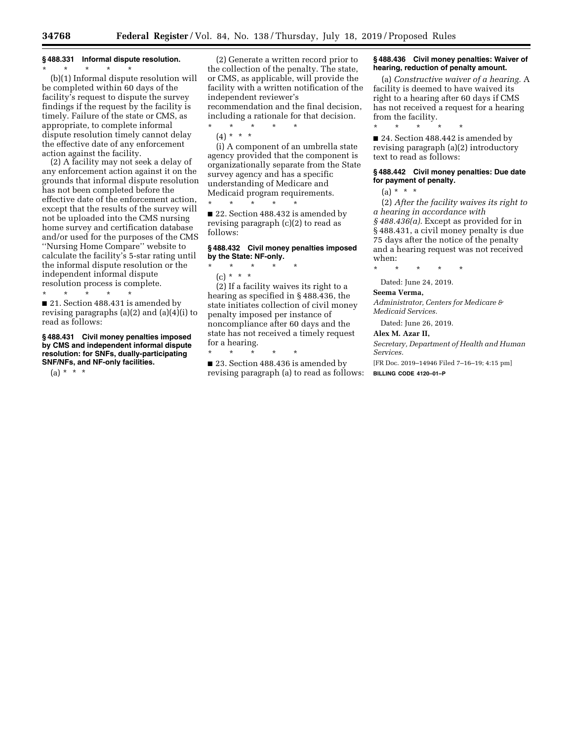### § 488.331 Informal dispute resolution.

\* \* \* \* \*

(b)(1) Informal dispute resolution will be completed within 60 days of the facility's request to dispute the survey findings if the request by the facility is timely. Failure of the state or CMS, as appropriate, to complete informal dispute resolution timely cannot delay the effective date of any enforcement action against the facility.

(2) A facility may not seek a delay of any enforcement action against it on the grounds that informal dispute resolution has not been completed before the effective date of the enforcement action, except that the results of the survey will not be uploaded into the CMS nursing home survey and certification database and/or used for the purposes of the CMS ''Nursing Home Compare'' website to calculate the facility's 5-star rating until the informal dispute resolution or the independent informal dispute resolution process is complete.

\* \* \* \* \*

■ 21. Section 488.431 is amended by revising paragraphs (a)(2) and (a)(4)(i) to read as follows:

### § 488.431 Civil money penalties imposed by CMS and independent informal dispute resolution: for SNFs, dually-participating SNF/NFs, and NF-only facilities.

(a) \* \* \*

(2) Generate a written record prior to the collection of the penalty. The state, or CMS, as applicable, will provide the facility with a written notification of the independent reviewer's recommendation and the final decision, including a rationale for that decision.

\* \* \* \* \*

(4) \* \* \*

(i) A component of an umbrella state agency provided that the component is organizationally separate from the State survey agency and has a specific understanding of Medicare and Medicaid program requirements.

\* \* \* \* \*

■ 22. Section 488.432 is amended by revising paragraph (c)(2) to read as follows:

### § 488.432 Civil money penalties imposed by the State: NF-only.

\* \* \* \* \*

(c) \* \* \*

(2) If a facility waives its right to a hearing as specified in § 488.436, the state initiates collection of civil money penalty imposed per instance of noncompliance after 60 days and the state has not received a timely request for a hearing.

\* \* \* \* \*

■ 23. Section 488.436 is amended by revising paragraph (a) to read as follows:

### § 488.436 Civil money penalties: Waiver of hearing, reduction of penalty amount.

(a) *Constructive waiver of a hearing.* A facility is deemed to have waived its right to a hearing after 60 days if CMS has not received a request for a hearing from the facility.

\* \* \* \* \*

■ 24. Section 488.442 is amended by revising paragraph (a)(2) introductory text to read as follows:

### § 488.442 Civil money penalties: Due date for payment of penalty.

(a) \* \* \*

(2) *After the facility waives its right to a hearing in accordance with § 488.436(a).* Except as provided for in § 488.431, a civil money penalty is due 75 days after the notice of the penalty and a hearing request was not received when:

\* \* \* \* \*

Dated: June 24, 2019.

**Seema Verma,**

*Administrator, Centers for Medicare & Medicaid Services.*

Dated: June 26, 2019.

**Alex M. Azar II,**

*Secretary, Department of Health and Human Services.*

[FR Doc. 2019–14946 Filed 7–16–19; 4:15 pm]

**BILLING CODE 4120–01–P**